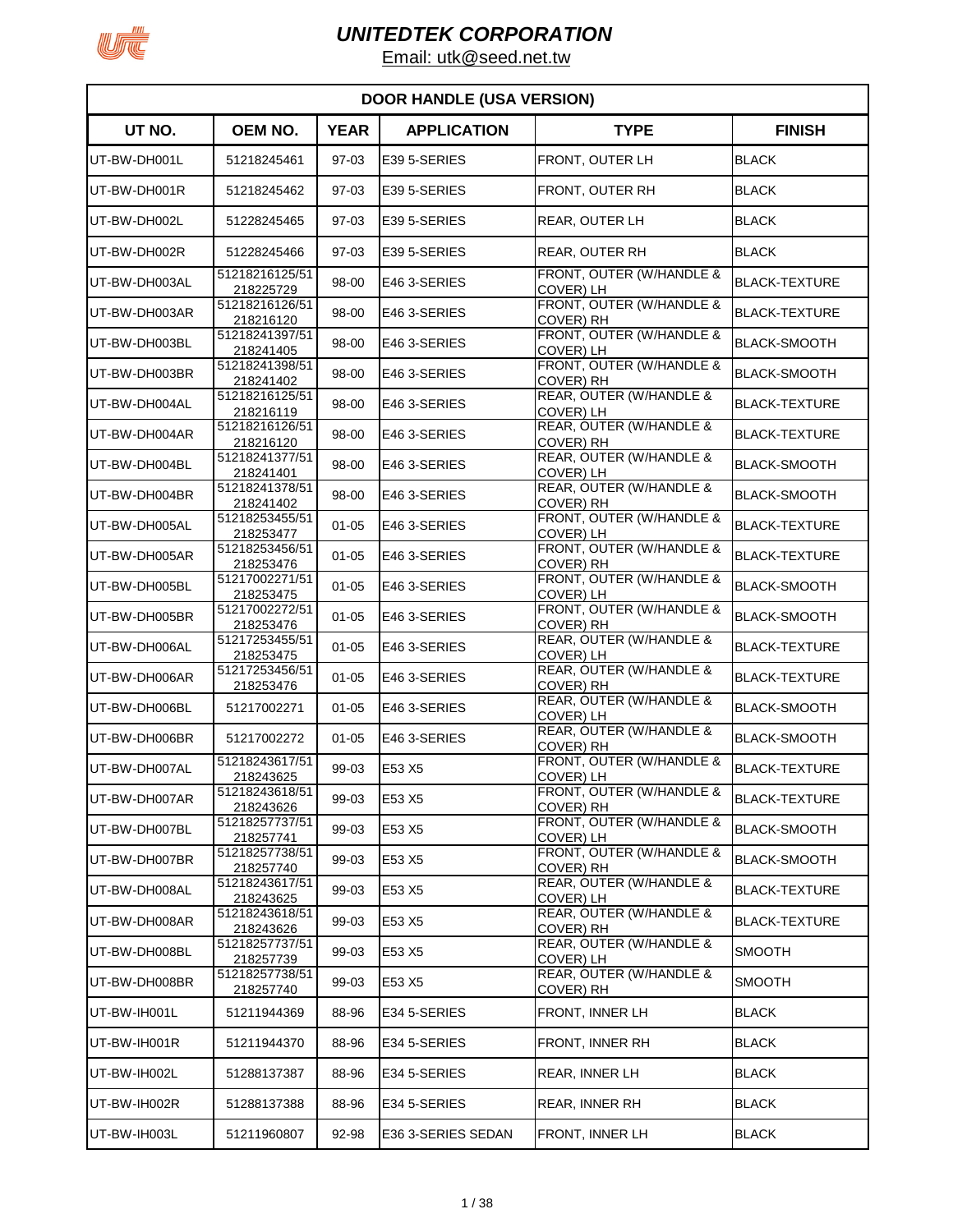# UNITEDTEK CORPORATION

Email: utk@seed.net.tw

## DOOR HANDLE (USA VERSION)

| UT NO. | OEM NO. | YEAR | APPLICATION | TYPE | FINISH |
|---|---|---|---|---|---|
| UT-BW-DH001L | 51218245461 | 97-03 | E39 5-SERIES | FRONT, OUTER LH | BLACK |
| UT-BW-DH001R | 51218245462 | 97-03 | E39 5-SERIES | FRONT, OUTER RH | BLACK |
| UT-BW-DH002L | 51228245465 | 97-03 | E39 5-SERIES | REAR, OUTER LH | BLACK |
| UT-BW-DH002R | 51228245466 | 97-03 | E39 5-SERIES | REAR, OUTER RH | BLACK |
| UT-BW-DH003AL | 51218216125/51218225729 | 98-00 | E46 3-SERIES | FRONT, OUTER (W/HANDLE & COVER) LH | BLACK-TEXTURE |
| UT-BW-DH003AR | 51218216126/51218216120 | 98-00 | E46 3-SERIES | FRONT, OUTER (W/HANDLE & COVER) RH | BLACK-TEXTURE |
| UT-BW-DH003BL | 51218241397/51218241405 | 98-00 | E46 3-SERIES | FRONT, OUTER (W/HANDLE & COVER) LH | BLACK-SMOOTH |
| UT-BW-DH003BR | 51218241398/51218241402 | 98-00 | E46 3-SERIES | FRONT, OUTER (W/HANDLE & COVER) RH | BLACK-SMOOTH |
| UT-BW-DH004AL | 51218216125/51218216119 | 98-00 | E46 3-SERIES | REAR, OUTER (W/HANDLE & COVER) LH | BLACK-TEXTURE |
| UT-BW-DH004AR | 51218216126/51218216120 | 98-00 | E46 3-SERIES | REAR, OUTER (W/HANDLE & COVER) RH | BLACK-TEXTURE |
| UT-BW-DH004BL | 51218241377/51218241401 | 98-00 | E46 3-SERIES | REAR, OUTER (W/HANDLE & COVER) LH | BLACK-SMOOTH |
| UT-BW-DH004BR | 51218241378/51218241402 | 98-00 | E46 3-SERIES | REAR, OUTER (W/HANDLE & COVER) RH | BLACK-SMOOTH |
| UT-BW-DH005AL | 51218253455/51218253477 | 01-05 | E46 3-SERIES | FRONT, OUTER (W/HANDLE & COVER) LH | BLACK-TEXTURE |
| UT-BW-DH005AR | 51218253456/51218253476 | 01-05 | E46 3-SERIES | FRONT, OUTER (W/HANDLE & COVER) RH | BLACK-TEXTURE |
| UT-BW-DH005BL | 51217002271/51218253475 | 01-05 | E46 3-SERIES | FRONT, OUTER (W/HANDLE & COVER) LH | BLACK-SMOOTH |
| UT-BW-DH005BR | 51217002272/51218253476 | 01-05 | E46 3-SERIES | FRONT, OUTER (W/HANDLE & COVER) RH | BLACK-SMOOTH |
| UT-BW-DH006AL | 51217253455/51218253475 | 01-05 | E46 3-SERIES | REAR, OUTER (W/HANDLE & COVER) LH | BLACK-TEXTURE |
| UT-BW-DH006AR | 51217253456/51218253476 | 01-05 | E46 3-SERIES | REAR, OUTER (W/HANDLE & COVER) RH | BLACK-TEXTURE |
| UT-BW-DH006BL | 51217002271 | 01-05 | E46 3-SERIES | REAR, OUTER (W/HANDLE & COVER) LH | BLACK-SMOOTH |
| UT-BW-DH006BR | 51217002272 | 01-05 | E46 3-SERIES | REAR, OUTER (W/HANDLE & COVER) RH | BLACK-SMOOTH |
| UT-BW-DH007AL | 51218243617/51218243625 | 99-03 | E53 X5 | FRONT, OUTER (W/HANDLE & COVER) LH | BLACK-TEXTURE |
| UT-BW-DH007AR | 51218243618/51218243626 | 99-03 | E53 X5 | FRONT, OUTER (W/HANDLE & COVER) RH | BLACK-TEXTURE |
| UT-BW-DH007BL | 51218257737/51218257741 | 99-03 | E53 X5 | FRONT, OUTER (W/HANDLE & COVER) LH | BLACK-SMOOTH |
| UT-BW-DH007BR | 51218257738/51218257740 | 99-03 | E53 X5 | FRONT, OUTER (W/HANDLE & COVER) RH | BLACK-SMOOTH |
| UT-BW-DH008AL | 51218243617/51218243625 | 99-03 | E53 X5 | REAR, OUTER (W/HANDLE & COVER) LH | BLACK-TEXTURE |
| UT-BW-DH008AR | 51218243618/51218243626 | 99-03 | E53 X5 | REAR, OUTER (W/HANDLE & COVER) RH | BLACK-TEXTURE |
| UT-BW-DH008BL | 51218257737/51218257739 | 99-03 | E53 X5 | REAR, OUTER (W/HANDLE & COVER) LH | SMOOTH |
| UT-BW-DH008BR | 51218257738/51218257740 | 99-03 | E53 X5 | REAR, OUTER (W/HANDLE & COVER) RH | SMOOTH |
| UT-BW-IH001L | 51211944369 | 88-96 | E34 5-SERIES | FRONT, INNER LH | BLACK |
| UT-BW-IH001R | 51211944370 | 88-96 | E34 5-SERIES | FRONT, INNER RH | BLACK |
| UT-BW-IH002L | 51288137387 | 88-96 | E34 5-SERIES | REAR, INNER LH | BLACK |
| UT-BW-IH002R | 51288137388 | 88-96 | E34 5-SERIES | REAR, INNER RH | BLACK |
| UT-BW-IH003L | 51211960807 | 92-98 | E36 3-SERIES SEDAN | FRONT, INNER LH | BLACK |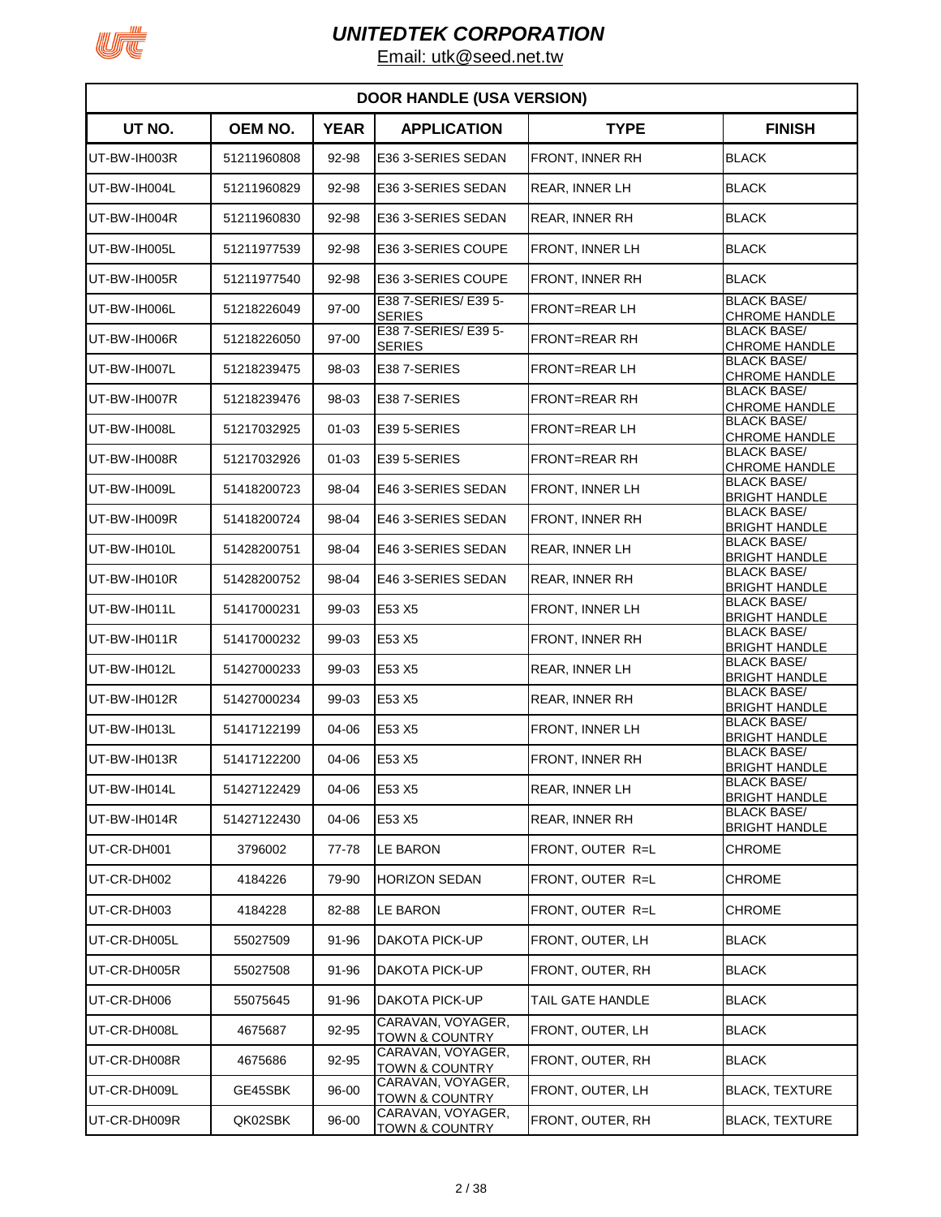# UNITEDTEK CORPORATION

Email: utk@seed.net.tw

| DOOR HANDLE (USA VERSION) | | | | | |
|---|---|---|---|---|---|
| **UT NO.** | **OEM NO.** | **YEAR** | **APPLICATION** | **TYPE** | **FINISH** |
| UT-BW-IH003R | 51211960808 | 92-98 | E36 3-SERIES SEDAN | FRONT, INNER RH | BLACK |
| UT-BW-IH004L | 51211960829 | 92-98 | E36 3-SERIES SEDAN | REAR, INNER LH | BLACK |
| UT-BW-IH004R | 51211960830 | 92-98 | E36 3-SERIES SEDAN | REAR, INNER RH | BLACK |
| UT-BW-IH005L | 51211977539 | 92-98 | E36 3-SERIES COUPE | FRONT, INNER LH | BLACK |
| UT-BW-IH005R | 51211977540 | 92-98 | E36 3-SERIES COUPE | FRONT, INNER RH | BLACK |
| UT-BW-IH006L | 51218226049 | 97-00 | E38 7-SERIES/ E39 5-SERIES | FRONT=REAR LH | BLACK BASE/ CHROME HANDLE |
| UT-BW-IH006R | 51218226050 | 97-00 | E38 7-SERIES/ E39 5-SERIES | FRONT=REAR RH | BLACK BASE/ CHROME HANDLE |
| UT-BW-IH007L | 51218239475 | 98-03 | E38 7-SERIES | FRONT=REAR LH | BLACK BASE/ CHROME HANDLE |
| UT-BW-IH007R | 51218239476 | 98-03 | E38 7-SERIES | FRONT=REAR RH | BLACK BASE/ CHROME HANDLE |
| UT-BW-IH008L | 51217032925 | 01-03 | E39 5-SERIES | FRONT=REAR LH | BLACK BASE/ CHROME HANDLE |
| UT-BW-IH008R | 51217032926 | 01-03 | E39 5-SERIES | FRONT=REAR RH | BLACK BASE/ CHROME HANDLE |
| UT-BW-IH009L | 51418200723 | 98-04 | E46 3-SERIES SEDAN | FRONT, INNER LH | BLACK BASE/ BRIGHT HANDLE |
| UT-BW-IH009R | 51418200724 | 98-04 | E46 3-SERIES SEDAN | FRONT, INNER RH | BLACK BASE/ BRIGHT HANDLE |
| UT-BW-IH010L | 51428200751 | 98-04 | E46 3-SERIES SEDAN | REAR, INNER LH | BLACK BASE/ BRIGHT HANDLE |
| UT-BW-IH010R | 51428200752 | 98-04 | E46 3-SERIES SEDAN | REAR, INNER RH | BLACK BASE/ BRIGHT HANDLE |
| UT-BW-IH011L | 51417000231 | 99-03 | E53 X5 | FRONT, INNER LH | BLACK BASE/ BRIGHT HANDLE |
| UT-BW-IH011R | 51417000232 | 99-03 | E53 X5 | FRONT, INNER RH | BLACK BASE/ BRIGHT HANDLE |
| UT-BW-IH012L | 51427000233 | 99-03 | E53 X5 | REAR, INNER LH | BLACK BASE/ BRIGHT HANDLE |
| UT-BW-IH012R | 51427000234 | 99-03 | E53 X5 | REAR, INNER RH | BLACK BASE/ BRIGHT HANDLE |
| UT-BW-IH013L | 51417122199 | 04-06 | E53 X5 | FRONT, INNER LH | BLACK BASE/ BRIGHT HANDLE |
| UT-BW-IH013R | 51417122200 | 04-06 | E53 X5 | FRONT, INNER RH | BLACK BASE/ BRIGHT HANDLE |
| UT-BW-IH014L | 51427122429 | 04-06 | E53 X5 | REAR, INNER LH | BLACK BASE/ BRIGHT HANDLE |
| UT-BW-IH014R | 51427122430 | 04-06 | E53 X5 | REAR, INNER RH | BLACK BASE/ BRIGHT HANDLE |
| UT-CR-DH001 | 3796002 | 77-78 | LE BARON | FRONT, OUTER R=L | CHROME |
| UT-CR-DH002 | 4184226 | 79-90 | HORIZON SEDAN | FRONT, OUTER R=L | CHROME |
| UT-CR-DH003 | 4184228 | 82-88 | LE BARON | FRONT, OUTER R=L | CHROME |
| UT-CR-DH005L | 55027509 | 91-96 | DAKOTA PICK-UP | FRONT, OUTER, LH | BLACK |
| UT-CR-DH005R | 55027508 | 91-96 | DAKOTA PICK-UP | FRONT, OUTER, RH | BLACK |
| UT-CR-DH006 | 55075645 | 91-96 | DAKOTA PICK-UP | TAIL GATE HANDLE | BLACK |
| UT-CR-DH008L | 4675687 | 92-95 | CARAVAN, VOYAGER, TOWN & COUNTRY | FRONT, OUTER, LH | BLACK |
| UT-CR-DH008R | 4675686 | 92-95 | CARAVAN, VOYAGER, TOWN & COUNTRY | FRONT, OUTER, RH | BLACK |
| UT-CR-DH009L | GE45SBK | 96-00 | CARAVAN, VOYAGER, TOWN & COUNTRY | FRONT, OUTER, LH | BLACK, TEXTURE |
| UT-CR-DH009R | QK02SBK | 96-00 | CARAVAN, VOYAGER, TOWN & COUNTRY | FRONT, OUTER, RH | BLACK, TEXTURE |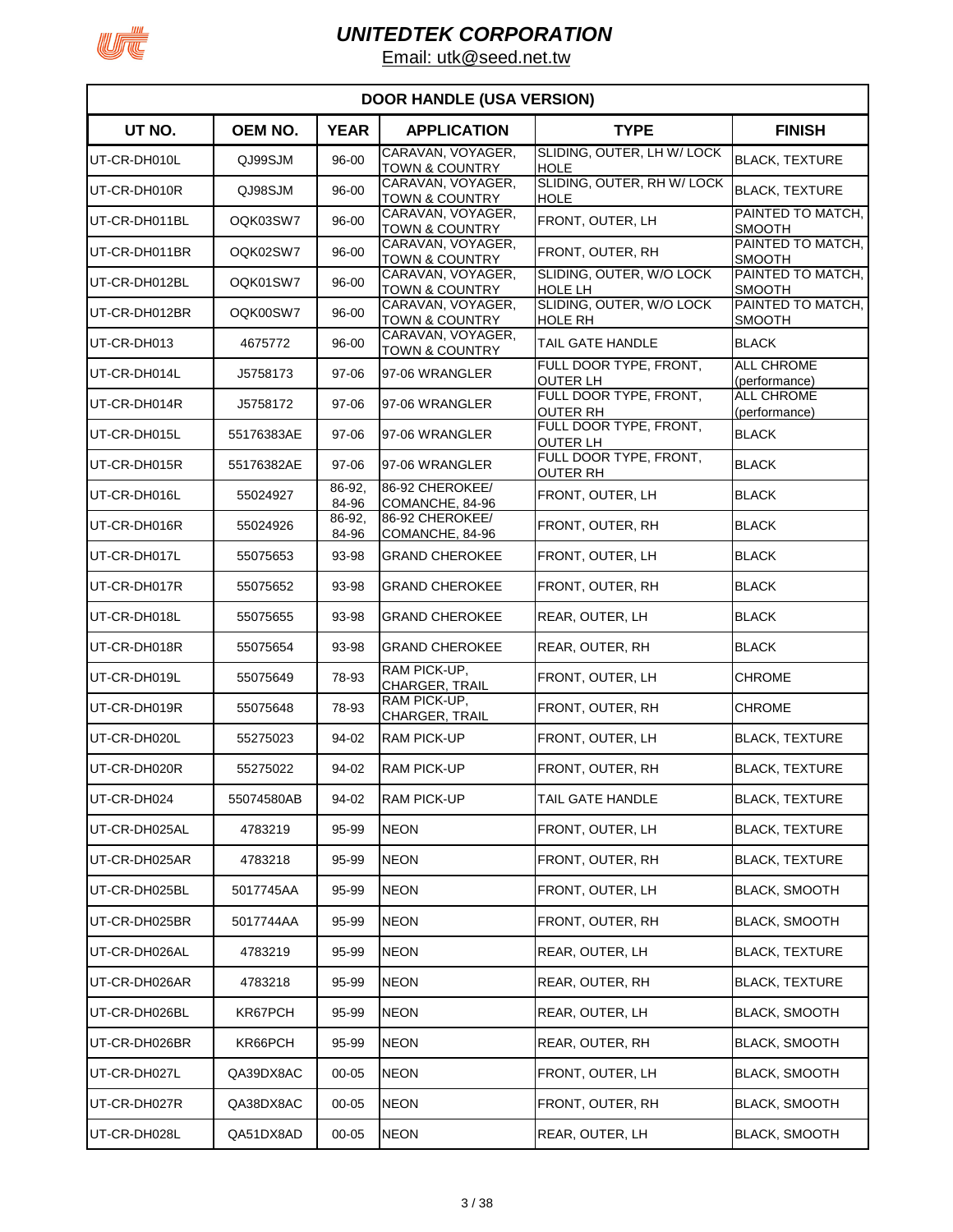# UNITEDTEK CORPORATION

Email: utk@seed.net.tw

| DOOR HANDLE (USA VERSION) | | | | | |
|---|---|---|---|---|---|
| UT NO. | OEM NO. | YEAR | APPLICATION | TYPE | FINISH |
| UT-CR-DH010L | QJ99SJM | 96-00 | CARAVAN, VOYAGER, TOWN & COUNTRY | SLIDING, OUTER, LH W/ LOCK HOLE | BLACK, TEXTURE |
| UT-CR-DH010R | QJ98SJM | 96-00 | CARAVAN, VOYAGER, TOWN & COUNTRY | SLIDING, OUTER, RH W/ LOCK HOLE | BLACK, TEXTURE |
| UT-CR-DH011BL | OQK03SW7 | 96-00 | CARAVAN, VOYAGER, TOWN & COUNTRY | FRONT, OUTER, LH | PAINTED TO MATCH, SMOOTH |
| UT-CR-DH011BR | OQK02SW7 | 96-00 | CARAVAN, VOYAGER, TOWN & COUNTRY | FRONT, OUTER, RH | PAINTED TO MATCH, SMOOTH |
| UT-CR-DH012BL | OQK01SW7 | 96-00 | CARAVAN, VOYAGER, TOWN & COUNTRY | SLIDING, OUTER, W/O LOCK HOLE LH | PAINTED TO MATCH, SMOOTH |
| UT-CR-DH012BR | OQK00SW7 | 96-00 | CARAVAN, VOYAGER, TOWN & COUNTRY | SLIDING, OUTER, W/O LOCK HOLE RH | PAINTED TO MATCH, SMOOTH |
| UT-CR-DH013 | 4675772 | 96-00 | CARAVAN, VOYAGER, TOWN & COUNTRY | TAIL GATE HANDLE | BLACK |
| UT-CR-DH014L | J5758173 | 97-06 | 97-06 WRANGLER | FULL DOOR TYPE, FRONT, OUTER LH | ALL CHROME (performance) |
| UT-CR-DH014R | J5758172 | 97-06 | 97-06 WRANGLER | FULL DOOR TYPE, FRONT, OUTER RH | ALL CHROME (performance) |
| UT-CR-DH015L | 55176383AE | 97-06 | 97-06 WRANGLER | FULL DOOR TYPE, FRONT, OUTER LH | BLACK |
| UT-CR-DH015R | 55176382AE | 97-06 | 97-06 WRANGLER | FULL DOOR TYPE, FRONT, OUTER RH | BLACK |
| UT-CR-DH016L | 55024927 | 86-92, 84-96 | 86-92 CHEROKEE/ COMANCHE, 84-96 | FRONT, OUTER, LH | BLACK |
| UT-CR-DH016R | 55024926 | 86-92, 84-96 | 86-92 CHEROKEE/ COMANCHE, 84-96 | FRONT, OUTER, RH | BLACK |
| UT-CR-DH017L | 55075653 | 93-98 | GRAND CHEROKEE | FRONT, OUTER, LH | BLACK |
| UT-CR-DH017R | 55075652 | 93-98 | GRAND CHEROKEE | FRONT, OUTER, RH | BLACK |
| UT-CR-DH018L | 55075655 | 93-98 | GRAND CHEROKEE | REAR, OUTER, LH | BLACK |
| UT-CR-DH018R | 55075654 | 93-98 | GRAND CHEROKEE | REAR, OUTER, RH | BLACK |
| UT-CR-DH019L | 55075649 | 78-93 | RAM PICK-UP, CHARGER, TRAIL | FRONT, OUTER, LH | CHROME |
| UT-CR-DH019R | 55075648 | 78-93 | RAM PICK-UP, CHARGER, TRAIL | FRONT, OUTER, RH | CHROME |
| UT-CR-DH020L | 55275023 | 94-02 | RAM PICK-UP | FRONT, OUTER, LH | BLACK, TEXTURE |
| UT-CR-DH020R | 55275022 | 94-02 | RAM PICK-UP | FRONT, OUTER, RH | BLACK, TEXTURE |
| UT-CR-DH024 | 55074580AB | 94-02 | RAM PICK-UP | TAIL GATE HANDLE | BLACK, TEXTURE |
| UT-CR-DH025AL | 4783219 | 95-99 | NEON | FRONT, OUTER, LH | BLACK, TEXTURE |
| UT-CR-DH025AR | 4783218 | 95-99 | NEON | FRONT, OUTER, RH | BLACK, TEXTURE |
| UT-CR-DH025BL | 5017745AA | 95-99 | NEON | FRONT, OUTER, LH | BLACK, SMOOTH |
| UT-CR-DH025BR | 5017744AA | 95-99 | NEON | FRONT, OUTER, RH | BLACK, SMOOTH |
| UT-CR-DH026AL | 4783219 | 95-99 | NEON | REAR, OUTER, LH | BLACK, TEXTURE |
| UT-CR-DH026AR | 4783218 | 95-99 | NEON | REAR, OUTER, RH | BLACK, TEXTURE |
| UT-CR-DH026BL | KR67PCH | 95-99 | NEON | REAR, OUTER, LH | BLACK, SMOOTH |
| UT-CR-DH026BR | KR66PCH | 95-99 | NEON | REAR, OUTER, RH | BLACK, SMOOTH |
| UT-CR-DH027L | QA39DX8AC | 00-05 | NEON | FRONT, OUTER, LH | BLACK, SMOOTH |
| UT-CR-DH027R | QA38DX8AC | 00-05 | NEON | FRONT, OUTER, RH | BLACK, SMOOTH |
| UT-CR-DH028L | QA51DX8AD | 00-05 | NEON | REAR, OUTER, LH | BLACK, SMOOTH |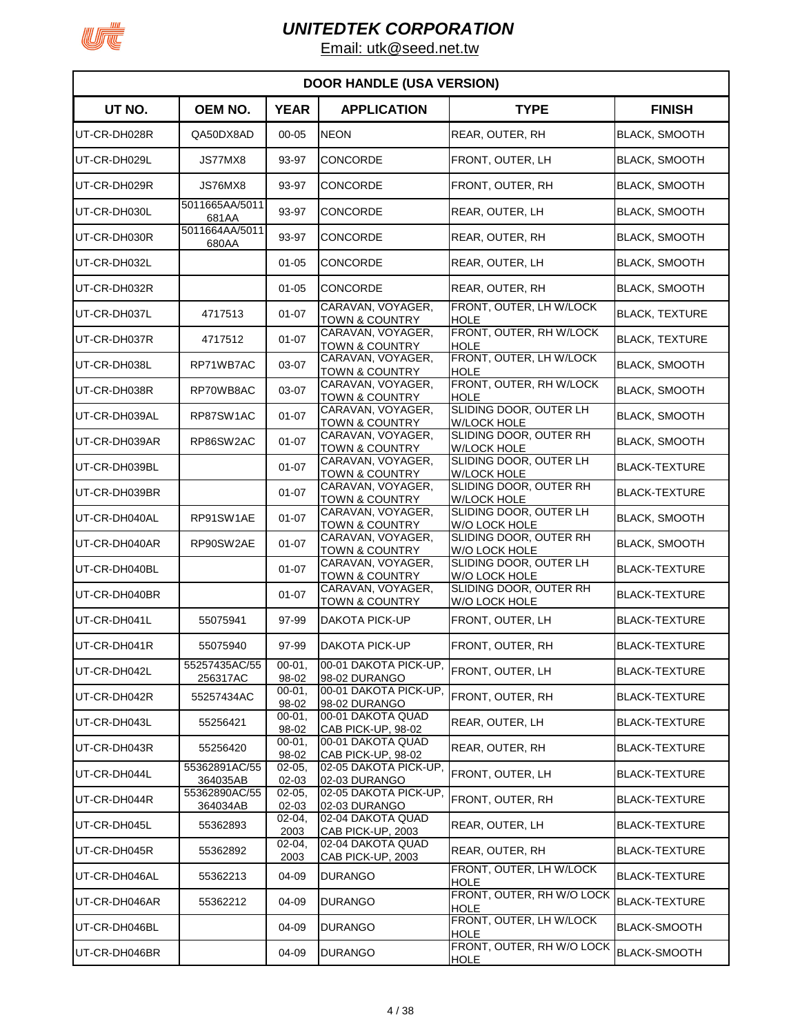# UNITEDTEK CORPORATION

Email: utk@seed.net.tw

| DOOR HANDLE (USA VERSION) | | | | | |
|---|---|---|---|---|---|
| UT NO. | OEM NO. | YEAR | APPLICATION | TYPE | FINISH |
| UT-CR-DH028R | QA50DX8AD | 00-05 | NEON | REAR, OUTER, RH | BLACK, SMOOTH |
| UT-CR-DH029L | JS77MX8 | 93-97 | CONCORDE | FRONT, OUTER, LH | BLACK, SMOOTH |
| UT-CR-DH029R | JS76MX8 | 93-97 | CONCORDE | FRONT, OUTER, RH | BLACK, SMOOTH |
| UT-CR-DH030L | 5011665AA/5011681AA | 93-97 | CONCORDE | REAR, OUTER, LH | BLACK, SMOOTH |
| UT-CR-DH030R | 5011664AA/5011680AA | 93-97 | CONCORDE | REAR, OUTER, RH | BLACK, SMOOTH |
| UT-CR-DH032L | | 01-05 | CONCORDE | REAR, OUTER, LH | BLACK, SMOOTH |
| UT-CR-DH032R | | 01-05 | CONCORDE | REAR, OUTER, RH | BLACK, SMOOTH |
| UT-CR-DH037L | 4717513 | 01-07 | CARAVAN, VOYAGER, TOWN & COUNTRY | FRONT, OUTER, LH W/LOCK HOLE | BLACK, TEXTURE |
| UT-CR-DH037R | 4717512 | 01-07 | CARAVAN, VOYAGER, TOWN & COUNTRY | FRONT, OUTER, RH W/LOCK HOLE | BLACK, TEXTURE |
| UT-CR-DH038L | RP71WB7AC | 03-07 | CARAVAN, VOYAGER, TOWN & COUNTRY | FRONT, OUTER, LH W/LOCK HOLE | BLACK, SMOOTH |
| UT-CR-DH038R | RP70WB8AC | 03-07 | CARAVAN, VOYAGER, TOWN & COUNTRY | FRONT, OUTER, RH W/LOCK HOLE | BLACK, SMOOTH |
| UT-CR-DH039AL | RP87SW1AC | 01-07 | CARAVAN, VOYAGER, TOWN & COUNTRY | SLIDING DOOR, OUTER LH W/LOCK HOLE | BLACK, SMOOTH |
| UT-CR-DH039AR | RP86SW2AC | 01-07 | CARAVAN, VOYAGER, TOWN & COUNTRY | SLIDING DOOR, OUTER RH W/LOCK HOLE | BLACK, SMOOTH |
| UT-CR-DH039BL | | 01-07 | CARAVAN, VOYAGER, TOWN & COUNTRY | SLIDING DOOR, OUTER LH W/LOCK HOLE | BLACK-TEXTURE |
| UT-CR-DH039BR | | 01-07 | CARAVAN, VOYAGER, TOWN & COUNTRY | SLIDING DOOR, OUTER RH W/LOCK HOLE | BLACK-TEXTURE |
| UT-CR-DH040AL | RP91SW1AE | 01-07 | CARAVAN, VOYAGER, TOWN & COUNTRY | SLIDING DOOR, OUTER LH W/O LOCK HOLE | BLACK, SMOOTH |
| UT-CR-DH040AR | RP90SW2AE | 01-07 | CARAVAN, VOYAGER, TOWN & COUNTRY | SLIDING DOOR, OUTER RH W/O LOCK HOLE | BLACK, SMOOTH |
| UT-CR-DH040BL | | 01-07 | CARAVAN, VOYAGER, TOWN & COUNTRY | SLIDING DOOR, OUTER LH W/O LOCK HOLE | BLACK-TEXTURE |
| UT-CR-DH040BR | | 01-07 | CARAVAN, VOYAGER, TOWN & COUNTRY | SLIDING DOOR, OUTER RH W/O LOCK HOLE | BLACK-TEXTURE |
| UT-CR-DH041L | 55075941 | 97-99 | DAKOTA PICK-UP | FRONT, OUTER, LH | BLACK-TEXTURE |
| UT-CR-DH041R | 55075940 | 97-99 | DAKOTA PICK-UP | FRONT, OUTER, RH | BLACK-TEXTURE |
| UT-CR-DH042L | 55257435AC/55256317AC | 00-01, 98-02 | 00-01 DAKOTA PICK-UP, 98-02 DURANGO | FRONT, OUTER, LH | BLACK-TEXTURE |
| UT-CR-DH042R | 55257434AC | 00-01, 98-02 | 00-01 DAKOTA PICK-UP, 98-02 DURANGO | FRONT, OUTER, RH | BLACK-TEXTURE |
| UT-CR-DH043L | 55256421 | 00-01, 98-02 | 00-01 DAKOTA QUAD CAB PICK-UP, 98-02 | REAR, OUTER, LH | BLACK-TEXTURE |
| UT-CR-DH043R | 55256420 | 00-01, 98-02 | 00-01 DAKOTA QUAD CAB PICK-UP, 98-02 | REAR, OUTER, RH | BLACK-TEXTURE |
| UT-CR-DH044L | 55362891AC/55364035AB | 02-05, 02-03 | 02-05 DAKOTA PICK-UP, 02-03 DURANGO | FRONT, OUTER, LH | BLACK-TEXTURE |
| UT-CR-DH044R | 55362890AC/55364034AB | 02-05, 02-03 | 02-05 DAKOTA PICK-UP, 02-03 DURANGO | FRONT, OUTER, RH | BLACK-TEXTURE |
| UT-CR-DH045L | 55362893 | 02-04, 2003 | 02-04 DAKOTA QUAD CAB PICK-UP, 2003 | REAR, OUTER, LH | BLACK-TEXTURE |
| UT-CR-DH045R | 55362892 | 02-04, 2003 | 02-04 DAKOTA QUAD CAB PICK-UP, 2003 | REAR, OUTER, RH | BLACK-TEXTURE |
| UT-CR-DH046AL | 55362213 | 04-09 | DURANGO | FRONT, OUTER, LH W/LOCK HOLE | BLACK-TEXTURE |
| UT-CR-DH046AR | 55362212 | 04-09 | DURANGO | FRONT, OUTER, RH W/O LOCK HOLE | BLACK-TEXTURE |
| UT-CR-DH046BL | | 04-09 | DURANGO | FRONT, OUTER, LH W/LOCK HOLE | BLACK-SMOOTH |
| UT-CR-DH046BR | | 04-09 | DURANGO | FRONT, OUTER, RH W/O LOCK HOLE | BLACK-SMOOTH |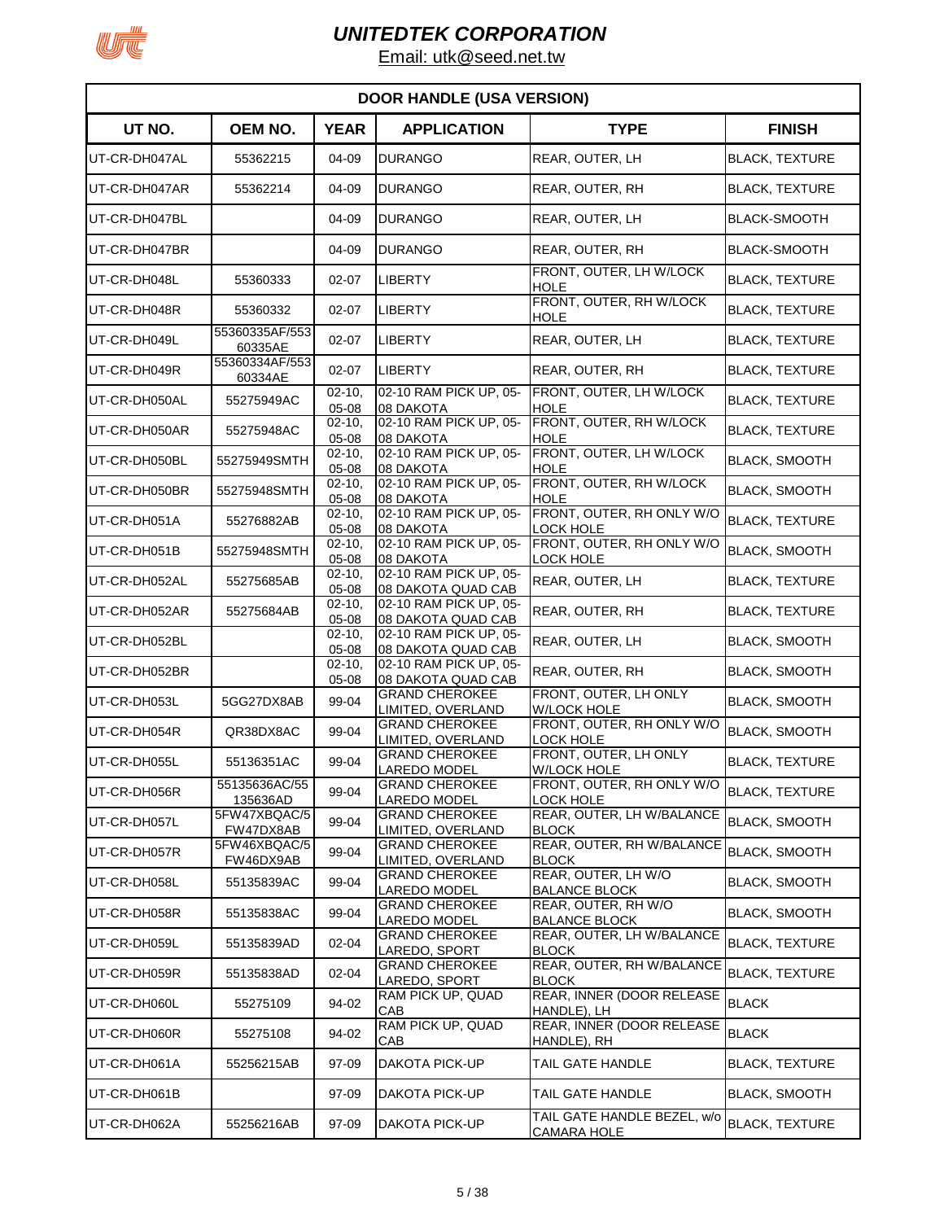# UNITEDTEK CORPORATION

Email: utk@seed.net.tw

| DOOR HANDLE (USA VERSION) | | | | | |
|---|---|---|---|---|---|
| **UT NO.** | **OEM NO.** | **YEAR** | **APPLICATION** | **TYPE** | **FINISH** |
| UT-CR-DH047AL | 55362215 | 04-09 | DURANGO | REAR, OUTER, LH | BLACK, TEXTURE |
| UT-CR-DH047AR | 55362214 | 04-09 | DURANGO | REAR, OUTER, RH | BLACK, TEXTURE |
| UT-CR-DH047BL | | 04-09 | DURANGO | REAR, OUTER, LH | BLACK-SMOOTH |
| UT-CR-DH047BR | | 04-09 | DURANGO | REAR, OUTER, RH | BLACK-SMOOTH |
| UT-CR-DH048L | 55360333 | 02-07 | LIBERTY | FRONT, OUTER, LH W/LOCK HOLE | BLACK, TEXTURE |
| UT-CR-DH048R | 55360332 | 02-07 | LIBERTY | FRONT, OUTER, RH W/LOCK HOLE | BLACK, TEXTURE |
| UT-CR-DH049L | 55360335AF/55360335AE | 02-07 | LIBERTY | REAR, OUTER, LH | BLACK, TEXTURE |
| UT-CR-DH049R | 55360334AF/55360334AE | 02-07 | LIBERTY | REAR, OUTER, RH | BLACK, TEXTURE |
| UT-CR-DH050AL | 55275949AC | 02-10, 05-08 | 02-10 RAM PICK UP, 05-08 DAKOTA | FRONT, OUTER, LH W/LOCK HOLE | BLACK, TEXTURE |
| UT-CR-DH050AR | 55275948AC | 02-10, 05-08 | 02-10 RAM PICK UP, 05-08 DAKOTA | FRONT, OUTER, RH W/LOCK HOLE | BLACK, TEXTURE |
| UT-CR-DH050BL | 55275949SMTH | 02-10, 05-08 | 02-10 RAM PICK UP, 05-08 DAKOTA | FRONT, OUTER, LH W/LOCK HOLE | BLACK, SMOOTH |
| UT-CR-DH050BR | 55275948SMTH | 02-10, 05-08 | 02-10 RAM PICK UP, 05-08 DAKOTA | FRONT, OUTER, RH W/LOCK HOLE | BLACK, SMOOTH |
| UT-CR-DH051A | 55276882AB | 02-10, 05-08 | 02-10 RAM PICK UP, 05-08 DAKOTA | FRONT, OUTER, RH ONLY W/O LOCK HOLE | BLACK, TEXTURE |
| UT-CR-DH051B | 55275948SMTH | 02-10, 05-08 | 02-10 RAM PICK UP, 05-08 DAKOTA | FRONT, OUTER, RH ONLY W/O LOCK HOLE | BLACK, SMOOTH |
| UT-CR-DH052AL | 55275685AB | 02-10, 05-08 | 02-10 RAM PICK UP, 05-08 DAKOTA QUAD CAB | REAR, OUTER, LH | BLACK, TEXTURE |
| UT-CR-DH052AR | 55275684AB | 02-10, 05-08 | 02-10 RAM PICK UP, 05-08 DAKOTA QUAD CAB | REAR, OUTER, RH | BLACK, TEXTURE |
| UT-CR-DH052BL | | 02-10, 05-08 | 02-10 RAM PICK UP, 05-08 DAKOTA QUAD CAB | REAR, OUTER, LH | BLACK, SMOOTH |
| UT-CR-DH052BR | | 02-10, 05-08 | 02-10 RAM PICK UP, 05-08 DAKOTA QUAD CAB | REAR, OUTER, RH | BLACK, SMOOTH |
| UT-CR-DH053L | 5GG27DX8AB | 99-04 | GRAND CHEROKEE LIMITED, OVERLAND | FRONT, OUTER, LH ONLY W/LOCK HOLE | BLACK, SMOOTH |
| UT-CR-DH054R | QR38DX8AC | 99-04 | GRAND CHEROKEE LIMITED, OVERLAND | FRONT, OUTER, RH ONLY W/O LOCK HOLE | BLACK, SMOOTH |
| UT-CR-DH055L | 55136351AC | 99-04 | GRAND CHEROKEE LAREDO MODEL | FRONT, OUTER, LH ONLY W/LOCK HOLE | BLACK, TEXTURE |
| UT-CR-DH056R | 55135636AC/55135636AD | 99-04 | GRAND CHEROKEE LAREDO MODEL | FRONT, OUTER, RH ONLY W/O LOCK HOLE | BLACK, TEXTURE |
| UT-CR-DH057L | 5FW47XBQAC/5FW47DX8AB | 99-04 | GRAND CHEROKEE LIMITED, OVERLAND | REAR, OUTER, LH W/BALANCE BLOCK | BLACK, SMOOTH |
| UT-CR-DH057R | 5FW46XBQAC/5FW46DX9AB | 99-04 | GRAND CHEROKEE LIMITED, OVERLAND | REAR, OUTER, RH W/BALANCE BLOCK | BLACK, SMOOTH |
| UT-CR-DH058L | 55135839AC | 99-04 | GRAND CHEROKEE LAREDO MODEL | REAR, OUTER, LH W/O BALANCE BLOCK | BLACK, SMOOTH |
| UT-CR-DH058R | 55135838AC | 99-04 | GRAND CHEROKEE LAREDO MODEL | REAR, OUTER, RH W/O BALANCE BLOCK | BLACK, SMOOTH |
| UT-CR-DH059L | 55135839AD | 02-04 | GRAND CHEROKEE LAREDO, SPORT | REAR, OUTER, LH W/BALANCE BLOCK | BLACK, TEXTURE |
| UT-CR-DH059R | 55135838AD | 02-04 | GRAND CHEROKEE LAREDO, SPORT | REAR, OUTER, RH W/BALANCE BLOCK | BLACK, TEXTURE |
| UT-CR-DH060L | 55275109 | 94-02 | RAM PICK UP, QUAD CAB | REAR, INNER (DOOR RELEASE HANDLE), LH | BLACK |
| UT-CR-DH060R | 55275108 | 94-02 | RAM PICK UP, QUAD CAB | REAR, INNER (DOOR RELEASE HANDLE), RH | BLACK |
| UT-CR-DH061A | 55256215AB | 97-09 | DAKOTA PICK-UP | TAIL GATE HANDLE | BLACK, TEXTURE |
| UT-CR-DH061B | | 97-09 | DAKOTA PICK-UP | TAIL GATE HANDLE | BLACK, SMOOTH |
| UT-CR-DH062A | 55256216AB | 97-09 | DAKOTA PICK-UP | TAIL GATE HANDLE BEZEL, w/o CAMARA HOLE | BLACK, TEXTURE |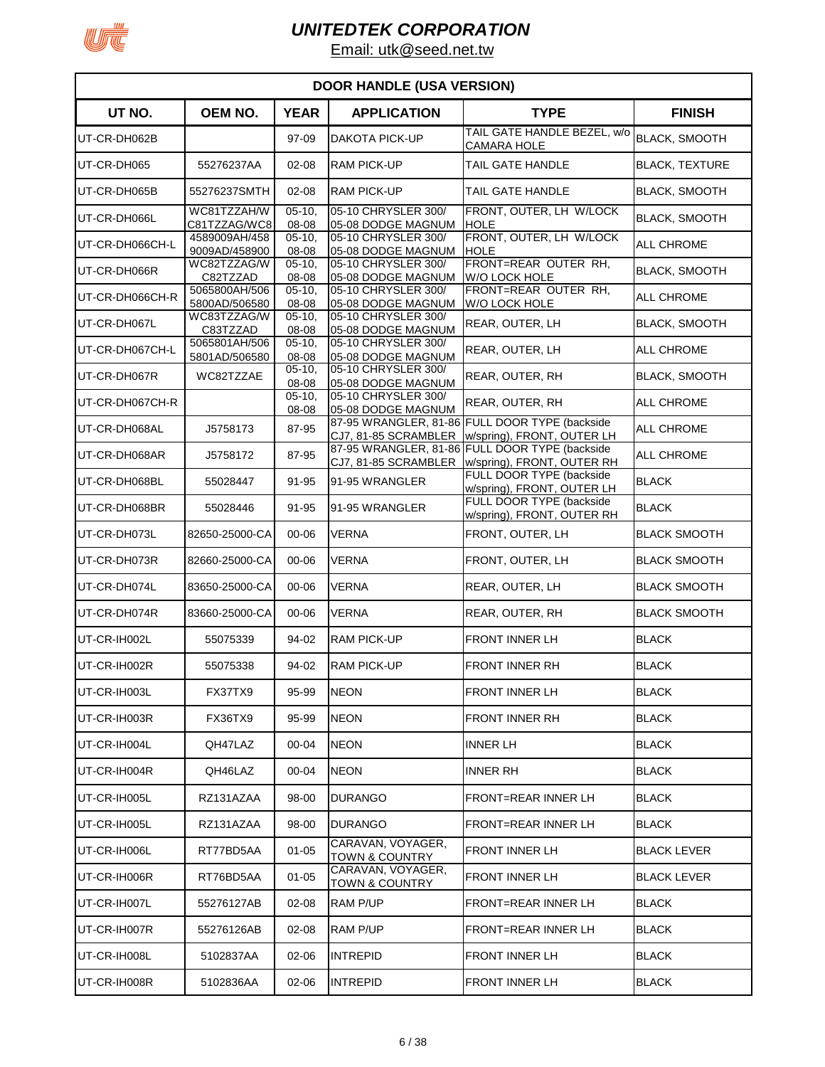# UNITEDTEK CORPORATION

Email: utk@seed.net.tw

| DOOR HANDLE (USA VERSION) | | | | | |
|---|---|---|---|---|---|
| UT NO. | OEM NO. | YEAR | APPLICATION | TYPE | FINISH |
| UT-CR-DH062B | | 97-09 | DAKOTA PICK-UP | TAIL GATE HANDLE BEZEL, w/o CAMARA HOLE | BLACK, SMOOTH |
| UT-CR-DH065 | 55276237AA | 02-08 | RAM PICK-UP | TAIL GATE HANDLE | BLACK, TEXTURE |
| UT-CR-DH065B | 55276237SMTH | 02-08 | RAM PICK-UP | TAIL GATE HANDLE | BLACK, SMOOTH |
| UT-CR-DH066L | WC81TZZAH/W C81TZZAG/WC8 | 05-10, 08-08 | 05-10 CHRYSLER 300/ 05-08 DODGE MAGNUM | FRONT, OUTER, LH W/LOCK HOLE | BLACK, SMOOTH |
| UT-CR-DH066CH-L | 4589009AH/458 9009AD/458900 | 05-10, 08-08 | 05-10 CHRYSLER 300/ 05-08 DODGE MAGNUM | FRONT, OUTER, LH W/LOCK HOLE | ALL CHROME |
| UT-CR-DH066R | WC82TZZAG/W C82TZZAD | 05-10, 08-08 | 05-10 CHRYSLER 300/ 05-08 DODGE MAGNUM | FRONT=REAR OUTER RH, W/O LOCK HOLE | BLACK, SMOOTH |
| UT-CR-DH066CH-R | 5065800AH/506 5800AD/506580 | 05-10, 08-08 | 05-10 CHRYSLER 300/ 05-08 DODGE MAGNUM | FRONT=REAR OUTER RH, W/O LOCK HOLE | ALL CHROME |
| UT-CR-DH067L | WC83TZZAG/W C83TZZAD | 05-10, 08-08 | 05-10 CHRYSLER 300/ 05-08 DODGE MAGNUM | REAR, OUTER, LH | BLACK, SMOOTH |
| UT-CR-DH067CH-L | 5065801AH/506 5801AD/506580 | 05-10, 08-08 | 05-10 CHRYSLER 300/ 05-08 DODGE MAGNUM | REAR, OUTER, LH | ALL CHROME |
| UT-CR-DH067R | WC82TZZAE | 05-10, 08-08 | 05-10 CHRYSLER 300/ 05-08 DODGE MAGNUM | REAR, OUTER, RH | BLACK, SMOOTH |
| UT-CR-DH067CH-R | | 05-10, 08-08 | 05-10 CHRYSLER 300/ 05-08 DODGE MAGNUM | REAR, OUTER, RH | ALL CHROME |
| UT-CR-DH068AL | J5758173 | 87-95 | 87-95 WRANGLER, 81-86 CJ7, 81-85 SCRAMBLER | FULL DOOR TYPE (backside w/spring), FRONT, OUTER LH | ALL CHROME |
| UT-CR-DH068AR | J5758172 | 87-95 | 87-95 WRANGLER, 81-86 CJ7, 81-85 SCRAMBLER | FULL DOOR TYPE (backside w/spring), FRONT, OUTER RH | ALL CHROME |
| UT-CR-DH068BL | 55028447 | 91-95 | 91-95 WRANGLER | FULL DOOR TYPE (backside w/spring), FRONT, OUTER LH | BLACK |
| UT-CR-DH068BR | 55028446 | 91-95 | 91-95 WRANGLER | FULL DOOR TYPE (backside w/spring), FRONT, OUTER RH | BLACK |
| UT-CR-DH073L | 82650-25000-CA | 00-06 | VERNA | FRONT, OUTER, LH | BLACK SMOOTH |
| UT-CR-DH073R | 82660-25000-CA | 00-06 | VERNA | FRONT, OUTER, LH | BLACK SMOOTH |
| UT-CR-DH074L | 83650-25000-CA | 00-06 | VERNA | REAR, OUTER, LH | BLACK SMOOTH |
| UT-CR-DH074R | 83660-25000-CA | 00-06 | VERNA | REAR, OUTER, RH | BLACK SMOOTH |
| UT-CR-IH002L | 55075339 | 94-02 | RAM PICK-UP | FRONT INNER LH | BLACK |
| UT-CR-IH002R | 55075338 | 94-02 | RAM PICK-UP | FRONT INNER RH | BLACK |
| UT-CR-IH003L | FX37TX9 | 95-99 | NEON | FRONT INNER LH | BLACK |
| UT-CR-IH003R | FX36TX9 | 95-99 | NEON | FRONT INNER RH | BLACK |
| UT-CR-IH004L | QH47LAZ | 00-04 | NEON | INNER LH | BLACK |
| UT-CR-IH004R | QH46LAZ | 00-04 | NEON | INNER RH | BLACK |
| UT-CR-IH005L | RZ131AZAA | 98-00 | DURANGO | FRONT=REAR INNER LH | BLACK |
| UT-CR-IH005L | RZ131AZAA | 98-00 | DURANGO | FRONT=REAR INNER LH | BLACK |
| UT-CR-IH006L | RT77BD5AA | 01-05 | CARAVAN, VOYAGER, TOWN & COUNTRY | FRONT INNER LH | BLACK LEVER |
| UT-CR-IH006R | RT76BD5AA | 01-05 | CARAVAN, VOYAGER, TOWN & COUNTRY | FRONT INNER LH | BLACK LEVER |
| UT-CR-IH007L | 55276127AB | 02-08 | RAM P/UP | FRONT=REAR INNER LH | BLACK |
| UT-CR-IH007R | 55276126AB | 02-08 | RAM P/UP | FRONT=REAR INNER LH | BLACK |
| UT-CR-IH008L | 5102837AA | 02-06 | INTREPID | FRONT INNER LH | BLACK |
| UT-CR-IH008R | 5102836AA | 02-06 | INTREPID | FRONT INNER LH | BLACK |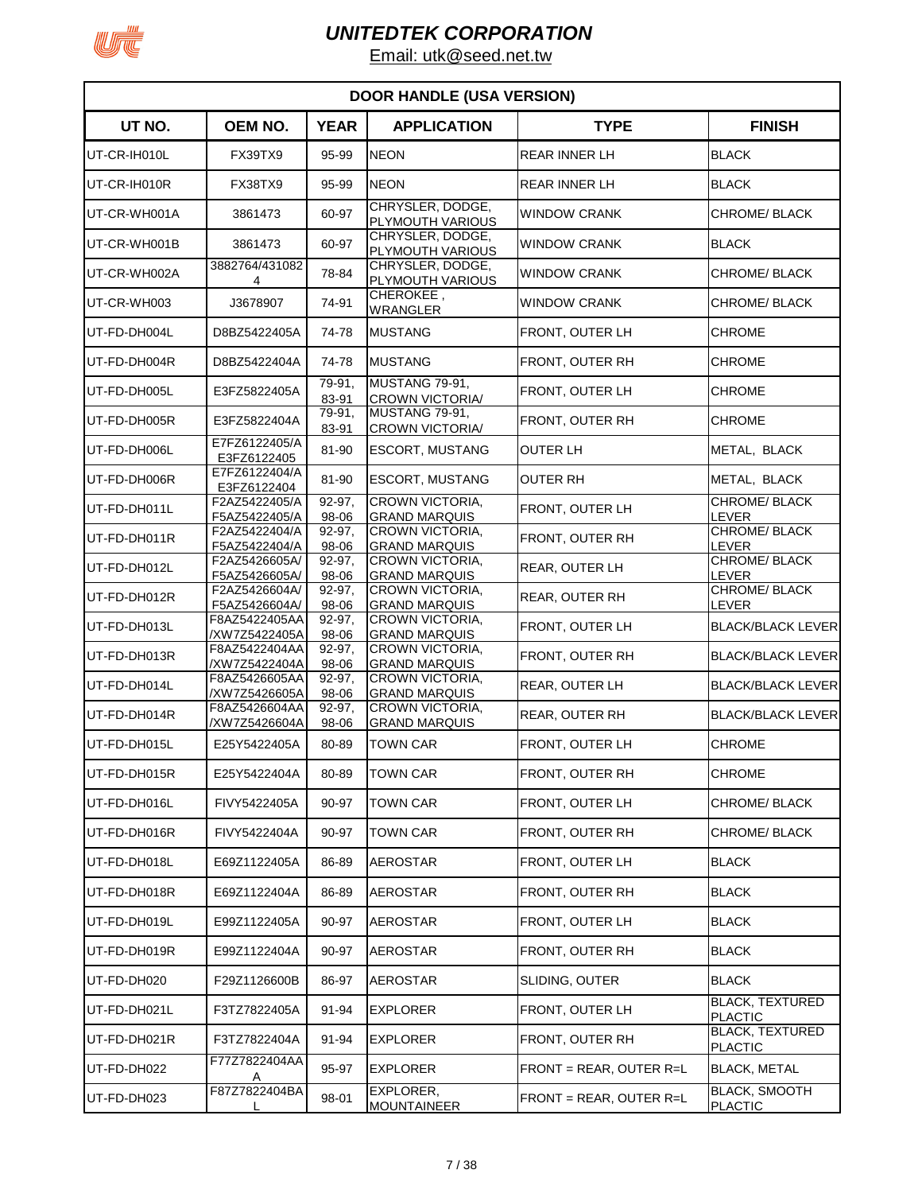# UNITEDTEK CORPORATION

Email: utk@seed.net.tw

| DOOR HANDLE (USA VERSION) | | | | | |
|---|---|---|---|---|---|
| **UT NO.** | **OEM NO.** | **YEAR** | **APPLICATION** | **TYPE** | **FINISH** |
| UT-CR-IH010L | FX39TX9 | 95-99 | NEON | REAR INNER LH | BLACK |
| UT-CR-IH010R | FX38TX9 | 95-99 | NEON | REAR INNER LH | BLACK |
| UT-CR-WH001A | 3861473 | 60-97 | CHRYSLER, DODGE, PLYMOUTH VARIOUS | WINDOW CRANK | CHROME/ BLACK |
| UT-CR-WH001B | 3861473 | 60-97 | CHRYSLER, DODGE, PLYMOUTH VARIOUS | WINDOW CRANK | BLACK |
| UT-CR-WH002A | 3882764/4310824 | 78-84 | CHRYSLER, DODGE, PLYMOUTH VARIOUS | WINDOW CRANK | CHROME/ BLACK |
| UT-CR-WH003 | J3678907 | 74-91 | CHEROKEE , WRANGLER | WINDOW CRANK | CHROME/ BLACK |
| UT-FD-DH004L | D8BZ5422405A | 74-78 | MUSTANG | FRONT, OUTER LH | CHROME |
| UT-FD-DH004R | D8BZ5422404A | 74-78 | MUSTANG | FRONT, OUTER RH | CHROME |
| UT-FD-DH005L | E3FZ5822405A | 79-91, 83-91 | MUSTANG 79-91, CROWN VICTORIA/ | FRONT, OUTER LH | CHROME |
| UT-FD-DH005R | E3FZ5822404A | 79-91, 83-91 | MUSTANG 79-91, CROWN VICTORIA/ | FRONT, OUTER RH | CHROME |
| UT-FD-DH006L | E7FZ6122405/A E3FZ6122405 | 81-90 | ESCORT, MUSTANG | OUTER LH | METAL, BLACK |
| UT-FD-DH006R | E7FZ6122404/A E3FZ6122404 | 81-90 | ESCORT, MUSTANG | OUTER RH | METAL, BLACK |
| UT-FD-DH011L | F2AZ5422405/A F5AZ5422405/A | 92-97, 98-06 | CROWN VICTORIA, GRAND MARQUIS | FRONT, OUTER LH | CHROME/ BLACK LEVER |
| UT-FD-DH011R | F2AZ5422404/A F5AZ5422404/A | 92-97, 98-06 | CROWN VICTORIA, GRAND MARQUIS | FRONT, OUTER RH | CHROME/ BLACK LEVER |
| UT-FD-DH012L | F2AZ5426605A/ F5AZ5426605A/ | 92-97, 98-06 | CROWN VICTORIA, GRAND MARQUIS | REAR, OUTER LH | CHROME/ BLACK LEVER |
| UT-FD-DH012R | F2AZ5426604A/ F5AZ5426604A/ | 92-97, 98-06 | CROWN VICTORIA, GRAND MARQUIS | REAR, OUTER RH | CHROME/ BLACK LEVER |
| UT-FD-DH013L | F8AZ5422405AA /XW7Z5422405A | 92-97, 98-06 | CROWN VICTORIA, GRAND MARQUIS | FRONT, OUTER LH | BLACK/BLACK LEVER |
| UT-FD-DH013R | F8AZ5422404AA /XW7Z5422404A | 92-97, 98-06 | CROWN VICTORIA, GRAND MARQUIS | FRONT, OUTER RH | BLACK/BLACK LEVER |
| UT-FD-DH014L | F8AZ5426605AA /XW7Z5426605A | 92-97, 98-06 | CROWN VICTORIA, GRAND MARQUIS | REAR, OUTER LH | BLACK/BLACK LEVER |
| UT-FD-DH014R | F8AZ5426604AA /XW7Z5426604A | 92-97, 98-06 | CROWN VICTORIA, GRAND MARQUIS | REAR, OUTER RH | BLACK/BLACK LEVER |
| UT-FD-DH015L | E25Y5422405A | 80-89 | TOWN CAR | FRONT, OUTER LH | CHROME |
| UT-FD-DH015R | E25Y5422404A | 80-89 | TOWN CAR | FRONT, OUTER RH | CHROME |
| UT-FD-DH016L | FIVY5422405A | 90-97 | TOWN CAR | FRONT, OUTER LH | CHROME/ BLACK |
| UT-FD-DH016R | FIVY5422404A | 90-97 | TOWN CAR | FRONT, OUTER RH | CHROME/ BLACK |
| UT-FD-DH018L | E69Z1122405A | 86-89 | AEROSTAR | FRONT, OUTER LH | BLACK |
| UT-FD-DH018R | E69Z1122404A | 86-89 | AEROSTAR | FRONT, OUTER RH | BLACK |
| UT-FD-DH019L | E99Z1122405A | 90-97 | AEROSTAR | FRONT, OUTER LH | BLACK |
| UT-FD-DH019R | E99Z1122404A | 90-97 | AEROSTAR | FRONT, OUTER RH | BLACK |
| UT-FD-DH020 | F29Z1126600B | 86-97 | AEROSTAR | SLIDING, OUTER | BLACK |
| UT-FD-DH021L | F3TZ7822405A | 91-94 | EXPLORER | FRONT, OUTER LH | BLACK, TEXTURED PLACTIC |
| UT-FD-DH021R | F3TZ7822404A | 91-94 | EXPLORER | FRONT, OUTER RH | BLACK, TEXTURED PLACTIC |
| UT-FD-DH022 | F77Z7822404AAA | 95-97 | EXPLORER | FRONT = REAR, OUTER R=L | BLACK, METAL |
| UT-FD-DH023 | F87Z7822404BAL | 98-01 | EXPLORER, MOUNTAINEER | FRONT = REAR, OUTER R=L | BLACK, SMOOTH PLACTIC |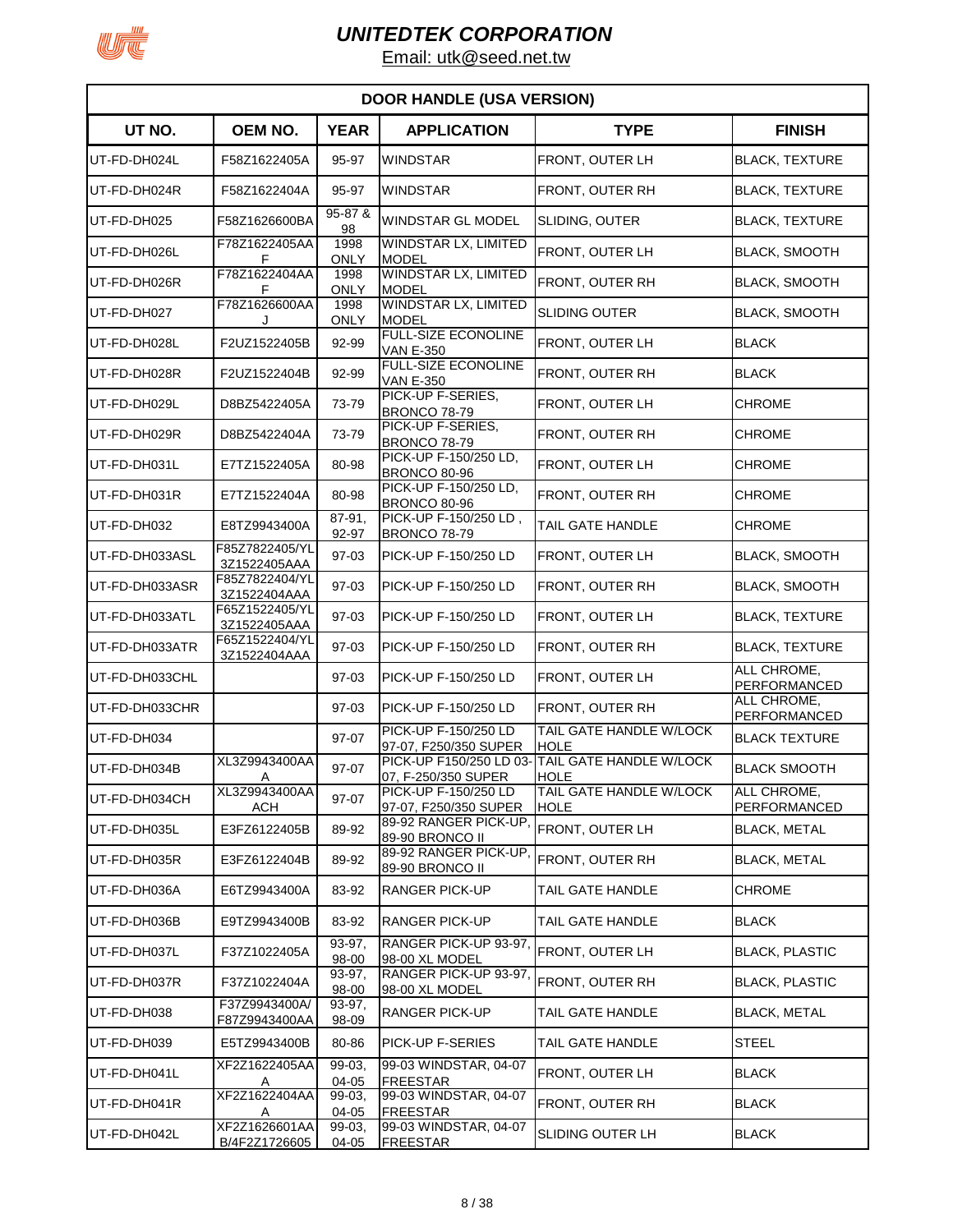# UNITEDTEK CORPORATION

Email: utk@seed.net.tw

| DOOR HANDLE (USA VERSION) | | | | | |
|---|---|---|---|---|---|
| **UT NO.** | **OEM NO.** | **YEAR** | **APPLICATION** | **TYPE** | **FINISH** |
| UT-FD-DH024L | F58Z1622405A | 95-97 | WINDSTAR | FRONT, OUTER LH | BLACK, TEXTURE |
| UT-FD-DH024R | F58Z1622404A | 95-97 | WINDSTAR | FRONT, OUTER RH | BLACK, TEXTURE |
| UT-FD-DH025 | F58Z1626600BA | 95-87 & 98 | WINDSTAR GL MODEL | SLIDING, OUTER | BLACK, TEXTURE |
| UT-FD-DH026L | F78Z1622405AAF | 1998 ONLY | WINDSTAR LX, LIMITED MODEL | FRONT, OUTER LH | BLACK, SMOOTH |
| UT-FD-DH026R | F78Z1622404AAF | 1998 ONLY | WINDSTAR LX, LIMITED MODEL | FRONT, OUTER RH | BLACK, SMOOTH |
| UT-FD-DH027 | F78Z1626600AAJ | 1998 ONLY | WINDSTAR LX, LIMITED MODEL | SLIDING OUTER | BLACK, SMOOTH |
| UT-FD-DH028L | F2UZ1522405B | 92-99 | FULL-SIZE ECONOLINE VAN E-350 | FRONT, OUTER LH | BLACK |
| UT-FD-DH028R | F2UZ1522404B | 92-99 | FULL-SIZE ECONOLINE VAN E-350 | FRONT, OUTER RH | BLACK |
| UT-FD-DH029L | D8BZ5422405A | 73-79 | PICK-UP F-SERIES, BRONCO 78-79 | FRONT, OUTER LH | CHROME |
| UT-FD-DH029R | D8BZ5422404A | 73-79 | PICK-UP F-SERIES, BRONCO 78-79 | FRONT, OUTER RH | CHROME |
| UT-FD-DH031L | E7TZ1522405A | 80-98 | PICK-UP F-150/250 LD, BRONCO 80-96 | FRONT, OUTER LH | CHROME |
| UT-FD-DH031R | E7TZ1522404A | 80-98 | PICK-UP F-150/250 LD, BRONCO 80-96 | FRONT, OUTER RH | CHROME |
| UT-FD-DH032 | E8TZ9943400A | 87-91, 92-97 | PICK-UP F-150/250 LD , BRONCO 78-79 | TAIL GATE HANDLE | CHROME |
| UT-FD-DH033ASL | F85Z7822405/YL3Z1522405AAA | 97-03 | PICK-UP F-150/250 LD | FRONT, OUTER LH | BLACK, SMOOTH |
| UT-FD-DH033ASR | F85Z7822404/YL3Z1522404AAA | 97-03 | PICK-UP F-150/250 LD | FRONT, OUTER RH | BLACK, SMOOTH |
| UT-FD-DH033ATL | F65Z1522405/YL3Z1522405AAA | 97-03 | PICK-UP F-150/250 LD | FRONT, OUTER LH | BLACK, TEXTURE |
| UT-FD-DH033ATR | F65Z1522404/YL3Z1522404AAA | 97-03 | PICK-UP F-150/250 LD | FRONT, OUTER RH | BLACK, TEXTURE |
| UT-FD-DH033CHL | | 97-03 | PICK-UP F-150/250 LD | FRONT, OUTER LH | ALL CHROME, PERFORMANCED |
| UT-FD-DH033CHR | | 97-03 | PICK-UP F-150/250 LD | FRONT, OUTER RH | ALL CHROME, PERFORMANCED |
| UT-FD-DH034 | | 97-07 | PICK-UP F-150/250 LD 97-07, F250/350 SUPER | TAIL GATE HANDLE W/LOCK HOLE | BLACK TEXTURE |
| UT-FD-DH034B | XL3Z9943400AAA | 97-07 | PICK-UP F150/250 LD 03-07, F-250/350 SUPER | TAIL GATE HANDLE W/LOCK HOLE | BLACK SMOOTH |
| UT-FD-DH034CH | XL3Z9943400AAACH | 97-07 | PICK-UP F-150/250 LD 97-07, F250/350 SUPER | TAIL GATE HANDLE W/LOCK HOLE | ALL CHROME, PERFORMANCED |
| UT-FD-DH035L | E3FZ6122405B | 89-92 | 89-92 RANGER PICK-UP, 89-90 BRONCO II | FRONT, OUTER LH | BLACK, METAL |
| UT-FD-DH035R | E3FZ6122404B | 89-92 | 89-92 RANGER PICK-UP, 89-90 BRONCO II | FRONT, OUTER RH | BLACK, METAL |
| UT-FD-DH036A | E6TZ9943400A | 83-92 | RANGER PICK-UP | TAIL GATE HANDLE | CHROME |
| UT-FD-DH036B | E9TZ9943400B | 83-92 | RANGER PICK-UP | TAIL GATE HANDLE | BLACK |
| UT-FD-DH037L | F37Z1022405A | 93-97, 98-00 | RANGER PICK-UP 93-97, 98-00 XL MODEL | FRONT, OUTER LH | BLACK, PLASTIC |
| UT-FD-DH037R | F37Z1022404A | 93-97, 98-00 | RANGER PICK-UP 93-97, 98-00 XL MODEL | FRONT, OUTER RH | BLACK, PLASTIC |
| UT-FD-DH038 | F37Z9943400A/F87Z9943400AA | 93-97, 98-09 | RANGER PICK-UP | TAIL GATE HANDLE | BLACK, METAL |
| UT-FD-DH039 | E5TZ9943400B | 80-86 | PICK-UP F-SERIES | TAIL GATE HANDLE | STEEL |
| UT-FD-DH041L | XF2Z1622405AAA | 99-03, 04-05 | 99-03 WINDSTAR, 04-07 FREESTAR | FRONT, OUTER LH | BLACK |
| UT-FD-DH041R | XF2Z1622404AAA | 99-03, 04-05 | 99-03 WINDSTAR, 04-07 FREESTAR | FRONT, OUTER RH | BLACK |
| UT-FD-DH042L | XF2Z1626601AAB/4F2Z1726605 | 99-03, 04-05 | 99-03 WINDSTAR, 04-07 FREESTAR | SLIDING OUTER LH | BLACK |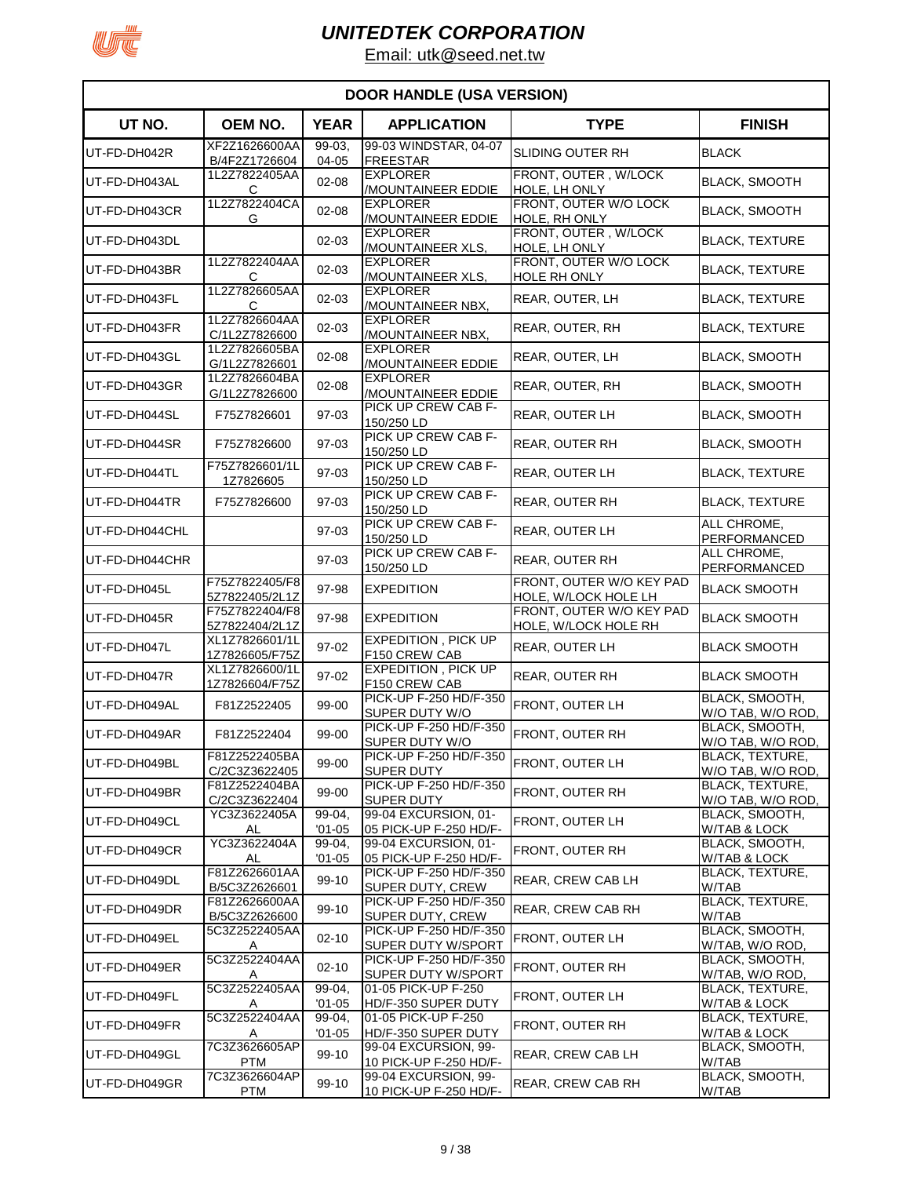# UNITEDTEK CORPORATION

Email: utk@seed.net.tw

| DOOR HANDLE (USA VERSION) | | | | | |
|---|---|---|---|---|---|
| **UT NO.** | **OEM NO.** | **YEAR** | **APPLICATION** | **TYPE** | **FINISH** |
| UT-FD-DH042R | XF2Z1626600AA B/4F2Z1726604 | 99-03, 04-05 | 99-03 WINDSTAR, 04-07 FREESTAR | SLIDING OUTER RH | BLACK |
| UT-FD-DH043AL | 1L2Z7822405AA C | 02-08 | EXPLORER /MOUNTAINEER EDDIE | FRONT, OUTER , W/LOCK HOLE, LH ONLY | BLACK, SMOOTH |
| UT-FD-DH043CR | 1L2Z7822404CA G | 02-08 | EXPLORER /MOUNTAINEER EDDIE | FRONT, OUTER W/O LOCK HOLE, RH ONLY | BLACK, SMOOTH |
| UT-FD-DH043DL | | 02-03 | EXPLORER /MOUNTAINEER XLS, | FRONT, OUTER , W/LOCK HOLE, LH ONLY | BLACK, TEXTURE |
| UT-FD-DH043BR | 1L2Z7822404AA C | 02-03 | EXPLORER /MOUNTAINEER XLS, | FRONT, OUTER W/O LOCK HOLE RH ONLY | BLACK, TEXTURE |
| UT-FD-DH043FL | 1L2Z7826605AA C | 02-03 | EXPLORER /MOUNTAINEER NBX, | REAR, OUTER, LH | BLACK, TEXTURE |
| UT-FD-DH043FR | 1L2Z7826604AA C/1L2Z7826600 | 02-03 | EXPLORER /MOUNTAINEER NBX, | REAR, OUTER, RH | BLACK, TEXTURE |
| UT-FD-DH043GL | 1L2Z7826605BA G/1L2Z7826601 | 02-08 | EXPLORER /MOUNTAINEER EDDIE | REAR, OUTER, LH | BLACK, SMOOTH |
| UT-FD-DH043GR | 1L2Z7826604BA G/1L2Z7826600 | 02-08 | EXPLORER /MOUNTAINEER EDDIE | REAR, OUTER, RH | BLACK, SMOOTH |
| UT-FD-DH044SL | F75Z7826601 | 97-03 | PICK UP CREW CAB F-150/250 LD | REAR, OUTER LH | BLACK, SMOOTH |
| UT-FD-DH044SR | F75Z7826600 | 97-03 | PICK UP CREW CAB F-150/250 LD | REAR, OUTER RH | BLACK, SMOOTH |
| UT-FD-DH044TL | F75Z7826601/1L 1Z7826605 | 97-03 | PICK UP CREW CAB F-150/250 LD | REAR, OUTER LH | BLACK, TEXTURE |
| UT-FD-DH044TR | F75Z7826600 | 97-03 | PICK UP CREW CAB F-150/250 LD | REAR, OUTER RH | BLACK, TEXTURE |
| UT-FD-DH044CHL | | 97-03 | PICK UP CREW CAB F-150/250 LD | REAR, OUTER LH | ALL CHROME, PERFORMANCED |
| UT-FD-DH044CHR | | 97-03 | PICK UP CREW CAB F-150/250 LD | REAR, OUTER RH | ALL CHROME, PERFORMANCED |
| UT-FD-DH045L | F75Z7822405/F8 5Z7822405/2L1Z | 97-98 | EXPEDITION | FRONT, OUTER W/O KEY PAD HOLE, W/LOCK HOLE LH | BLACK SMOOTH |
| UT-FD-DH045R | F75Z7822404/F8 5Z7822404/2L1Z | 97-98 | EXPEDITION | FRONT, OUTER W/O KEY PAD HOLE, W/LOCK HOLE RH | BLACK SMOOTH |
| UT-FD-DH047L | XL1Z7826601/1L 1Z7826605/F75Z | 97-02 | EXPEDITION , PICK UP F150 CREW CAB | REAR, OUTER LH | BLACK SMOOTH |
| UT-FD-DH047R | XL1Z7826600/1L 1Z7826604/F75Z | 97-02 | EXPEDITION , PICK UP F150 CREW CAB | REAR, OUTER RH | BLACK SMOOTH |
| UT-FD-DH049AL | F81Z2522405 | 99-00 | PICK-UP F-250 HD/F-350 SUPER DUTY W/O | FRONT, OUTER LH | BLACK, SMOOTH, W/O TAB, W/O ROD, |
| UT-FD-DH049AR | F81Z2522404 | 99-00 | PICK-UP F-250 HD/F-350 SUPER DUTY W/O | FRONT, OUTER RH | BLACK, SMOOTH, W/O TAB, W/O ROD, |
| UT-FD-DH049BL | F81Z2522405BA C/2C3Z3622405 | 99-00 | PICK-UP F-250 HD/F-350 SUPER DUTY | FRONT, OUTER LH | BLACK, TEXTURE, W/O TAB, W/O ROD, |
| UT-FD-DH049BR | F81Z2522404BA C/2C3Z3622404 | 99-00 | PICK-UP F-250 HD/F-350 SUPER DUTY | FRONT, OUTER RH | BLACK, TEXTURE, W/O TAB, W/O ROD, |
| UT-FD-DH049CL | YC3Z3622405A AL | 99-04, '01-05 | 99-04 EXCURSION, 01-05 PICK-UP F-250 HD/F- | FRONT, OUTER LH | BLACK, SMOOTH, W/TAB & LOCK |
| UT-FD-DH049CR | YC3Z3622404A AL | 99-04, '01-05 | 99-04 EXCURSION, 01-05 PICK-UP F-250 HD/F- | FRONT, OUTER RH | BLACK, SMOOTH, W/TAB & LOCK |
| UT-FD-DH049DL | F81Z2626601AA B/5C3Z2626601 | 99-10 | PICK-UP F-250 HD/F-350 SUPER DUTY, CREW | REAR, CREW CAB LH | BLACK, TEXTURE, W/TAB |
| UT-FD-DH049DR | F81Z2626600AA B/5C3Z2626600 | 99-10 | PICK-UP F-250 HD/F-350 SUPER DUTY, CREW | REAR, CREW CAB RH | BLACK, TEXTURE, W/TAB |
| UT-FD-DH049EL | 5C3Z2522405AA A | 02-10 | PICK-UP F-250 HD/F-350 SUPER DUTY W/SPORT | FRONT, OUTER LH | BLACK, SMOOTH, W/TAB, W/O ROD, |
| UT-FD-DH049ER | 5C3Z2522404AA A | 02-10 | PICK-UP F-250 HD/F-350 SUPER DUTY W/SPORT | FRONT, OUTER RH | BLACK, SMOOTH, W/TAB, W/O ROD, |
| UT-FD-DH049FL | 5C3Z2522405AA A | 99-04, '01-05 | 01-05 PICK-UP F-250 HD/F-350 SUPER DUTY | FRONT, OUTER LH | BLACK, TEXTURE, W/TAB & LOCK |
| UT-FD-DH049FR | 5C3Z2522404AA A | 99-04, '01-05 | 01-05 PICK-UP F-250 HD/F-350 SUPER DUTY | FRONT, OUTER RH | BLACK, TEXTURE, W/TAB & LOCK |
| UT-FD-DH049GL | 7C3Z3626605AP PTM | 99-10 | 99-04 EXCURSION, 99-10 PICK-UP F-250 HD/F- | REAR, CREW CAB LH | BLACK, SMOOTH, W/TAB |
| UT-FD-DH049GR | 7C3Z3626604AP PTM | 99-10 | 99-04 EXCURSION, 99-10 PICK-UP F-250 HD/F- | REAR, CREW CAB RH | BLACK, SMOOTH, W/TAB |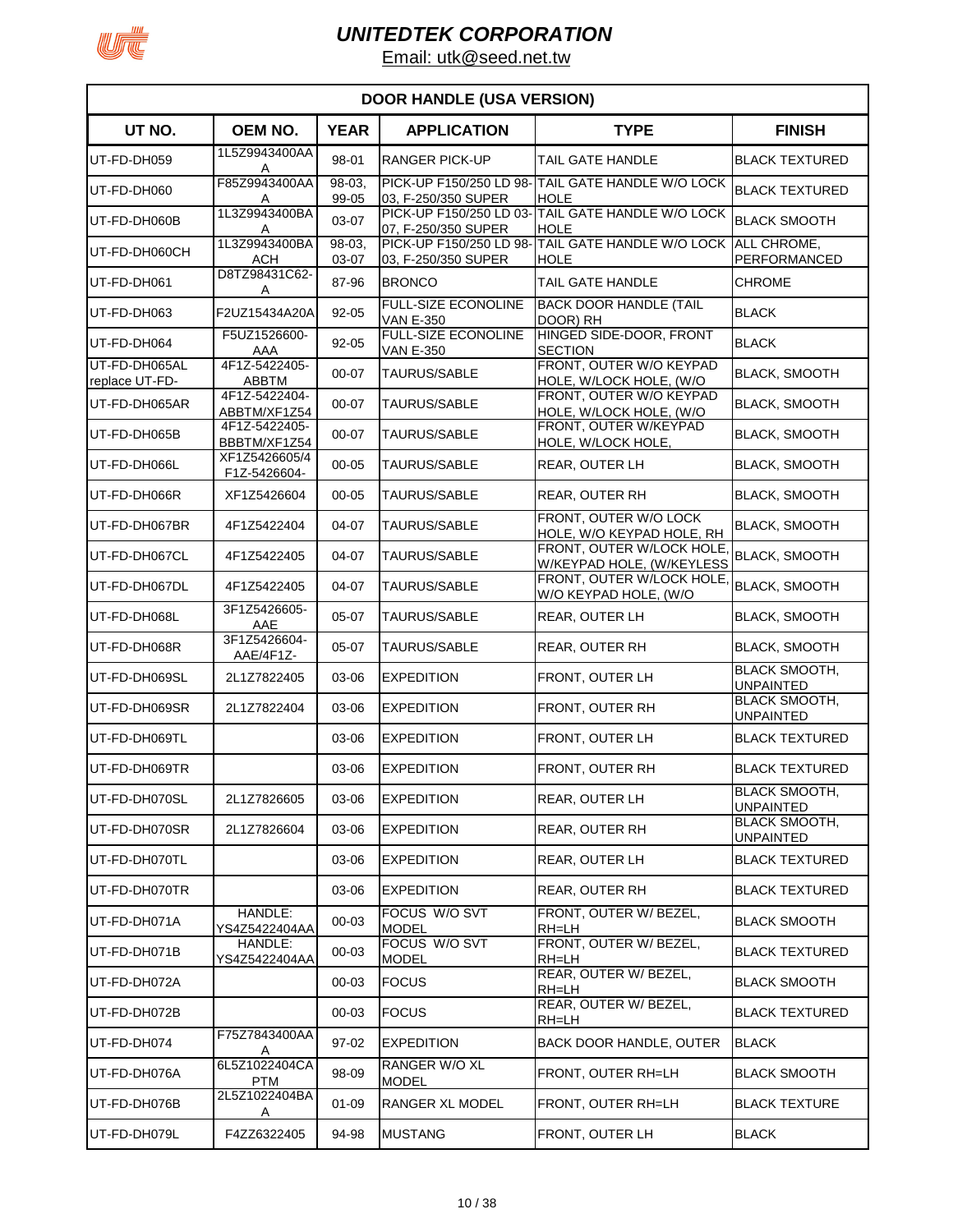# UNITEDTEK CORPORATION

Email: utk@seed.net.tw

## DOOR HANDLE (USA VERSION)

| UT NO. | OEM NO. | YEAR | APPLICATION | TYPE | FINISH |
|---|---|---|---|---|---|
| UT-FD-DH059 | 1L5Z9943400AA A | 98-01 | RANGER PICK-UP | TAIL GATE HANDLE | BLACK TEXTURED |
| UT-FD-DH060 | F85Z9943400AA A | 98-03, 99-05 | PICK-UP F150/250 LD 98-03, F-250/350 SUPER | TAIL GATE HANDLE W/O LOCK HOLE | BLACK TEXTURED |
| UT-FD-DH060B | 1L3Z9943400BA A | 03-07 | PICK-UP F150/250 LD 03-07, F-250/350 SUPER | TAIL GATE HANDLE W/O LOCK HOLE | BLACK SMOOTH |
| UT-FD-DH060CH | 1L3Z9943400BA ACH | 98-03, 03-07 | PICK-UP F150/250 LD 98-03, F-250/350 SUPER | TAIL GATE HANDLE W/O LOCK HOLE | ALL CHROME, PERFORMANCED |
| UT-FD-DH061 | D8TZ98431C62-A | 87-96 | BRONCO | TAIL GATE HANDLE | CHROME |
| UT-FD-DH063 | F2UZ15434A20A | 92-05 | FULL-SIZE ECONOLINE VAN E-350 | BACK DOOR HANDLE (TAIL DOOR) RH | BLACK |
| UT-FD-DH064 | F5UZ1526600-AAA | 92-05 | FULL-SIZE ECONOLINE VAN E-350 | HINGED SIDE-DOOR, FRONT SECTION | BLACK |
| UT-FD-DH065AL replace UT-FD- | 4F1Z-5422405-ABBTM | 00-07 | TAURUS/SABLE | FRONT, OUTER W/O KEYPAD HOLE, W/LOCK HOLE, (W/O | BLACK, SMOOTH |
| UT-FD-DH065AR | 4F1Z-5422404-ABBTM/XF1Z54 | 00-07 | TAURUS/SABLE | FRONT, OUTER W/O KEYPAD HOLE, W/LOCK HOLE, (W/O | BLACK, SMOOTH |
| UT-FD-DH065B | 4F1Z-5422405-BBBTM/XF1Z54 | 00-07 | TAURUS/SABLE | FRONT, OUTER W/KEYPAD HOLE, W/LOCK HOLE, | BLACK, SMOOTH |
| UT-FD-DH066L | XF1Z5426605/4 F1Z-5426604- | 00-05 | TAURUS/SABLE | REAR, OUTER LH | BLACK, SMOOTH |
| UT-FD-DH066R | XF1Z5426604 | 00-05 | TAURUS/SABLE | REAR, OUTER RH | BLACK, SMOOTH |
| UT-FD-DH067BR | 4F1Z5422404 | 04-07 | TAURUS/SABLE | FRONT, OUTER W/O LOCK HOLE, W/O KEYPAD HOLE, RH | BLACK, SMOOTH |
| UT-FD-DH067CL | 4F1Z5422405 | 04-07 | TAURUS/SABLE | FRONT, OUTER W/LOCK HOLE, W/KEYPAD HOLE, (W/KEYLESS | BLACK, SMOOTH |
| UT-FD-DH067DL | 4F1Z5422405 | 04-07 | TAURUS/SABLE | FRONT, OUTER W/LOCK HOLE, W/O KEYPAD HOLE, (W/O | BLACK, SMOOTH |
| UT-FD-DH068L | 3F1Z5426605-AAE | 05-07 | TAURUS/SABLE | REAR, OUTER LH | BLACK, SMOOTH |
| UT-FD-DH068R | 3F1Z5426604-AAE/4F1Z- | 05-07 | TAURUS/SABLE | REAR, OUTER RH | BLACK, SMOOTH |
| UT-FD-DH069SL | 2L1Z7822405 | 03-06 | EXPEDITION | FRONT, OUTER LH | BLACK SMOOTH, UNPAINTED |
| UT-FD-DH069SR | 2L1Z7822404 | 03-06 | EXPEDITION | FRONT, OUTER RH | BLACK SMOOTH, UNPAINTED |
| UT-FD-DH069TL | | 03-06 | EXPEDITION | FRONT, OUTER LH | BLACK TEXTURED |
| UT-FD-DH069TR | | 03-06 | EXPEDITION | FRONT, OUTER RH | BLACK TEXTURED |
| UT-FD-DH070SL | 2L1Z7826605 | 03-06 | EXPEDITION | REAR, OUTER LH | BLACK SMOOTH, UNPAINTED |
| UT-FD-DH070SR | 2L1Z7826604 | 03-06 | EXPEDITION | REAR, OUTER RH | BLACK SMOOTH, UNPAINTED |
| UT-FD-DH070TL | | 03-06 | EXPEDITION | REAR, OUTER LH | BLACK TEXTURED |
| UT-FD-DH070TR | | 03-06 | EXPEDITION | REAR, OUTER RH | BLACK TEXTURED |
| UT-FD-DH071A | HANDLE: YS4Z5422404AA | 00-03 | FOCUS W/O SVT MODEL | FRONT, OUTER W/ BEZEL, RH=LH | BLACK SMOOTH |
| UT-FD-DH071B | HANDLE: YS4Z5422404AA | 00-03 | FOCUS W/O SVT MODEL | FRONT, OUTER W/ BEZEL, RH=LH | BLACK TEXTURED |
| UT-FD-DH072A | | 00-03 | FOCUS | REAR, OUTER W/ BEZEL, RH=LH | BLACK SMOOTH |
| UT-FD-DH072B | | 00-03 | FOCUS | REAR, OUTER W/ BEZEL, RH=LH | BLACK TEXTURED |
| UT-FD-DH074 | F75Z7843400AA A | 97-02 | EXPEDITION | BACK DOOR HANDLE, OUTER | BLACK |
| UT-FD-DH076A | 6L5Z1022404CA PTM | 98-09 | RANGER W/O XL MODEL | FRONT, OUTER RH=LH | BLACK SMOOTH |
| UT-FD-DH076B | 2L5Z1022404BA A | 01-09 | RANGER XL MODEL | FRONT, OUTER RH=LH | BLACK TEXTURE |
| UT-FD-DH079L | F4ZZ6322405 | 94-98 | MUSTANG | FRONT, OUTER LH | BLACK |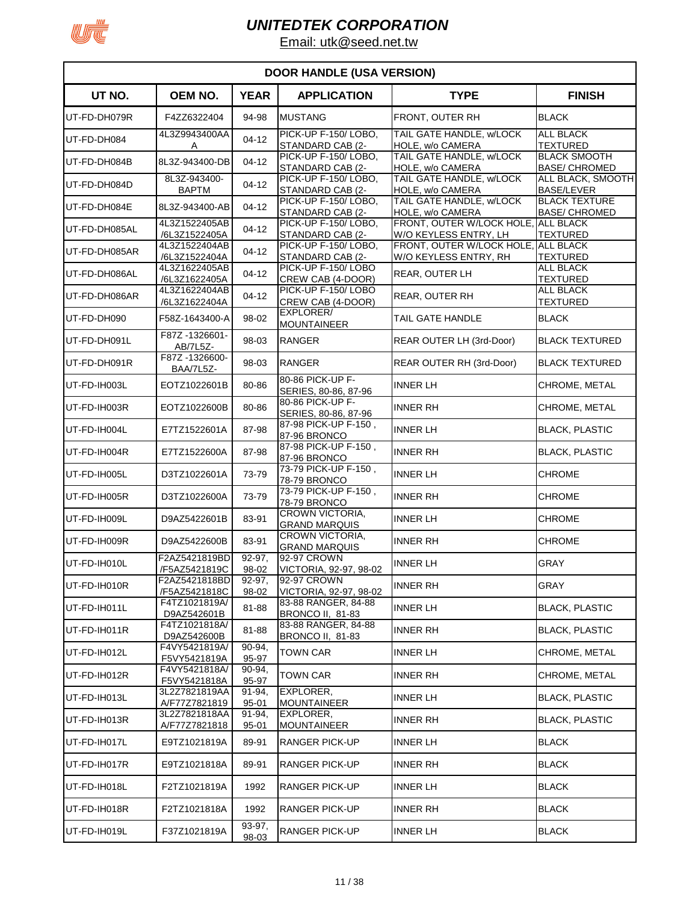# UNITEDTEK CORPORATION

Email: utk@seed.net.tw

| DOOR HANDLE (USA VERSION) | | | | | |
|---|---|---|---|---|---|
| **UT NO.** | **OEM NO.** | **YEAR** | **APPLICATION** | **TYPE** | **FINISH** |
| UT-FD-DH079R | F4ZZ6322404 | 94-98 | MUSTANG | FRONT, OUTER RH | BLACK |
| UT-FD-DH084 | 4L3Z9943400AAA | 04-12 | PICK-UP F-150/ LOBO, STANDARD CAB (2- | TAIL GATE HANDLE, w/LOCK HOLE, w/o CAMERA | ALL BLACK TEXTURED |
| UT-FD-DH084B | 8L3Z-943400-DB | 04-12 | PICK-UP F-150/ LOBO, STANDARD CAB (2- | TAIL GATE HANDLE, w/LOCK HOLE, w/o CAMERA | BLACK SMOOTH BASE/ CHROMED |
| UT-FD-DH084D | 8L3Z-943400-BAPTM | 04-12 | PICK-UP F-150/ LOBO, STANDARD CAB (2- | TAIL GATE HANDLE, w/LOCK HOLE, w/o CAMERA | ALL BLACK, SMOOTH BASE/LEVER |
| UT-FD-DH084E | 8L3Z-943400-AB | 04-12 | PICK-UP F-150/ LOBO, STANDARD CAB (2- | TAIL GATE HANDLE, w/LOCK HOLE, w/o CAMERA | BLACK TEXTURE BASE/ CHROMED |
| UT-FD-DH085AL | 4L3Z1522405AB /6L3Z1522405A | 04-12 | PICK-UP F-150/ LOBO, STANDARD CAB (2- | FRONT, OUTER W/LOCK HOLE, W/O KEYLESS ENTRY, LH | ALL BLACK TEXTURED |
| UT-FD-DH085AR | 4L3Z1522404AB /6L3Z1522404A | 04-12 | PICK-UP F-150/ LOBO, STANDARD CAB (2- | FRONT, OUTER W/LOCK HOLE, W/O KEYLESS ENTRY, RH | ALL BLACK TEXTURED |
| UT-FD-DH086AL | 4L3Z1622405AB /6L3Z1622405A | 04-12 | PICK-UP F-150/ LOBO CREW CAB (4-DOOR) | REAR, OUTER LH | ALL BLACK TEXTURED |
| UT-FD-DH086AR | 4L3Z1622404AB /6L3Z1622404A | 04-12 | PICK-UP F-150/ LOBO CREW CAB (4-DOOR) | REAR, OUTER RH | ALL BLACK TEXTURED |
| UT-FD-DH090 | F58Z-1643400-A | 98-02 | EXPLORER/ MOUNTAINEER | TAIL GATE HANDLE | BLACK |
| UT-FD-DH091L | F87Z -1326601-AB/7L5Z- | 98-03 | RANGER | REAR OUTER LH (3rd-Door) | BLACK TEXTURED |
| UT-FD-DH091R | F87Z -1326600-BAA/7L5Z- | 98-03 | RANGER | REAR OUTER RH (3rd-Door) | BLACK TEXTURED |
| UT-FD-IH003L | EOTZ1022601B | 80-86 | 80-86 PICK-UP F-SERIES, 80-86, 87-96 | INNER LH | CHROME, METAL |
| UT-FD-IH003R | EOTZ1022600B | 80-86 | 80-86 PICK-UP F-SERIES, 80-86, 87-96 | INNER RH | CHROME, METAL |
| UT-FD-IH004L | E7TZ1522601A | 87-98 | 87-98 PICK-UP F-150 , 87-96 BRONCO | INNER LH | BLACK, PLASTIC |
| UT-FD-IH004R | E7TZ1522600A | 87-98 | 87-98 PICK-UP F-150 , 87-96 BRONCO | INNER RH | BLACK, PLASTIC |
| UT-FD-IH005L | D3TZ1022601A | 73-79 | 73-79 PICK-UP F-150 , 78-79 BRONCO | INNER LH | CHROME |
| UT-FD-IH005R | D3TZ1022600A | 73-79 | 73-79 PICK-UP F-150 , 78-79 BRONCO | INNER RH | CHROME |
| UT-FD-IH009L | D9AZ5422601B | 83-91 | CROWN VICTORIA, GRAND MARQUIS | INNER LH | CHROME |
| UT-FD-IH009R | D9AZ5422600B | 83-91 | CROWN VICTORIA, GRAND MARQUIS | INNER RH | CHROME |
| UT-FD-IH010L | F2AZ5421819BD /F5AZ5421819C | 92-97, 98-02 | 92-97 CROWN VICTORIA, 92-97, 98-02 | INNER LH | GRAY |
| UT-FD-IH010R | F2AZ5421818BD /F5AZ5421818C | 92-97, 98-02 | 92-97 CROWN VICTORIA, 92-97, 98-02 | INNER RH | GRAY |
| UT-FD-IH011L | F4TZ1021819A/ D9AZ542601B | 81-88 | 83-88 RANGER, 84-88 BRONCO II, 81-83 | INNER LH | BLACK, PLASTIC |
| UT-FD-IH011R | F4TZ1021818A/ D9AZ542600B | 81-88 | 83-88 RANGER, 84-88 BRONCO II, 81-83 | INNER RH | BLACK, PLASTIC |
| UT-FD-IH012L | F4VY5421819A/ F5VY5421819A | 90-94, 95-97 | TOWN CAR | INNER LH | CHROME, METAL |
| UT-FD-IH012R | F4VY5421818A/ F5VY5421818A | 90-94, 95-97 | TOWN CAR | INNER RH | CHROME, METAL |
| UT-FD-IH013L | 3L2Z7821819AA A/F77Z7821819 | 91-94, 95-01 | EXPLORER, MOUNTAINEER | INNER LH | BLACK, PLASTIC |
| UT-FD-IH013R | 3L2Z7821818AA A/F77Z7821818 | 91-94, 95-01 | EXPLORER, MOUNTAINEER | INNER RH | BLACK, PLASTIC |
| UT-FD-IH017L | E9TZ1021819A | 89-91 | RANGER PICK-UP | INNER LH | BLACK |
| UT-FD-IH017R | E9TZ1021818A | 89-91 | RANGER PICK-UP | INNER RH | BLACK |
| UT-FD-IH018L | F2TZ1021819A | 1992 | RANGER PICK-UP | INNER LH | BLACK |
| UT-FD-IH018R | F2TZ1021818A | 1992 | RANGER PICK-UP | INNER RH | BLACK |
| UT-FD-IH019L | F37Z1021819A | 93-97, 98-03 | RANGER PICK-UP | INNER LH | BLACK |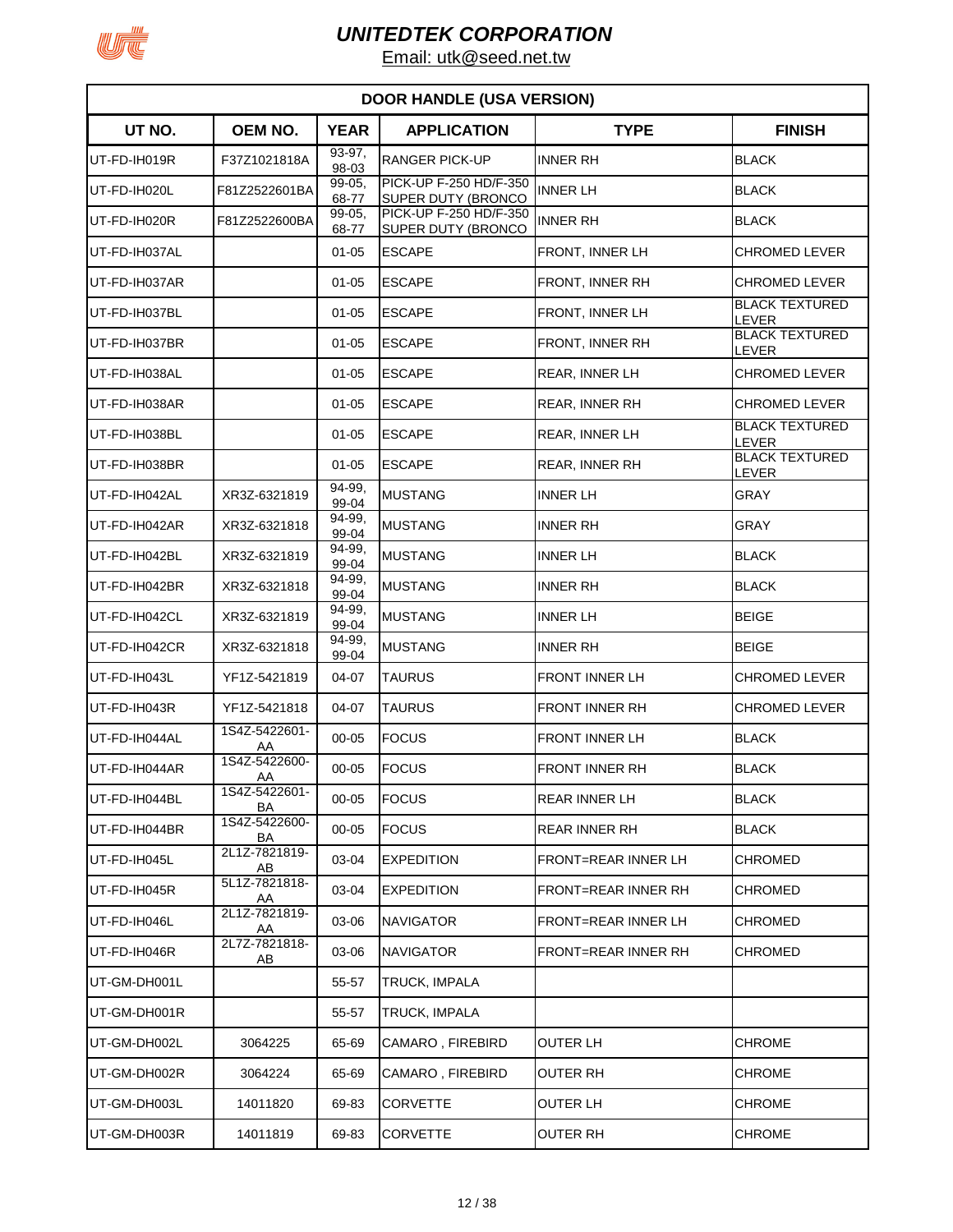# UNITEDTEK CORPORATION

Email: utk@seed.net.tw

| DOOR HANDLE (USA VERSION) | | | | | |
|---|---|---|---|---|---|
| **UT NO.** | **OEM NO.** | **YEAR** | **APPLICATION** | **TYPE** | **FINISH** |
| UT-FD-IH019R | F37Z1021818A | 93-97, 98-03 | RANGER PICK-UP | INNER RH | BLACK |
| UT-FD-IH020L | F81Z2522601BA | 99-05, 68-77 | PICK-UP F-250 HD/F-350 SUPER DUTY (BRONCO | INNER LH | BLACK |
| UT-FD-IH020R | F81Z2522600BA | 99-05, 68-77 | PICK-UP F-250 HD/F-350 SUPER DUTY (BRONCO | INNER RH | BLACK |
| UT-FD-IH037AL | | 01-05 | ESCAPE | FRONT, INNER LH | CHROMED LEVER |
| UT-FD-IH037AR | | 01-05 | ESCAPE | FRONT, INNER RH | CHROMED LEVER |
| UT-FD-IH037BL | | 01-05 | ESCAPE | FRONT, INNER LH | BLACK TEXTURED LEVER |
| UT-FD-IH037BR | | 01-05 | ESCAPE | FRONT, INNER RH | BLACK TEXTURED LEVER |
| UT-FD-IH038AL | | 01-05 | ESCAPE | REAR, INNER LH | CHROMED LEVER |
| UT-FD-IH038AR | | 01-05 | ESCAPE | REAR, INNER RH | CHROMED LEVER |
| UT-FD-IH038BL | | 01-05 | ESCAPE | REAR, INNER LH | BLACK TEXTURED LEVER |
| UT-FD-IH038BR | | 01-05 | ESCAPE | REAR, INNER RH | BLACK TEXTURED LEVER |
| UT-FD-IH042AL | XR3Z-6321819 | 94-99, 99-04 | MUSTANG | INNER LH | GRAY |
| UT-FD-IH042AR | XR3Z-6321818 | 94-99, 99-04 | MUSTANG | INNER RH | GRAY |
| UT-FD-IH042BL | XR3Z-6321819 | 94-99, 99-04 | MUSTANG | INNER LH | BLACK |
| UT-FD-IH042BR | XR3Z-6321818 | 94-99, 99-04 | MUSTANG | INNER RH | BLACK |
| UT-FD-IH042CL | XR3Z-6321819 | 94-99, 99-04 | MUSTANG | INNER LH | BEIGE |
| UT-FD-IH042CR | XR3Z-6321818 | 94-99, 99-04 | MUSTANG | INNER RH | BEIGE |
| UT-FD-IH043L | YF1Z-5421819 | 04-07 | TAURUS | FRONT INNER LH | CHROMED LEVER |
| UT-FD-IH043R | YF1Z-5421818 | 04-07 | TAURUS | FRONT INNER RH | CHROMED LEVER |
| UT-FD-IH044AL | 1S4Z-5422601-AA | 00-05 | FOCUS | FRONT INNER LH | BLACK |
| UT-FD-IH044AR | 1S4Z-5422600-AA | 00-05 | FOCUS | FRONT INNER RH | BLACK |
| UT-FD-IH044BL | 1S4Z-5422601-BA | 00-05 | FOCUS | REAR INNER LH | BLACK |
| UT-FD-IH044BR | 1S4Z-5422600-BA | 00-05 | FOCUS | REAR INNER RH | BLACK |
| UT-FD-IH045L | 2L1Z-7821819-AB | 03-04 | EXPEDITION | FRONT=REAR INNER LH | CHROMED |
| UT-FD-IH045R | 5L1Z-7821818-AA | 03-04 | EXPEDITION | FRONT=REAR INNER RH | CHROMED |
| UT-FD-IH046L | 2L1Z-7821819-AA | 03-06 | NAVIGATOR | FRONT=REAR INNER LH | CHROMED |
| UT-FD-IH046R | 2L7Z-7821818-AB | 03-06 | NAVIGATOR | FRONT=REAR INNER RH | CHROMED |
| UT-GM-DH001L | | 55-57 | TRUCK, IMPALA | | |
| UT-GM-DH001R | | 55-57 | TRUCK, IMPALA | | |
| UT-GM-DH002L | 3064225 | 65-69 | CAMARO , FIREBIRD | OUTER LH | CHROME |
| UT-GM-DH002R | 3064224 | 65-69 | CAMARO , FIREBIRD | OUTER RH | CHROME |
| UT-GM-DH003L | 14011820 | 69-83 | CORVETTE | OUTER LH | CHROME |
| UT-GM-DH003R | 14011819 | 69-83 | CORVETTE | OUTER RH | CHROME |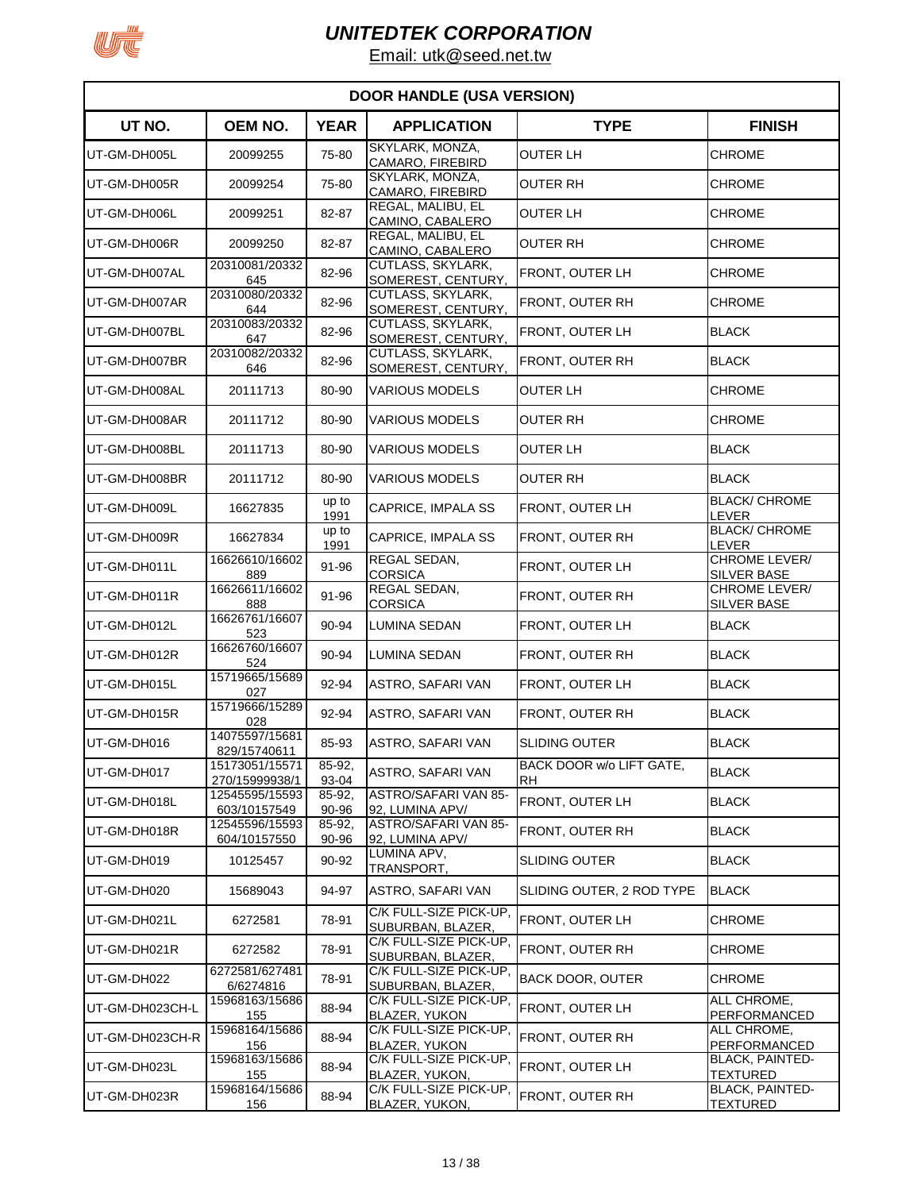# UNITEDTEK CORPORATION

Email: utk@seed.net.tw

| DOOR HANDLE (USA VERSION) | | | | | |
|---|---|---|---|---|---|
| **UT NO.** | **OEM NO.** | **YEAR** | **APPLICATION** | **TYPE** | **FINISH** |
| UT-GM-DH005L | 20099255 | 75-80 | SKYLARK, MONZA, CAMARO, FIREBIRD | OUTER LH | CHROME |
| UT-GM-DH005R | 20099254 | 75-80 | SKYLARK, MONZA, CAMARO, FIREBIRD | OUTER RH | CHROME |
| UT-GM-DH006L | 20099251 | 82-87 | REGAL, MALIBU, EL CAMINO, CABALERO | OUTER LH | CHROME |
| UT-GM-DH006R | 20099250 | 82-87 | REGAL, MALIBU, EL CAMINO, CABALERO | OUTER RH | CHROME |
| UT-GM-DH007AL | 20310081/20332645 | 82-96 | CUTLASS, SKYLARK, SOMEREST, CENTURY, | FRONT, OUTER LH | CHROME |
| UT-GM-DH007AR | 20310080/20332644 | 82-96 | CUTLASS, SKYLARK, SOMEREST, CENTURY, | FRONT, OUTER RH | CHROME |
| UT-GM-DH007BL | 20310083/20332647 | 82-96 | CUTLASS, SKYLARK, SOMEREST, CENTURY, | FRONT, OUTER LH | BLACK |
| UT-GM-DH007BR | 20310082/20332646 | 82-96 | CUTLASS, SKYLARK, SOMEREST, CENTURY, | FRONT, OUTER RH | BLACK |
| UT-GM-DH008AL | 20111713 | 80-90 | VARIOUS MODELS | OUTER LH | CHROME |
| UT-GM-DH008AR | 20111712 | 80-90 | VARIOUS MODELS | OUTER RH | CHROME |
| UT-GM-DH008BL | 20111713 | 80-90 | VARIOUS MODELS | OUTER LH | BLACK |
| UT-GM-DH008BR | 20111712 | 80-90 | VARIOUS MODELS | OUTER RH | BLACK |
| UT-GM-DH009L | 16627835 | up to 1991 | CAPRICE, IMPALA SS | FRONT, OUTER LH | BLACK/ CHROME LEVER |
| UT-GM-DH009R | 16627834 | up to 1991 | CAPRICE, IMPALA SS | FRONT, OUTER RH | BLACK/ CHROME LEVER |
| UT-GM-DH011L | 16626610/16602889 | 91-96 | REGAL SEDAN, CORSICA | FRONT, OUTER LH | CHROME LEVER/ SILVER BASE |
| UT-GM-DH011R | 16626611/16602888 | 91-96 | REGAL SEDAN, CORSICA | FRONT, OUTER RH | CHROME LEVER/ SILVER BASE |
| UT-GM-DH012L | 16626761/16607523 | 90-94 | LUMINA SEDAN | FRONT, OUTER LH | BLACK |
| UT-GM-DH012R | 16626760/16607524 | 90-94 | LUMINA SEDAN | FRONT, OUTER RH | BLACK |
| UT-GM-DH015L | 15719665/15689027 | 92-94 | ASTRO, SAFARI VAN | FRONT, OUTER LH | BLACK |
| UT-GM-DH015R | 15719666/15289028 | 92-94 | ASTRO, SAFARI VAN | FRONT, OUTER RH | BLACK |
| UT-GM-DH016 | 14075597/15681829/15740611 | 85-93 | ASTRO, SAFARI VAN | SLIDING OUTER | BLACK |
| UT-GM-DH017 | 15173051/15571270/15999938/1 | 85-92, 93-04 | ASTRO, SAFARI VAN | BACK DOOR w/o LIFT GATE, RH | BLACK |
| UT-GM-DH018L | 12545595/15593603/10157549 | 85-92, 90-96 | ASTRO/SAFARI VAN 85-92, LUMINA APV/ | FRONT, OUTER LH | BLACK |
| UT-GM-DH018R | 12545596/15593604/10157550 | 85-92, 90-96 | ASTRO/SAFARI VAN 85-92, LUMINA APV/ | FRONT, OUTER RH | BLACK |
| UT-GM-DH019 | 10125457 | 90-92 | LUMINA APV, TRANSPORT, | SLIDING OUTER | BLACK |
| UT-GM-DH020 | 15689043 | 94-97 | ASTRO, SAFARI VAN | SLIDING OUTER, 2 ROD TYPE | BLACK |
| UT-GM-DH021L | 6272581 | 78-91 | C/K FULL-SIZE PICK-UP, SUBURBAN, BLAZER, | FRONT, OUTER LH | CHROME |
| UT-GM-DH021R | 6272582 | 78-91 | C/K FULL-SIZE PICK-UP, SUBURBAN, BLAZER, | FRONT, OUTER RH | CHROME |
| UT-GM-DH022 | 6272581/6274816/6274816 | 78-91 | C/K FULL-SIZE PICK-UP, SUBURBAN, BLAZER, | BACK DOOR, OUTER | CHROME |
| UT-GM-DH023CH-L | 15968163/15686155 | 88-94 | C/K FULL-SIZE PICK-UP, BLAZER, YUKON | FRONT, OUTER LH | ALL CHROME, PERFORMANCED |
| UT-GM-DH023CH-R | 15968164/15686156 | 88-94 | C/K FULL-SIZE PICK-UP, BLAZER, YUKON | FRONT, OUTER RH | ALL CHROME, PERFORMANCED |
| UT-GM-DH023L | 15968163/15686155 | 88-94 | C/K FULL-SIZE PICK-UP, BLAZER, YUKON, | FRONT, OUTER LH | BLACK, PAINTED-TEXTURED |
| UT-GM-DH023R | 15968164/15686156 | 88-94 | C/K FULL-SIZE PICK-UP, BLAZER, YUKON, | FRONT, OUTER RH | BLACK, PAINTED-TEXTURED |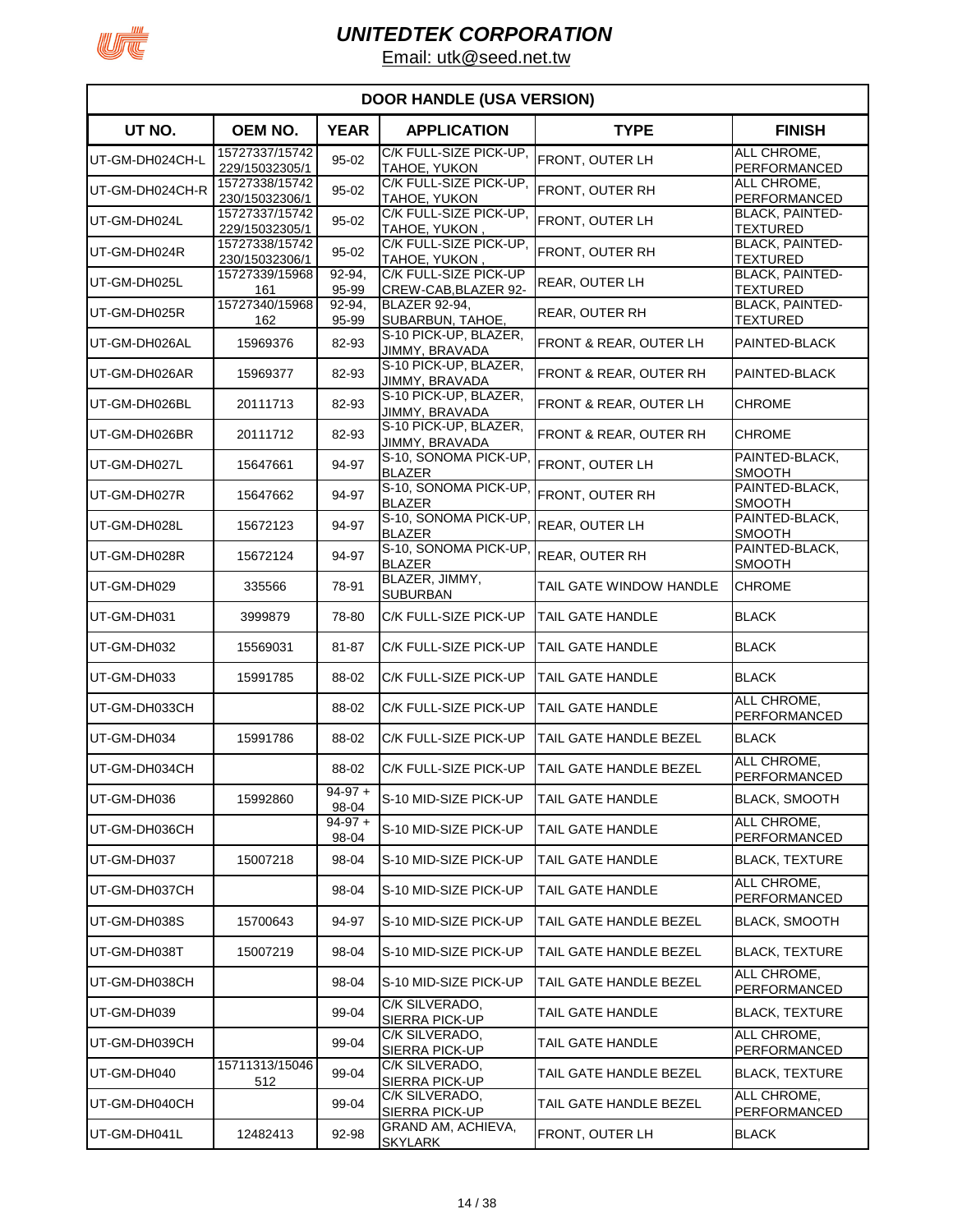# UNITEDTEK CORPORATION

Email: utk@seed.net.tw

| DOOR HANDLE (USA VERSION) | | | | | |
|---|---|---|---|---|---|
| **UT NO.** | **OEM NO.** | **YEAR** | **APPLICATION** | **TYPE** | **FINISH** |
| UT-GM-DH024CH-L | 15727337/15742229/15032305/1 | 95-02 | C/K FULL-SIZE PICK-UP, TAHOE, YUKON | FRONT, OUTER LH | ALL CHROME, PERFORMANCED |
| UT-GM-DH024CH-R | 15727338/15742230/15032306/1 | 95-02 | C/K FULL-SIZE PICK-UP, TAHOE, YUKON | FRONT, OUTER RH | ALL CHROME, PERFORMANCED |
| UT-GM-DH024L | 15727337/15742229/15032305/1 | 95-02 | C/K FULL-SIZE PICK-UP, TAHOE, YUKON , | FRONT, OUTER LH | BLACK, PAINTED-TEXTURED |
| UT-GM-DH024R | 15727338/15742230/15032306/1 | 95-02 | C/K FULL-SIZE PICK-UP, TAHOE, YUKON , | FRONT, OUTER RH | BLACK, PAINTED-TEXTURED |
| UT-GM-DH025L | 15727339/15968161 | 92-94, 95-99 | C/K FULL-SIZE PICK-UP CREW-CAB,BLAZER 92- | REAR, OUTER LH | BLACK, PAINTED-TEXTURED |
| UT-GM-DH025R | 15727340/15968162 | 92-94, 95-99 | BLAZER 92-94, SUBARBUN, TAHOE, | REAR, OUTER RH | BLACK, PAINTED-TEXTURED |
| UT-GM-DH026AL | 15969376 | 82-93 | S-10 PICK-UP, BLAZER, JIMMY, BRAVADA | FRONT & REAR, OUTER LH | PAINTED-BLACK |
| UT-GM-DH026AR | 15969377 | 82-93 | S-10 PICK-UP, BLAZER, JIMMY, BRAVADA | FRONT & REAR, OUTER RH | PAINTED-BLACK |
| UT-GM-DH026BL | 20111713 | 82-93 | S-10 PICK-UP, BLAZER, JIMMY, BRAVADA | FRONT & REAR, OUTER LH | CHROME |
| UT-GM-DH026BR | 20111712 | 82-93 | S-10 PICK-UP, BLAZER, JIMMY, BRAVADA | FRONT & REAR, OUTER RH | CHROME |
| UT-GM-DH027L | 15647661 | 94-97 | S-10, SONOMA PICK-UP, BLAZER | FRONT, OUTER LH | PAINTED-BLACK, SMOOTH |
| UT-GM-DH027R | 15647662 | 94-97 | S-10, SONOMA PICK-UP, BLAZER | FRONT, OUTER RH | PAINTED-BLACK, SMOOTH |
| UT-GM-DH028L | 15672123 | 94-97 | S-10, SONOMA PICK-UP, BLAZER | REAR, OUTER LH | PAINTED-BLACK, SMOOTH |
| UT-GM-DH028R | 15672124 | 94-97 | S-10, SONOMA PICK-UP, BLAZER | REAR, OUTER RH | PAINTED-BLACK, SMOOTH |
| UT-GM-DH029 | 335566 | 78-91 | BLAZER, JIMMY, SUBURBAN | TAIL GATE WINDOW HANDLE | CHROME |
| UT-GM-DH031 | 3999879 | 78-80 | C/K FULL-SIZE PICK-UP | TAIL GATE HANDLE | BLACK |
| UT-GM-DH032 | 15569031 | 81-87 | C/K FULL-SIZE PICK-UP | TAIL GATE HANDLE | BLACK |
| UT-GM-DH033 | 15991785 | 88-02 | C/K FULL-SIZE PICK-UP | TAIL GATE HANDLE | BLACK |
| UT-GM-DH033CH | | 88-02 | C/K FULL-SIZE PICK-UP | TAIL GATE HANDLE | ALL CHROME, PERFORMANCED |
| UT-GM-DH034 | 15991786 | 88-02 | C/K FULL-SIZE PICK-UP | TAIL GATE HANDLE BEZEL | BLACK |
| UT-GM-DH034CH | | 88-02 | C/K FULL-SIZE PICK-UP | TAIL GATE HANDLE BEZEL | ALL CHROME, PERFORMANCED |
| UT-GM-DH036 | 15992860 | 94-97 + 98-04 | S-10 MID-SIZE PICK-UP | TAIL GATE HANDLE | BLACK, SMOOTH |
| UT-GM-DH036CH | | 94-97 + 98-04 | S-10 MID-SIZE PICK-UP | TAIL GATE HANDLE | ALL CHROME, PERFORMANCED |
| UT-GM-DH037 | 15007218 | 98-04 | S-10 MID-SIZE PICK-UP | TAIL GATE HANDLE | BLACK, TEXTURE |
| UT-GM-DH037CH | | 98-04 | S-10 MID-SIZE PICK-UP | TAIL GATE HANDLE | ALL CHROME, PERFORMANCED |
| UT-GM-DH038S | 15700643 | 94-97 | S-10 MID-SIZE PICK-UP | TAIL GATE HANDLE BEZEL | BLACK, SMOOTH |
| UT-GM-DH038T | 15007219 | 98-04 | S-10 MID-SIZE PICK-UP | TAIL GATE HANDLE BEZEL | BLACK, TEXTURE |
| UT-GM-DH038CH | | 98-04 | S-10 MID-SIZE PICK-UP | TAIL GATE HANDLE BEZEL | ALL CHROME, PERFORMANCED |
| UT-GM-DH039 | | 99-04 | C/K SILVERADO, SIERRA PICK-UP | TAIL GATE HANDLE | BLACK, TEXTURE |
| UT-GM-DH039CH | | 99-04 | C/K SILVERADO, SIERRA PICK-UP | TAIL GATE HANDLE | ALL CHROME, PERFORMANCED |
| UT-GM-DH040 | 15711313/15046512 | 99-04 | C/K SILVERADO, SIERRA PICK-UP | TAIL GATE HANDLE BEZEL | BLACK, TEXTURE |
| UT-GM-DH040CH | | 99-04 | C/K SILVERADO, SIERRA PICK-UP | TAIL GATE HANDLE BEZEL | ALL CHROME, PERFORMANCED |
| UT-GM-DH041L | 12482413 | 92-98 | GRAND AM, ACHIEVA, SKYLARK | FRONT, OUTER LH | BLACK |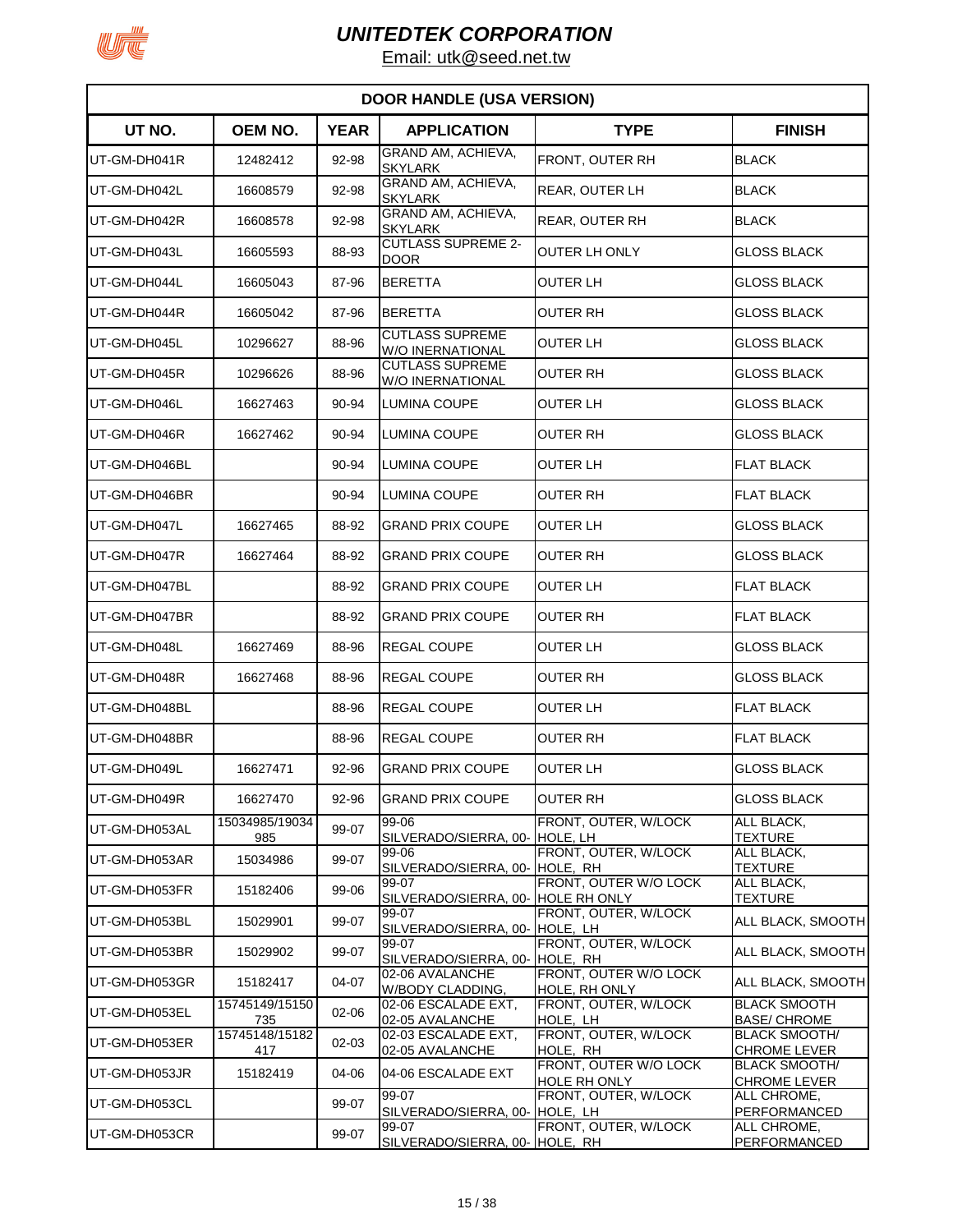# UNITEDTEK CORPORATION

Email: utk@seed.net.tw

| DOOR HANDLE (USA VERSION) | | | | | |
|---|---|---|---|---|---|
| **UT NO.** | **OEM NO.** | **YEAR** | **APPLICATION** | **TYPE** | **FINISH** |
| UT-GM-DH041R | 12482412 | 92-98 | GRAND AM, ACHIEVA, SKYLARK | FRONT, OUTER RH | BLACK |
| UT-GM-DH042L | 16608579 | 92-98 | GRAND AM, ACHIEVA, SKYLARK | REAR, OUTER LH | BLACK |
| UT-GM-DH042R | 16608578 | 92-98 | GRAND AM, ACHIEVA, SKYLARK | REAR, OUTER RH | BLACK |
| UT-GM-DH043L | 16605593 | 88-93 | CUTLASS SUPREME 2-DOOR | OUTER LH ONLY | GLOSS BLACK |
| UT-GM-DH044L | 16605043 | 87-96 | BERETTA | OUTER LH | GLOSS BLACK |
| UT-GM-DH044R | 16605042 | 87-96 | BERETTA | OUTER RH | GLOSS BLACK |
| UT-GM-DH045L | 10296627 | 88-96 | CUTLASS SUPREME W/O INERNATIONAL | OUTER LH | GLOSS BLACK |
| UT-GM-DH045R | 10296626 | 88-96 | CUTLASS SUPREME W/O INERNATIONAL | OUTER RH | GLOSS BLACK |
| UT-GM-DH046L | 16627463 | 90-94 | LUMINA COUPE | OUTER LH | GLOSS BLACK |
| UT-GM-DH046R | 16627462 | 90-94 | LUMINA COUPE | OUTER RH | GLOSS BLACK |
| UT-GM-DH046BL | | 90-94 | LUMINA COUPE | OUTER LH | FLAT BLACK |
| UT-GM-DH046BR | | 90-94 | LUMINA COUPE | OUTER RH | FLAT BLACK |
| UT-GM-DH047L | 16627465 | 88-92 | GRAND PRIX COUPE | OUTER LH | GLOSS BLACK |
| UT-GM-DH047R | 16627464 | 88-92 | GRAND PRIX COUPE | OUTER RH | GLOSS BLACK |
| UT-GM-DH047BL | | 88-92 | GRAND PRIX COUPE | OUTER LH | FLAT BLACK |
| UT-GM-DH047BR | | 88-92 | GRAND PRIX COUPE | OUTER RH | FLAT BLACK |
| UT-GM-DH048L | 16627469 | 88-96 | REGAL COUPE | OUTER LH | GLOSS BLACK |
| UT-GM-DH048R | 16627468 | 88-96 | REGAL COUPE | OUTER RH | GLOSS BLACK |
| UT-GM-DH048BL | | 88-96 | REGAL COUPE | OUTER LH | FLAT BLACK |
| UT-GM-DH048BR | | 88-96 | REGAL COUPE | OUTER RH | FLAT BLACK |
| UT-GM-DH049L | 16627471 | 92-96 | GRAND PRIX COUPE | OUTER LH | GLOSS BLACK |
| UT-GM-DH049R | 16627470 | 92-96 | GRAND PRIX COUPE | OUTER RH | GLOSS BLACK |
| UT-GM-DH053AL | 15034985/19034985 | 99-07 | 99-06 SILVERADO/SIERRA, 00- | FRONT, OUTER, W/LOCK HOLE, LH | ALL BLACK, TEXTURE |
| UT-GM-DH053AR | 15034986 | 99-07 | 99-06 SILVERADO/SIERRA, 00- | FRONT, OUTER, W/LOCK HOLE, RH | ALL BLACK, TEXTURE |
| UT-GM-DH053FR | 15182406 | 99-06 | 99-07 SILVERADO/SIERRA, 00- | FRONT, OUTER W/O LOCK HOLE RH ONLY | ALL BLACK, TEXTURE |
| UT-GM-DH053BL | 15029901 | 99-07 | 99-07 SILVERADO/SIERRA, 00- | FRONT, OUTER, W/LOCK HOLE, LH | ALL BLACK, SMOOTH |
| UT-GM-DH053BR | 15029902 | 99-07 | 99-07 SILVERADO/SIERRA, 00- | FRONT, OUTER, W/LOCK HOLE, RH | ALL BLACK, SMOOTH |
| UT-GM-DH053GR | 15182417 | 04-07 | 02-06 AVALANCHE W/BODY CLADDING, | FRONT, OUTER W/O LOCK HOLE, RH ONLY | ALL BLACK, SMOOTH |
| UT-GM-DH053EL | 15745149/15150735 | 02-06 | 02-06 ESCALADE EXT, 02-05 AVALANCHE | FRONT, OUTER, W/LOCK HOLE, LH | BLACK SMOOTH BASE/ CHROME |
| UT-GM-DH053ER | 15745148/15182417 | 02-03 | 02-03 ESCALADE EXT, 02-05 AVALANCHE | FRONT, OUTER, W/LOCK HOLE, RH | BLACK SMOOTH/ CHROME LEVER |
| UT-GM-DH053JR | 15182419 | 04-06 | 04-06 ESCALADE EXT | FRONT, OUTER W/O LOCK HOLE RH ONLY | BLACK SMOOTH/ CHROME LEVER |
| UT-GM-DH053CL | | 99-07 | 99-07 SILVERADO/SIERRA, 00- | FRONT, OUTER, W/LOCK HOLE, LH | ALL CHROME, PERFORMANCED |
| UT-GM-DH053CR | | 99-07 | 99-07 SILVERADO/SIERRA, 00- | FRONT, OUTER, W/LOCK HOLE, RH | ALL CHROME, PERFORMANCED |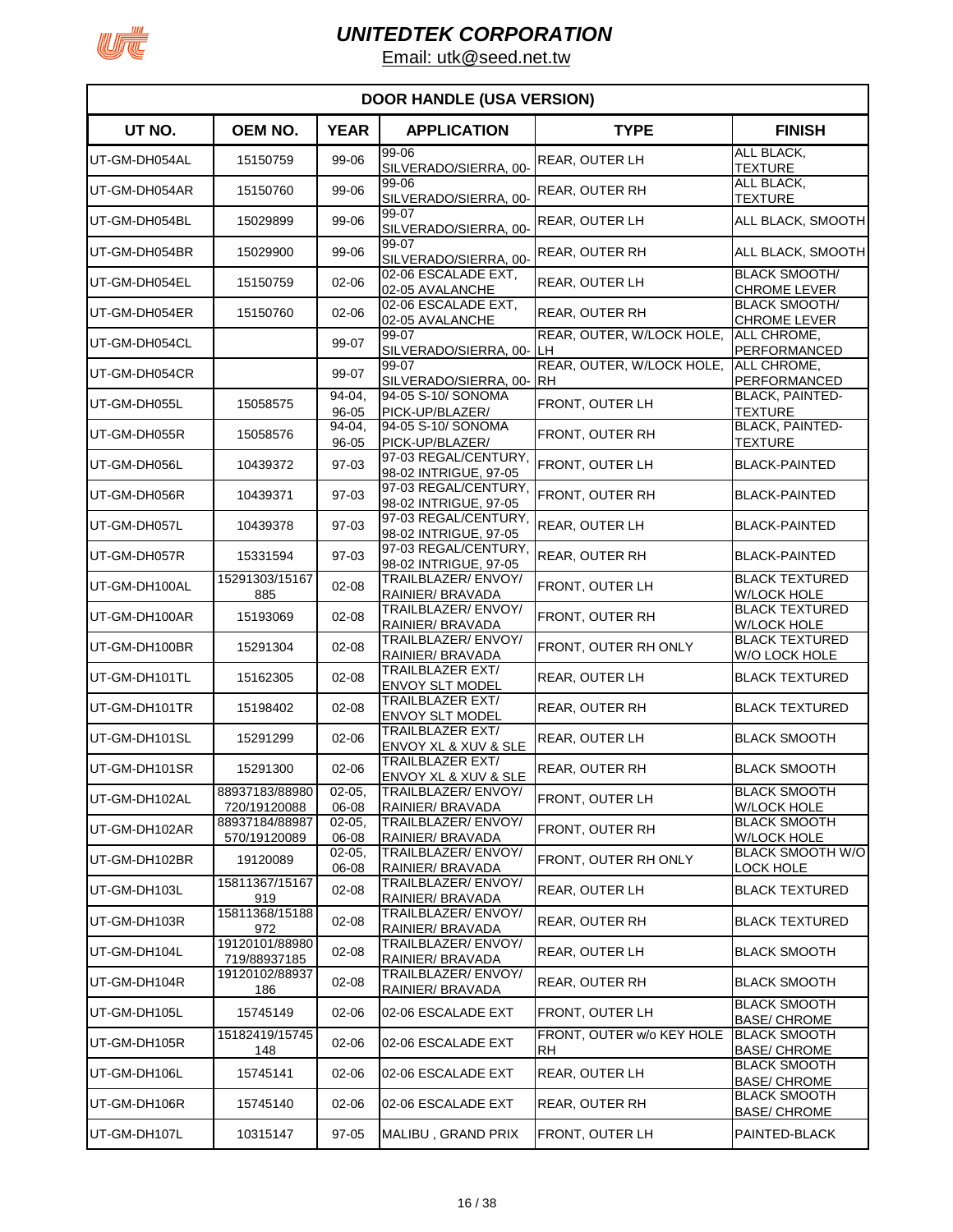# UNITEDTEK CORPORATION

Email: utk@seed.net.tw

| DOOR HANDLE (USA VERSION) | | | | | |
|---|---|---|---|---|---|
| **UT NO.** | **OEM NO.** | **YEAR** | **APPLICATION** | **TYPE** | **FINISH** |
| UT-GM-DH054AL | 15150759 | 99-06 | 99-06 SILVERADO/SIERRA, 00- | REAR, OUTER LH | ALL BLACK, TEXTURE |
| UT-GM-DH054AR | 15150760 | 99-06 | 99-06 SILVERADO/SIERRA, 00- | REAR, OUTER RH | ALL BLACK, TEXTURE |
| UT-GM-DH054BL | 15029899 | 99-06 | 99-07 SILVERADO/SIERRA, 00- | REAR, OUTER LH | ALL BLACK, SMOOTH |
| UT-GM-DH054BR | 15029900 | 99-06 | 99-07 SILVERADO/SIERRA, 00- | REAR, OUTER RH | ALL BLACK, SMOOTH |
| UT-GM-DH054EL | 15150759 | 02-06 | 02-06 ESCALADE EXT, 02-05 AVALANCHE | REAR, OUTER LH | BLACK SMOOTH/ CHROME LEVER |
| UT-GM-DH054ER | 15150760 | 02-06 | 02-06 ESCALADE EXT, 02-05 AVALANCHE | REAR, OUTER RH | BLACK SMOOTH/ CHROME LEVER |
| UT-GM-DH054CL | | 99-07 | 99-07 SILVERADO/SIERRA, 00- | REAR, OUTER, W/LOCK HOLE, LH | ALL CHROME, PERFORMANCED |
| UT-GM-DH054CR | | 99-07 | 99-07 SILVERADO/SIERRA, 00- | REAR, OUTER, W/LOCK HOLE, RH | ALL CHROME, PERFORMANCED |
| UT-GM-DH055L | 15058575 | 94-04, 96-05 | 94-05 S-10/ SONOMA PICK-UP/BLAZER/ | FRONT, OUTER LH | BLACK, PAINTED-TEXTURE |
| UT-GM-DH055R | 15058576 | 94-04, 96-05 | 94-05 S-10/ SONOMA PICK-UP/BLAZER/ | FRONT, OUTER RH | BLACK, PAINTED-TEXTURE |
| UT-GM-DH056L | 10439372 | 97-03 | 97-03 REGAL/CENTURY, 98-02 INTRIGUE, 97-05 | FRONT, OUTER LH | BLACK-PAINTED |
| UT-GM-DH056R | 10439371 | 97-03 | 97-03 REGAL/CENTURY, 98-02 INTRIGUE, 97-05 | FRONT, OUTER RH | BLACK-PAINTED |
| UT-GM-DH057L | 10439378 | 97-03 | 97-03 REGAL/CENTURY, 98-02 INTRIGUE, 97-05 | REAR, OUTER LH | BLACK-PAINTED |
| UT-GM-DH057R | 15331594 | 97-03 | 97-03 REGAL/CENTURY, 98-02 INTRIGUE, 97-05 | REAR, OUTER RH | BLACK-PAINTED |
| UT-GM-DH100AL | 15291303/15167885 | 02-08 | TRAILBLAZER/ ENVOY/ RAINIER/ BRAVADA | FRONT, OUTER LH | BLACK TEXTURED W/LOCK HOLE |
| UT-GM-DH100AR | 15193069 | 02-08 | TRAILBLAZER/ ENVOY/ RAINIER/ BRAVADA | FRONT, OUTER RH | BLACK TEXTURED W/LOCK HOLE |
| UT-GM-DH100BR | 15291304 | 02-08 | TRAILBLAZER/ ENVOY/ RAINIER/ BRAVADA | FRONT, OUTER RH ONLY | BLACK TEXTURED W/O LOCK HOLE |
| UT-GM-DH101TL | 15162305 | 02-08 | TRAILBLAZER EXT/ ENVOY SLT MODEL | REAR, OUTER LH | BLACK TEXTURED |
| UT-GM-DH101TR | 15198402 | 02-08 | TRAILBLAZER EXT/ ENVOY SLT MODEL | REAR, OUTER RH | BLACK TEXTURED |
| UT-GM-DH101SL | 15291299 | 02-06 | TRAILBLAZER EXT/ ENVOY XL & XUV & SLE | REAR, OUTER LH | BLACK SMOOTH |
| UT-GM-DH101SR | 15291300 | 02-06 | TRAILBLAZER EXT/ ENVOY XL & XUV & SLE | REAR, OUTER RH | BLACK SMOOTH |
| UT-GM-DH102AL | 88937183/88980720/19120088 | 02-05, 06-08 | TRAILBLAZER/ ENVOY/ RAINIER/ BRAVADA | FRONT, OUTER LH | BLACK SMOOTH W/LOCK HOLE |
| UT-GM-DH102AR | 88937184/88987570/19120089 | 02-05, 06-08 | TRAILBLAZER/ ENVOY/ RAINIER/ BRAVADA | FRONT, OUTER RH | BLACK SMOOTH W/LOCK HOLE |
| UT-GM-DH102BR | 19120089 | 02-05, 06-08 | TRAILBLAZER/ ENVOY/ RAINIER/ BRAVADA | FRONT, OUTER RH ONLY | BLACK SMOOTH W/O LOCK HOLE |
| UT-GM-DH103L | 15811367/15167919 | 02-08 | TRAILBLAZER/ ENVOY/ RAINIER/ BRAVADA | REAR, OUTER LH | BLACK TEXTURED |
| UT-GM-DH103R | 15811368/15188972 | 02-08 | TRAILBLAZER/ ENVOY/ RAINIER/ BRAVADA | REAR, OUTER RH | BLACK TEXTURED |
| UT-GM-DH104L | 19120101/88980719/88937185 | 02-08 | TRAILBLAZER/ ENVOY/ RAINIER/ BRAVADA | REAR, OUTER LH | BLACK SMOOTH |
| UT-GM-DH104R | 19120102/88937186 | 02-08 | TRAILBLAZER/ ENVOY/ RAINIER/ BRAVADA | REAR, OUTER RH | BLACK SMOOTH |
| UT-GM-DH105L | 15745149 | 02-06 | 02-06 ESCALADE EXT | FRONT, OUTER LH | BLACK SMOOTH BASE/ CHROME |
| UT-GM-DH105R | 15182419/15745148 | 02-06 | 02-06 ESCALADE EXT | FRONT, OUTER w/o KEY HOLE RH | BLACK SMOOTH BASE/ CHROME |
| UT-GM-DH106L | 15745141 | 02-06 | 02-06 ESCALADE EXT | REAR, OUTER LH | BLACK SMOOTH BASE/ CHROME |
| UT-GM-DH106R | 15745140 | 02-06 | 02-06 ESCALADE EXT | REAR, OUTER RH | BLACK SMOOTH BASE/ CHROME |
| UT-GM-DH107L | 10315147 | 97-05 | MALIBU , GRAND PRIX | FRONT, OUTER LH | PAINTED-BLACK |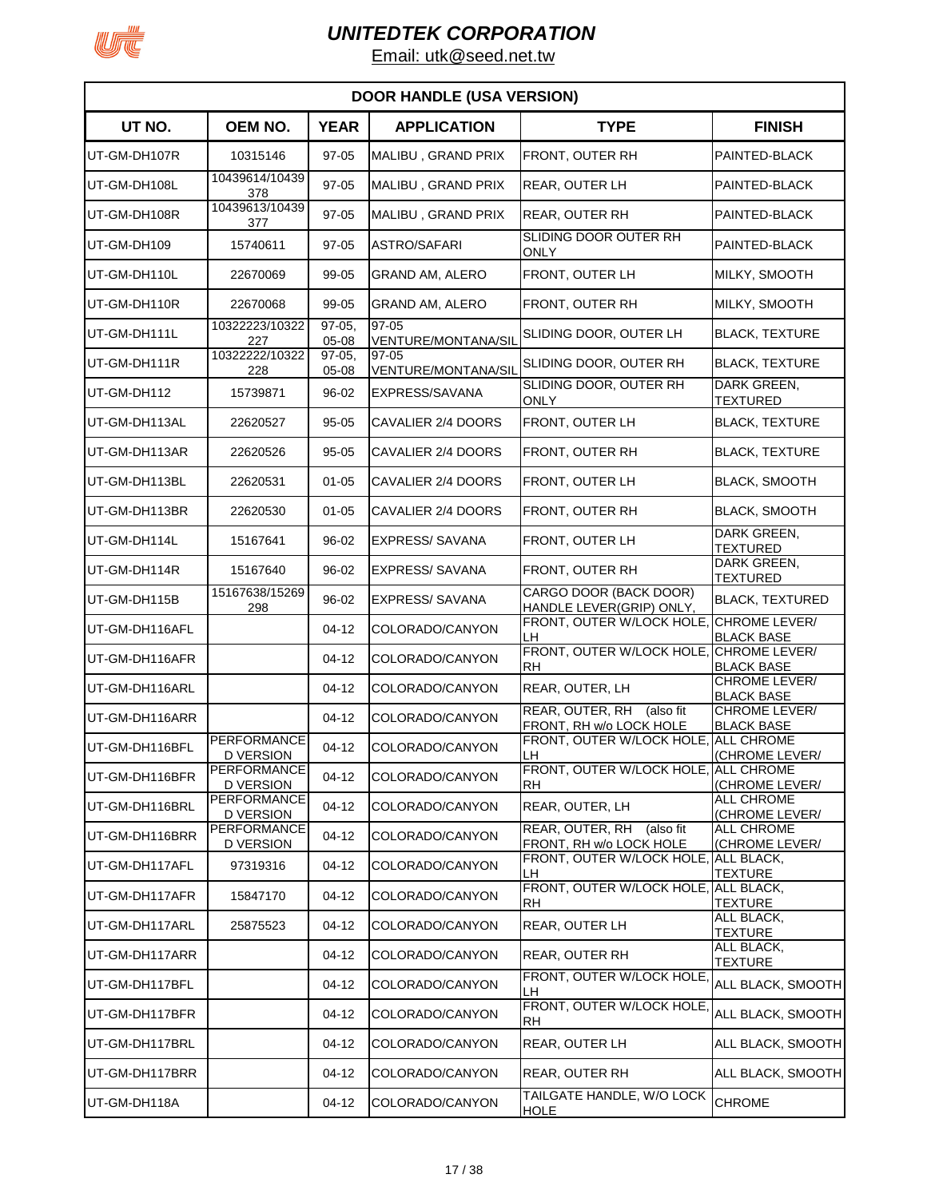# UNITEDTEK CORPORATION

Email: utk@seed.net.tw

| DOOR HANDLE (USA VERSION) | | | | | |
|---|---|---|---|---|---|
| **UT NO.** | **OEM NO.** | **YEAR** | **APPLICATION** | **TYPE** | **FINISH** |
| UT-GM-DH107R | 10315146 | 97-05 | MALIBU , GRAND PRIX | FRONT, OUTER RH | PAINTED-BLACK |
| UT-GM-DH108L | 10439614/10439378 | 97-05 | MALIBU , GRAND PRIX | REAR, OUTER LH | PAINTED-BLACK |
| UT-GM-DH108R | 10439613/10439377 | 97-05 | MALIBU , GRAND PRIX | REAR, OUTER RH | PAINTED-BLACK |
| UT-GM-DH109 | 15740611 | 97-05 | ASTRO/SAFARI | SLIDING DOOR OUTER RH ONLY | PAINTED-BLACK |
| UT-GM-DH110L | 22670069 | 99-05 | GRAND AM, ALERO | FRONT, OUTER LH | MILKY, SMOOTH |
| UT-GM-DH110R | 22670068 | 99-05 | GRAND AM, ALERO | FRONT, OUTER RH | MILKY, SMOOTH |
| UT-GM-DH111L | 10322223/10322227 | 97-05, 05-08 | 97-05 VENTURE/MONTANA/SIL | SLIDING DOOR, OUTER LH | BLACK, TEXTURE |
| UT-GM-DH111R | 10322222/10322228 | 97-05, 05-08 | 97-05 VENTURE/MONTANA/SIL | SLIDING DOOR, OUTER RH | BLACK, TEXTURE |
| UT-GM-DH112 | 15739871 | 96-02 | EXPRESS/SAVANA | SLIDING DOOR, OUTER RH ONLY | DARK GREEN, TEXTURED |
| UT-GM-DH113AL | 22620527 | 95-05 | CAVALIER 2/4 DOORS | FRONT, OUTER LH | BLACK, TEXTURE |
| UT-GM-DH113AR | 22620526 | 95-05 | CAVALIER 2/4 DOORS | FRONT, OUTER RH | BLACK, TEXTURE |
| UT-GM-DH113BL | 22620531 | 01-05 | CAVALIER 2/4 DOORS | FRONT, OUTER LH | BLACK, SMOOTH |
| UT-GM-DH113BR | 22620530 | 01-05 | CAVALIER 2/4 DOORS | FRONT, OUTER RH | BLACK, SMOOTH |
| UT-GM-DH114L | 15167641 | 96-02 | EXPRESS/ SAVANA | FRONT, OUTER LH | DARK GREEN, TEXTURED |
| UT-GM-DH114R | 15167640 | 96-02 | EXPRESS/ SAVANA | FRONT, OUTER RH | DARK GREEN, TEXTURED |
| UT-GM-DH115B | 15167638/15269298 | 96-02 | EXPRESS/ SAVANA | CARGO DOOR (BACK DOOR) HANDLE LEVER(GRIP) ONLY, | BLACK, TEXTURED |
| UT-GM-DH116AFL | | 04-12 | COLORADO/CANYON | FRONT, OUTER W/LOCK HOLE, LH | CHROME LEVER/ BLACK BASE |
| UT-GM-DH116AFR | | 04-12 | COLORADO/CANYON | FRONT, OUTER W/LOCK HOLE, RH | CHROME LEVER/ BLACK BASE |
| UT-GM-DH116ARL | | 04-12 | COLORADO/CANYON | REAR, OUTER, LH | CHROME LEVER/ BLACK BASE |
| UT-GM-DH116ARR | | 04-12 | COLORADO/CANYON | REAR, OUTER, RH (also fit FRONT, RH w/o LOCK HOLE | CHROME LEVER/ BLACK BASE |
| UT-GM-DH116BFL | PERFORMANCE D VERSION | 04-12 | COLORADO/CANYON | FRONT, OUTER W/LOCK HOLE, LH | ALL CHROME (CHROME LEVER/ |
| UT-GM-DH116BFR | PERFORMANCE D VERSION | 04-12 | COLORADO/CANYON | FRONT, OUTER W/LOCK HOLE, RH | ALL CHROME (CHROME LEVER/ |
| UT-GM-DH116BRL | PERFORMANCE D VERSION | 04-12 | COLORADO/CANYON | REAR, OUTER, LH | ALL CHROME (CHROME LEVER/ |
| UT-GM-DH116BRR | PERFORMANCE D VERSION | 04-12 | COLORADO/CANYON | REAR, OUTER, RH (also fit FRONT, RH w/o LOCK HOLE | ALL CHROME (CHROME LEVER/ |
| UT-GM-DH117AFL | 97319316 | 04-12 | COLORADO/CANYON | FRONT, OUTER W/LOCK HOLE, LH | ALL BLACK, TEXTURE |
| UT-GM-DH117AFR | 15847170 | 04-12 | COLORADO/CANYON | FRONT, OUTER W/LOCK HOLE, RH | ALL BLACK, TEXTURE |
| UT-GM-DH117ARL | 25875523 | 04-12 | COLORADO/CANYON | REAR, OUTER LH | ALL BLACK, TEXTURE |
| UT-GM-DH117ARR | | 04-12 | COLORADO/CANYON | REAR, OUTER RH | ALL BLACK, TEXTURE |
| UT-GM-DH117BFL | | 04-12 | COLORADO/CANYON | FRONT, OUTER W/LOCK HOLE, LH | ALL BLACK, SMOOTH |
| UT-GM-DH117BFR | | 04-12 | COLORADO/CANYON | FRONT, OUTER W/LOCK HOLE, RH | ALL BLACK, SMOOTH |
| UT-GM-DH117BRL | | 04-12 | COLORADO/CANYON | REAR, OUTER LH | ALL BLACK, SMOOTH |
| UT-GM-DH117BRR | | 04-12 | COLORADO/CANYON | REAR, OUTER RH | ALL BLACK, SMOOTH |
| UT-GM-DH118A | | 04-12 | COLORADO/CANYON | TAILGATE HANDLE, W/O LOCK HOLE | CHROME |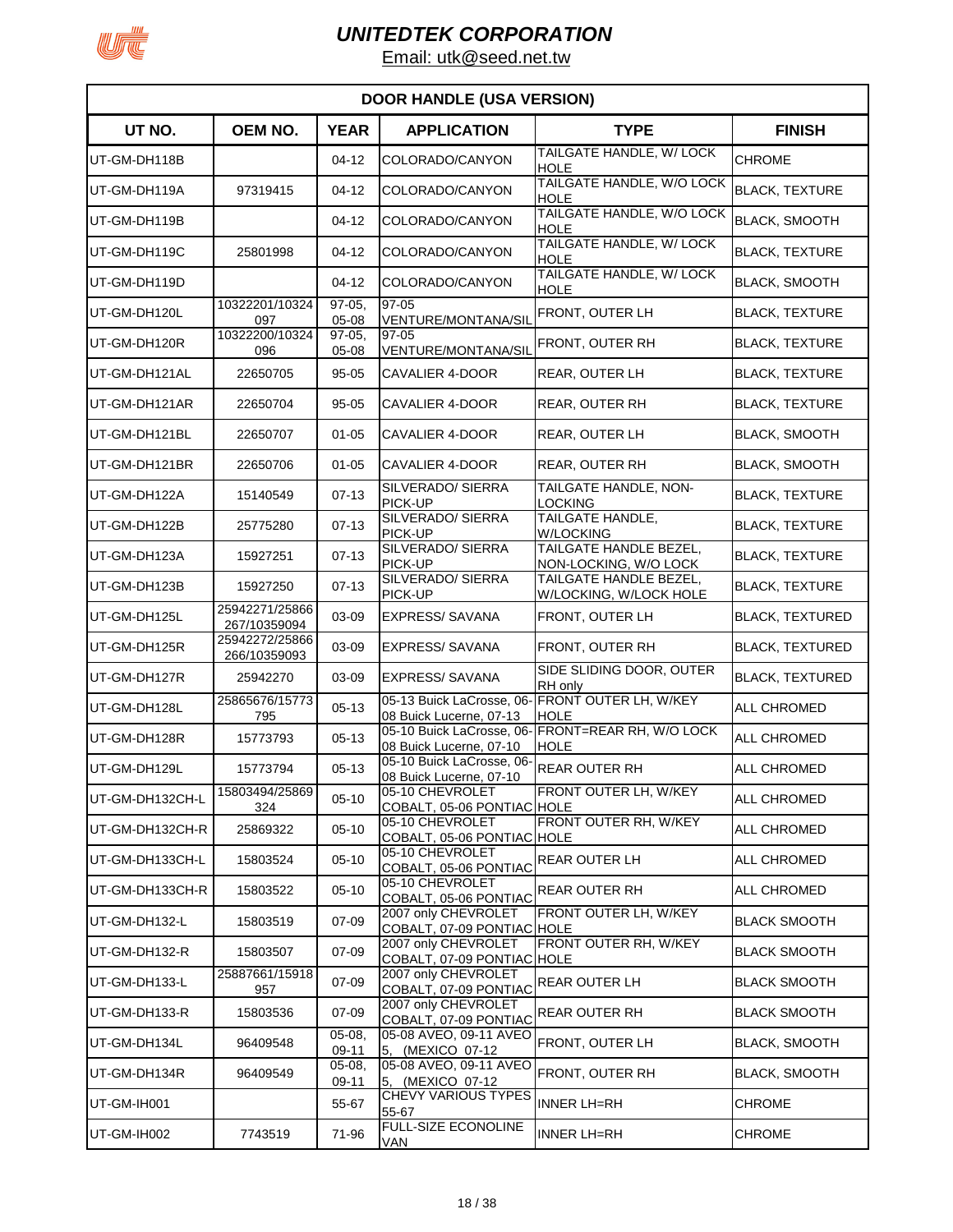# UNITEDTEK CORPORATION

Email: utk@seed.net.tw

| DOOR HANDLE (USA VERSION) | | | | | |
|---|---|---|---|---|---|
| **UT NO.** | **OEM NO.** | **YEAR** | **APPLICATION** | **TYPE** | **FINISH** |
| UT-GM-DH118B | | 04-12 | COLORADO/CANYON | TAILGATE HANDLE, W/ LOCK HOLE | CHROME |
| UT-GM-DH119A | 97319415 | 04-12 | COLORADO/CANYON | TAILGATE HANDLE, W/O LOCK HOLE | BLACK, TEXTURE |
| UT-GM-DH119B | | 04-12 | COLORADO/CANYON | TAILGATE HANDLE, W/O LOCK HOLE | BLACK, SMOOTH |
| UT-GM-DH119C | 25801998 | 04-12 | COLORADO/CANYON | TAILGATE HANDLE, W/ LOCK HOLE | BLACK, TEXTURE |
| UT-GM-DH119D | | 04-12 | COLORADO/CANYON | TAILGATE HANDLE, W/ LOCK HOLE | BLACK, SMOOTH |
| UT-GM-DH120L | 10322201/10324097 | 97-05, 05-08 | 97-05 VENTURE/MONTANA/SIL | FRONT, OUTER LH | BLACK, TEXTURE |
| UT-GM-DH120R | 10322200/10324096 | 97-05, 05-08 | 97-05 VENTURE/MONTANA/SIL | FRONT, OUTER RH | BLACK, TEXTURE |
| UT-GM-DH121AL | 22650705 | 95-05 | CAVALIER 4-DOOR | REAR, OUTER LH | BLACK, TEXTURE |
| UT-GM-DH121AR | 22650704 | 95-05 | CAVALIER 4-DOOR | REAR, OUTER RH | BLACK, TEXTURE |
| UT-GM-DH121BL | 22650707 | 01-05 | CAVALIER 4-DOOR | REAR, OUTER LH | BLACK, SMOOTH |
| UT-GM-DH121BR | 22650706 | 01-05 | CAVALIER 4-DOOR | REAR, OUTER RH | BLACK, SMOOTH |
| UT-GM-DH122A | 15140549 | 07-13 | SILVERADO/ SIERRA PICK-UP | TAILGATE HANDLE, NON-LOCKING | BLACK, TEXTURE |
| UT-GM-DH122B | 25775280 | 07-13 | SILVERADO/ SIERRA PICK-UP | TAILGATE HANDLE, W/LOCKING | BLACK, TEXTURE |
| UT-GM-DH123A | 15927251 | 07-13 | SILVERADO/ SIERRA PICK-UP | TAILGATE HANDLE BEZEL, NON-LOCKING, W/O LOCK | BLACK, TEXTURE |
| UT-GM-DH123B | 15927250 | 07-13 | SILVERADO/ SIERRA PICK-UP | TAILGATE HANDLE BEZEL, W/LOCKING, W/LOCK HOLE | BLACK, TEXTURE |
| UT-GM-DH125L | 25942271/25866267/10359094 | 03-09 | EXPRESS/ SAVANA | FRONT, OUTER LH | BLACK, TEXTURED |
| UT-GM-DH125R | 25942272/25866266/10359093 | 03-09 | EXPRESS/ SAVANA | FRONT, OUTER RH | BLACK, TEXTURED |
| UT-GM-DH127R | 25942270 | 03-09 | EXPRESS/ SAVANA | SIDE SLIDING DOOR, OUTER RH only | BLACK, TEXTURED |
| UT-GM-DH128L | 25865676/15773795 | 05-13 | 05-13 Buick LaCrosse, 06-08 Buick Lucerne, 07-13 | FRONT OUTER LH, W/KEY HOLE | ALL CHROMED |
| UT-GM-DH128R | 15773793 | 05-13 | 05-10 Buick LaCrosse, 06-08 Buick Lucerne, 07-10 | FRONT=REAR RH, W/O LOCK HOLE | ALL CHROMED |
| UT-GM-DH129L | 15773794 | 05-13 | 05-10 Buick LaCrosse, 06-08 Buick Lucerne, 07-10 | REAR OUTER RH | ALL CHROMED |
| UT-GM-DH132CH-L | 15803494/25869324 | 05-10 | 05-10 CHEVROLET COBALT, 05-06 PONTIAC | FRONT OUTER LH, W/KEY HOLE | ALL CHROMED |
| UT-GM-DH132CH-R | 25869322 | 05-10 | 05-10 CHEVROLET COBALT, 05-06 PONTIAC | FRONT OUTER RH, W/KEY HOLE | ALL CHROMED |
| UT-GM-DH133CH-L | 15803524 | 05-10 | 05-10 CHEVROLET COBALT, 05-06 PONTIAC | REAR OUTER LH | ALL CHROMED |
| UT-GM-DH133CH-R | 15803522 | 05-10 | 05-10 CHEVROLET COBALT, 05-06 PONTIAC | REAR OUTER RH | ALL CHROMED |
| UT-GM-DH132-L | 15803519 | 07-09 | 2007 only CHEVROLET COBALT, 07-09 PONTIAC | FRONT OUTER LH, W/KEY HOLE | BLACK SMOOTH |
| UT-GM-DH132-R | 15803507 | 07-09 | 2007 only CHEVROLET COBALT, 07-09 PONTIAC | FRONT OUTER RH, W/KEY HOLE | BLACK SMOOTH |
| UT-GM-DH133-L | 25887661/15918957 | 07-09 | 2007 only CHEVROLET COBALT, 07-09 PONTIAC | REAR OUTER LH | BLACK SMOOTH |
| UT-GM-DH133-R | 15803536 | 07-09 | 2007 only CHEVROLET COBALT, 07-09 PONTIAC | REAR OUTER RH | BLACK SMOOTH |
| UT-GM-DH134L | 96409548 | 05-08, 09-11 | 05-08 AVEO, 09-11 AVEO 5, (MEXICO 07-12 | FRONT, OUTER LH | BLACK, SMOOTH |
| UT-GM-DH134R | 96409549 | 05-08, 09-11 | 05-08 AVEO, 09-11 AVEO 5, (MEXICO 07-12 | FRONT, OUTER RH | BLACK, SMOOTH |
| UT-GM-IH001 | | 55-67 | CHEVY VARIOUS TYPES 55-67 | INNER LH=RH | CHROME |
| UT-GM-IH002 | 7743519 | 71-96 | FULL-SIZE ECONOLINE VAN | INNER LH=RH | CHROME |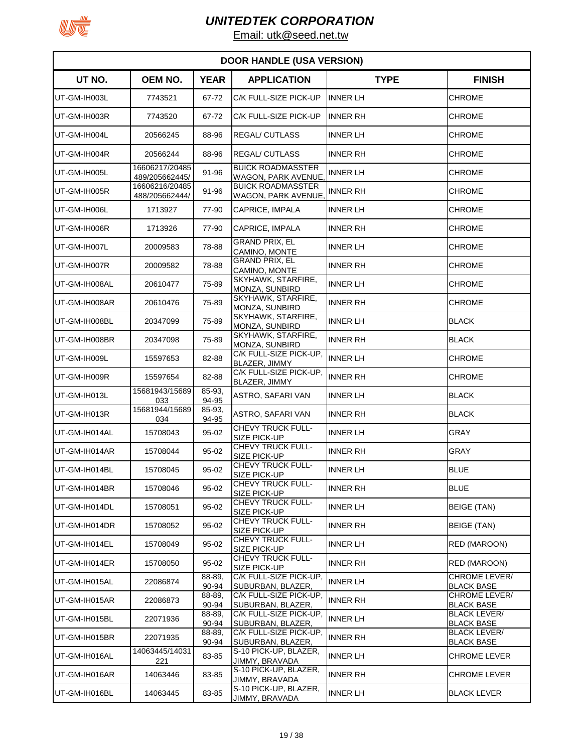# UNITEDTEK CORPORATION

Email: utk@seed.net.tw

| DOOR HANDLE (USA VERSION) | | | | | |
|---|---|---|---|---|---|
| **UT NO.** | **OEM NO.** | **YEAR** | **APPLICATION** | **TYPE** | **FINISH** |
| UT-GM-IH003L | 7743521 | 67-72 | C/K FULL-SIZE PICK-UP | INNER LH | CHROME |
| UT-GM-IH003R | 7743520 | 67-72 | C/K FULL-SIZE PICK-UP | INNER RH | CHROME |
| UT-GM-IH004L | 20566245 | 88-96 | REGAL/ CUTLASS | INNER LH | CHROME |
| UT-GM-IH004R | 20566244 | 88-96 | REGAL/ CUTLASS | INNER RH | CHROME |
| UT-GM-IH005L | 16606217/20485489/205662445/ | 91-96 | BUICK ROADMASSTER WAGON, PARK AVENUE, | INNER LH | CHROME |
| UT-GM-IH005R | 16606216/20485488/205662444/ | 91-96 | BUICK ROADMASSTER WAGON, PARK AVENUE, | INNER RH | CHROME |
| UT-GM-IH006L | 1713927 | 77-90 | CAPRICE, IMPALA | INNER LH | CHROME |
| UT-GM-IH006R | 1713926 | 77-90 | CAPRICE, IMPALA | INNER RH | CHROME |
| UT-GM-IH007L | 20009583 | 78-88 | GRAND PRIX, EL CAMINO, MONTE | INNER LH | CHROME |
| UT-GM-IH007R | 20009582 | 78-88 | GRAND PRIX, EL CAMINO, MONTE | INNER RH | CHROME |
| UT-GM-IH008AL | 20610477 | 75-89 | SKYHAWK, STARFIRE, MONZA, SUNBIRD | INNER LH | CHROME |
| UT-GM-IH008AR | 20610476 | 75-89 | SKYHAWK, STARFIRE, MONZA, SUNBIRD | INNER RH | CHROME |
| UT-GM-IH008BL | 20347099 | 75-89 | SKYHAWK, STARFIRE, MONZA, SUNBIRD | INNER LH | BLACK |
| UT-GM-IH008BR | 20347098 | 75-89 | SKYHAWK, STARFIRE, MONZA, SUNBIRD | INNER RH | BLACK |
| UT-GM-IH009L | 15597653 | 82-88 | C/K FULL-SIZE PICK-UP, BLAZER, JIMMY | INNER LH | CHROME |
| UT-GM-IH009R | 15597654 | 82-88 | C/K FULL-SIZE PICK-UP, BLAZER, JIMMY | INNER RH | CHROME |
| UT-GM-IH013L | 15681943/15689033 | 85-93, 94-95 | ASTRO, SAFARI VAN | INNER LH | BLACK |
| UT-GM-IH013R | 15681944/15689034 | 85-93, 94-95 | ASTRO, SAFARI VAN | INNER RH | BLACK |
| UT-GM-IH014AL | 15708043 | 95-02 | CHEVY TRUCK FULL-SIZE PICK-UP | INNER LH | GRAY |
| UT-GM-IH014AR | 15708044 | 95-02 | CHEVY TRUCK FULL-SIZE PICK-UP | INNER RH | GRAY |
| UT-GM-IH014BL | 15708045 | 95-02 | CHEVY TRUCK FULL-SIZE PICK-UP | INNER LH | BLUE |
| UT-GM-IH014BR | 15708046 | 95-02 | CHEVY TRUCK FULL-SIZE PICK-UP | INNER RH | BLUE |
| UT-GM-IH014DL | 15708051 | 95-02 | CHEVY TRUCK FULL-SIZE PICK-UP | INNER LH | BEIGE (TAN) |
| UT-GM-IH014DR | 15708052 | 95-02 | CHEVY TRUCK FULL-SIZE PICK-UP | INNER RH | BEIGE (TAN) |
| UT-GM-IH014EL | 15708049 | 95-02 | CHEVY TRUCK FULL-SIZE PICK-UP | INNER LH | RED (MAROON) |
| UT-GM-IH014ER | 15708050 | 95-02 | CHEVY TRUCK FULL-SIZE PICK-UP | INNER RH | RED (MAROON) |
| UT-GM-IH015AL | 22086874 | 88-89, 90-94 | C/K FULL-SIZE PICK-UP, SUBURBAN, BLAZER, | INNER LH | CHROME LEVER/ BLACK BASE |
| UT-GM-IH015AR | 22086873 | 88-89, 90-94 | C/K FULL-SIZE PICK-UP, SUBURBAN, BLAZER, | INNER RH | CHROME LEVER/ BLACK BASE |
| UT-GM-IH015BL | 22071936 | 88-89, 90-94 | C/K FULL-SIZE PICK-UP, SUBURBAN, BLAZER, | INNER LH | BLACK LEVER/ BLACK BASE |
| UT-GM-IH015BR | 22071935 | 88-89, 90-94 | C/K FULL-SIZE PICK-UP, SUBURBAN, BLAZER, | INNER RH | BLACK LEVER/ BLACK BASE |
| UT-GM-IH016AL | 14063445/14031221 | 83-85 | S-10 PICK-UP, BLAZER, JIMMY, BRAVADA | INNER LH | CHROME LEVER |
| UT-GM-IH016AR | 14063446 | 83-85 | S-10 PICK-UP, BLAZER, JIMMY, BRAVADA | INNER RH | CHROME LEVER |
| UT-GM-IH016BL | 14063445 | 83-85 | S-10 PICK-UP, BLAZER, JIMMY, BRAVADA | INNER LH | BLACK LEVER |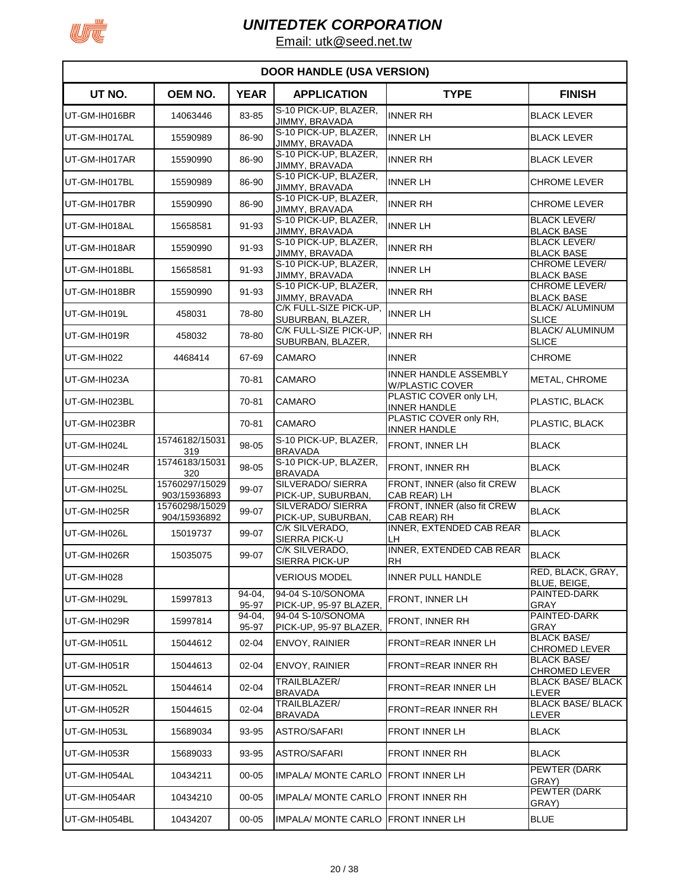# UNITEDTEK CORPORATION

Email: utk@seed.net.tw

| DOOR HANDLE (USA VERSION) | | | | | |
|---|---|---|---|---|---|
| **UT NO.** | **OEM NO.** | **YEAR** | **APPLICATION** | **TYPE** | **FINISH** |
| UT-GM-IH016BR | 14063446 | 83-85 | S-10 PICK-UP, BLAZER, JIMMY, BRAVADA | INNER RH | BLACK LEVER |
| UT-GM-IH017AL | 15590989 | 86-90 | S-10 PICK-UP, BLAZER, JIMMY, BRAVADA | INNER LH | BLACK LEVER |
| UT-GM-IH017AR | 15590990 | 86-90 | S-10 PICK-UP, BLAZER, JIMMY, BRAVADA | INNER RH | BLACK LEVER |
| UT-GM-IH017BL | 15590989 | 86-90 | S-10 PICK-UP, BLAZER, JIMMY, BRAVADA | INNER LH | CHROME LEVER |
| UT-GM-IH017BR | 15590990 | 86-90 | S-10 PICK-UP, BLAZER, JIMMY, BRAVADA | INNER RH | CHROME LEVER |
| UT-GM-IH018AL | 15658581 | 91-93 | S-10 PICK-UP, BLAZER, JIMMY, BRAVADA | INNER LH | BLACK LEVER/ BLACK BASE |
| UT-GM-IH018AR | 15590990 | 91-93 | S-10 PICK-UP, BLAZER, JIMMY, BRAVADA | INNER RH | BLACK LEVER/ BLACK BASE |
| UT-GM-IH018BL | 15658581 | 91-93 | S-10 PICK-UP, BLAZER, JIMMY, BRAVADA | INNER LH | CHROME LEVER/ BLACK BASE |
| UT-GM-IH018BR | 15590990 | 91-93 | S-10 PICK-UP, BLAZER, JIMMY, BRAVADA | INNER RH | CHROME LEVER/ BLACK BASE |
| UT-GM-IH019L | 458031 | 78-80 | C/K FULL-SIZE PICK-UP, SUBURBAN, BLAZER, | INNER LH | BLACK/ ALUMINUM SLICE |
| UT-GM-IH019R | 458032 | 78-80 | C/K FULL-SIZE PICK-UP, SUBURBAN, BLAZER, | INNER RH | BLACK/ ALUMINUM SLICE |
| UT-GM-IH022 | 4468414 | 67-69 | CAMARO | INNER | CHROME |
| UT-GM-IH023A | | 70-81 | CAMARO | INNER HANDLE ASSEMBLY W/PLASTIC COVER | METAL, CHROME |
| UT-GM-IH023BL | | 70-81 | CAMARO | PLASTIC COVER only LH, INNER HANDLE | PLASTIC, BLACK |
| UT-GM-IH023BR | | 70-81 | CAMARO | PLASTIC COVER only RH, INNER HANDLE | PLASTIC, BLACK |
| UT-GM-IH024L | 15746182/15031319 | 98-05 | S-10 PICK-UP, BLAZER, BRAVADA | FRONT, INNER LH | BLACK |
| UT-GM-IH024R | 15746183/15031320 | 98-05 | S-10 PICK-UP, BLAZER, BRAVADA | FRONT, INNER RH | BLACK |
| UT-GM-IH025L | 15760297/15029903/15936893 | 99-07 | SILVERADO/ SIERRA PICK-UP, SUBURBAN, | FRONT, INNER (also fit CREW CAB REAR) LH | BLACK |
| UT-GM-IH025R | 15760298/15029904/15936892 | 99-07 | SILVERADO/ SIERRA PICK-UP, SUBURBAN, | FRONT, INNER (also fit CREW CAB REAR) RH | BLACK |
| UT-GM-IH026L | 15019737 | 99-07 | C/K SILVERADO, SIERRA PICK-U | INNER, EXTENDED CAB REAR LH | BLACK |
| UT-GM-IH026R | 15035075 | 99-07 | C/K SILVERADO, SIERRA PICK-UP | INNER, EXTENDED CAB REAR RH | BLACK |
| UT-GM-IH028 | | | VERIOUS MODEL | INNER PULL HANDLE | RED, BLACK, GRAY, BLUE, BEIGE, |
| UT-GM-IH029L | 15997813 | 94-04, 95-97 | 94-04 S-10/SONOMA PICK-UP, 95-97 BLAZER, | FRONT, INNER LH | PAINTED-DARK GRAY |
| UT-GM-IH029R | 15997814 | 94-04, 95-97 | 94-04 S-10/SONOMA PICK-UP, 95-97 BLAZER, | FRONT, INNER RH | PAINTED-DARK GRAY |
| UT-GM-IH051L | 15044612 | 02-04 | ENVOY, RAINIER | FRONT=REAR INNER LH | BLACK BASE/ CHROMED LEVER |
| UT-GM-IH051R | 15044613 | 02-04 | ENVOY, RAINIER | FRONT=REAR INNER RH | BLACK BASE/ CHROMED LEVER |
| UT-GM-IH052L | 15044614 | 02-04 | TRAILBLAZER/ BRAVADA | FRONT=REAR INNER LH | BLACK BASE/ BLACK LEVER |
| UT-GM-IH052R | 15044615 | 02-04 | TRAILBLAZER/ BRAVADA | FRONT=REAR INNER RH | BLACK BASE/ BLACK LEVER |
| UT-GM-IH053L | 15689034 | 93-95 | ASTRO/SAFARI | FRONT INNER LH | BLACK |
| UT-GM-IH053R | 15689033 | 93-95 | ASTRO/SAFARI | FRONT INNER RH | BLACK |
| UT-GM-IH054AL | 10434211 | 00-05 | IMPALA/ MONTE CARLO | FRONT INNER LH | PEWTER (DARK GRAY) |
| UT-GM-IH054AR | 10434210 | 00-05 | IMPALA/ MONTE CARLO | FRONT INNER RH | PEWTER (DARK GRAY) |
| UT-GM-IH054BL | 10434207 | 00-05 | IMPALA/ MONTE CARLO | FRONT INNER LH | BLUE |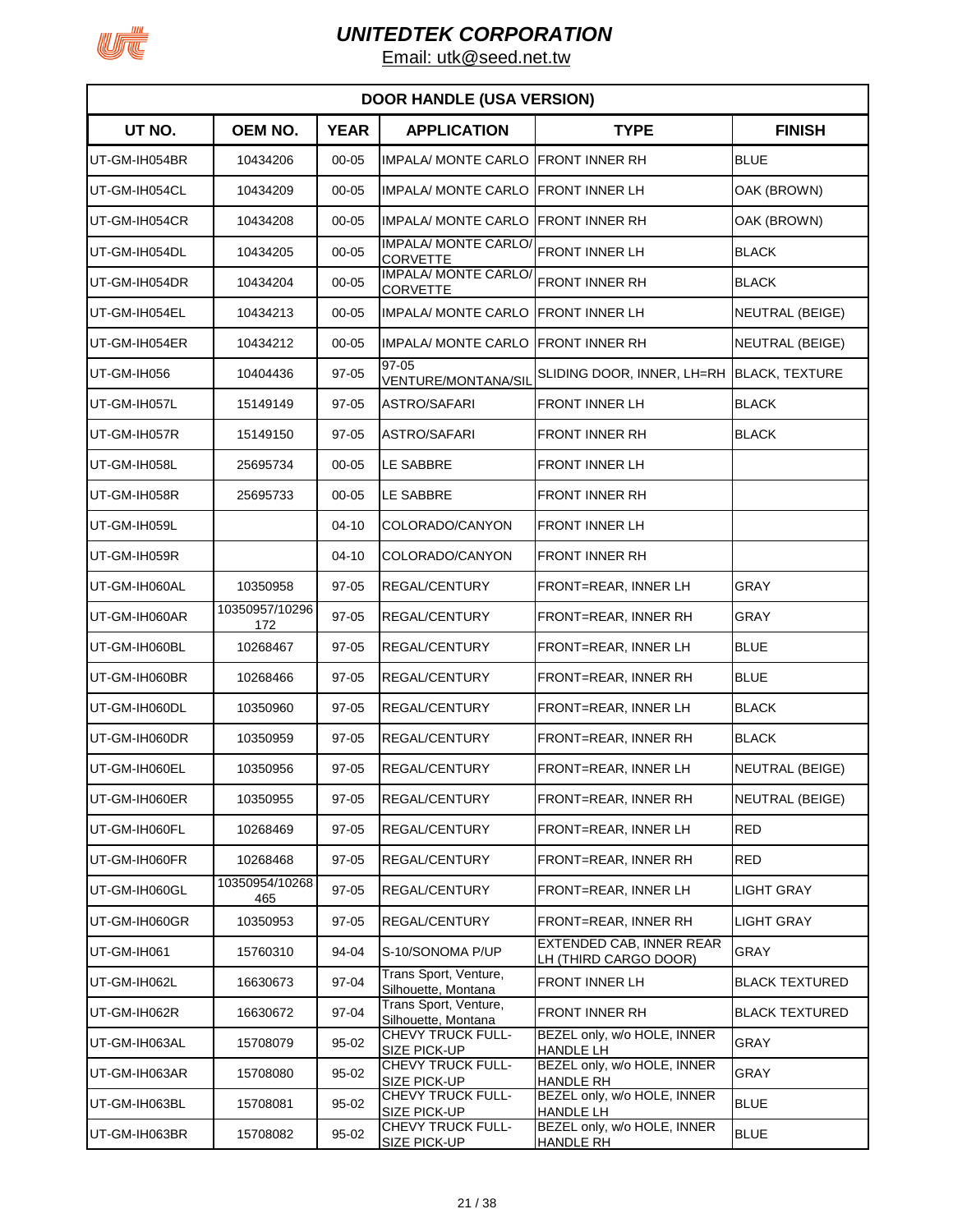# UNITEDTEK CORPORATION

Email: utk@seed.net.tw

| DOOR HANDLE (USA VERSION) | | | | | |
|---|---|---|---|---|---|
| **UT NO.** | **OEM NO.** | **YEAR** | **APPLICATION** | **TYPE** | **FINISH** |
| UT-GM-IH054BR | 10434206 | 00-05 | IMPALA/ MONTE CARLO | FRONT INNER RH | BLUE |
| UT-GM-IH054CL | 10434209 | 00-05 | IMPALA/ MONTE CARLO | FRONT INNER LH | OAK (BROWN) |
| UT-GM-IH054CR | 10434208 | 00-05 | IMPALA/ MONTE CARLO | FRONT INNER RH | OAK (BROWN) |
| UT-GM-IH054DL | 10434205 | 00-05 | IMPALA/ MONTE CARLO/ CORVETTE | FRONT INNER LH | BLACK |
| UT-GM-IH054DR | 10434204 | 00-05 | IMPALA/ MONTE CARLO/ CORVETTE | FRONT INNER RH | BLACK |
| UT-GM-IH054EL | 10434213 | 00-05 | IMPALA/ MONTE CARLO | FRONT INNER LH | NEUTRAL (BEIGE) |
| UT-GM-IH054ER | 10434212 | 00-05 | IMPALA/ MONTE CARLO | FRONT INNER RH | NEUTRAL (BEIGE) |
| UT-GM-IH056 | 10404436 | 97-05 | 97-05 VENTURE/MONTANA/SIL | SLIDING DOOR, INNER, LH=RH | BLACK, TEXTURE |
| UT-GM-IH057L | 15149149 | 97-05 | ASTRO/SAFARI | FRONT INNER LH | BLACK |
| UT-GM-IH057R | 15149150 | 97-05 | ASTRO/SAFARI | FRONT INNER RH | BLACK |
| UT-GM-IH058L | 25695734 | 00-05 | LE SABBRE | FRONT INNER LH | |
| UT-GM-IH058R | 25695733 | 00-05 | LE SABBRE | FRONT INNER RH | |
| UT-GM-IH059L | | 04-10 | COLORADO/CANYON | FRONT INNER LH | |
| UT-GM-IH059R | | 04-10 | COLORADO/CANYON | FRONT INNER RH | |
| UT-GM-IH060AL | 10350958 | 97-05 | REGAL/CENTURY | FRONT=REAR, INNER LH | GRAY |
| UT-GM-IH060AR | 10350957/10296172 | 97-05 | REGAL/CENTURY | FRONT=REAR, INNER RH | GRAY |
| UT-GM-IH060BL | 10268467 | 97-05 | REGAL/CENTURY | FRONT=REAR, INNER LH | BLUE |
| UT-GM-IH060BR | 10268466 | 97-05 | REGAL/CENTURY | FRONT=REAR, INNER RH | BLUE |
| UT-GM-IH060DL | 10350960 | 97-05 | REGAL/CENTURY | FRONT=REAR, INNER LH | BLACK |
| UT-GM-IH060DR | 10350959 | 97-05 | REGAL/CENTURY | FRONT=REAR, INNER RH | BLACK |
| UT-GM-IH060EL | 10350956 | 97-05 | REGAL/CENTURY | FRONT=REAR, INNER LH | NEUTRAL (BEIGE) |
| UT-GM-IH060ER | 10350955 | 97-05 | REGAL/CENTURY | FRONT=REAR, INNER RH | NEUTRAL (BEIGE) |
| UT-GM-IH060FL | 10268469 | 97-05 | REGAL/CENTURY | FRONT=REAR, INNER LH | RED |
| UT-GM-IH060FR | 10268468 | 97-05 | REGAL/CENTURY | FRONT=REAR, INNER RH | RED |
| UT-GM-IH060GL | 10350954/10268465 | 97-05 | REGAL/CENTURY | FRONT=REAR, INNER LH | LIGHT GRAY |
| UT-GM-IH060GR | 10350953 | 97-05 | REGAL/CENTURY | FRONT=REAR, INNER RH | LIGHT GRAY |
| UT-GM-IH061 | 15760310 | 94-04 | S-10/SONOMA P/UP | EXTENDED CAB, INNER REAR LH (THIRD CARGO DOOR) | GRAY |
| UT-GM-IH062L | 16630673 | 97-04 | Trans Sport, Venture, Silhouette, Montana | FRONT INNER LH | BLACK TEXTURED |
| UT-GM-IH062R | 16630672 | 97-04 | Trans Sport, Venture, Silhouette, Montana | FRONT INNER RH | BLACK TEXTURED |
| UT-GM-IH063AL | 15708079 | 95-02 | CHEVY TRUCK FULL-SIZE PICK-UP | BEZEL only, w/o HOLE, INNER HANDLE LH | GRAY |
| UT-GM-IH063AR | 15708080 | 95-02 | CHEVY TRUCK FULL-SIZE PICK-UP | BEZEL only, w/o HOLE, INNER HANDLE RH | GRAY |
| UT-GM-IH063BL | 15708081 | 95-02 | CHEVY TRUCK FULL-SIZE PICK-UP | BEZEL only, w/o HOLE, INNER HANDLE LH | BLUE |
| UT-GM-IH063BR | 15708082 | 95-02 | CHEVY TRUCK FULL-SIZE PICK-UP | BEZEL only, w/o HOLE, INNER HANDLE RH | BLUE |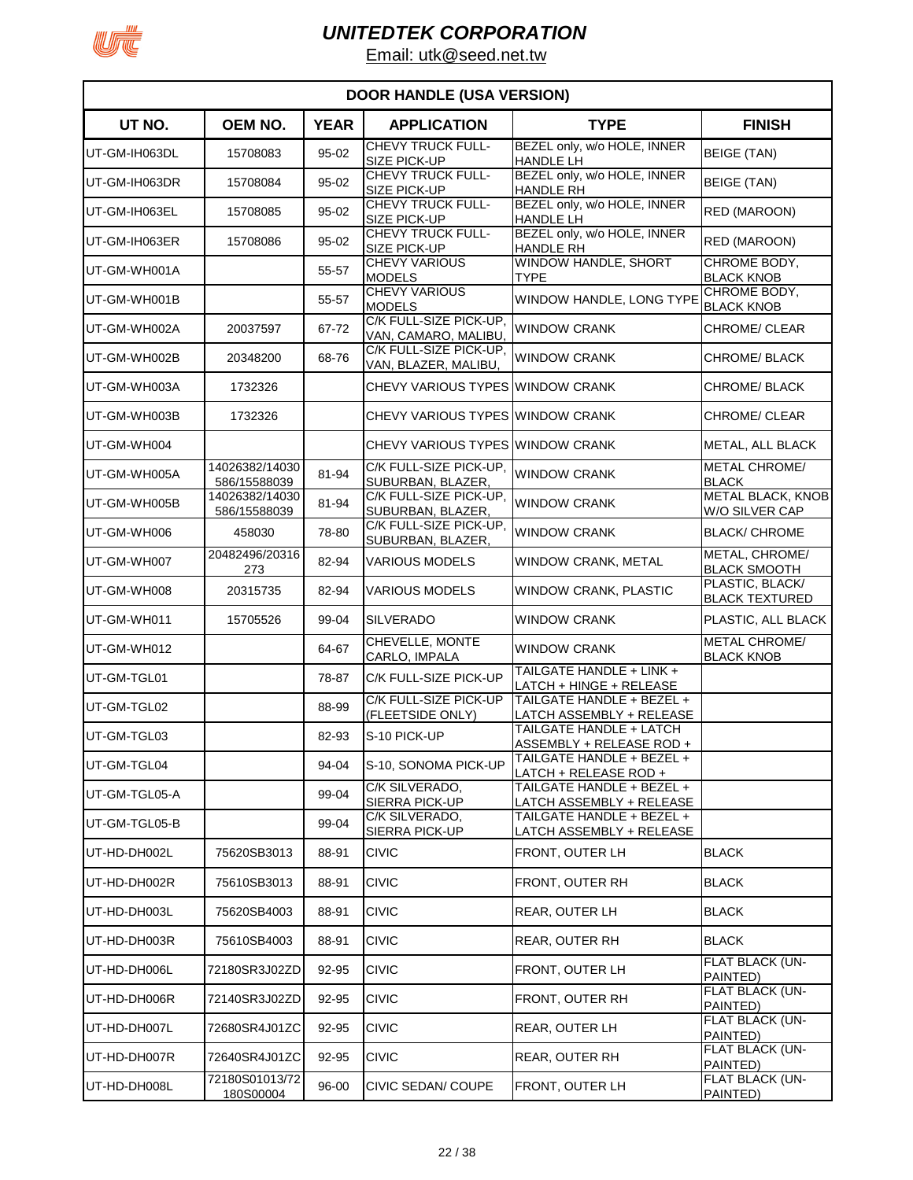# UNITEDTEK CORPORATION

Email: utk@seed.net.tw

| DOOR HANDLE (USA VERSION) | | | | | |
|---|---|---|---|---|---|
| **UT NO.** | **OEM NO.** | **YEAR** | **APPLICATION** | **TYPE** | **FINISH** |
| UT-GM-IH063DL | 15708083 | 95-02 | CHEVY TRUCK FULL-SIZE PICK-UP | BEZEL only, w/o HOLE, INNER HANDLE LH | BEIGE (TAN) |
| UT-GM-IH063DR | 15708084 | 95-02 | CHEVY TRUCK FULL-SIZE PICK-UP | BEZEL only, w/o HOLE, INNER HANDLE RH | BEIGE (TAN) |
| UT-GM-IH063EL | 15708085 | 95-02 | CHEVY TRUCK FULL-SIZE PICK-UP | BEZEL only, w/o HOLE, INNER HANDLE LH | RED (MAROON) |
| UT-GM-IH063ER | 15708086 | 95-02 | CHEVY TRUCK FULL-SIZE PICK-UP | BEZEL only, w/o HOLE, INNER HANDLE RH | RED (MAROON) |
| UT-GM-WH001A | | 55-57 | CHEVY VARIOUS MODELS | WINDOW HANDLE, SHORT TYPE | CHROME BODY, BLACK KNOB |
| UT-GM-WH001B | | 55-57 | CHEVY VARIOUS MODELS | WINDOW HANDLE, LONG TYPE | CHROME BODY, BLACK KNOB |
| UT-GM-WH002A | 20037597 | 67-72 | C/K FULL-SIZE PICK-UP, VAN, CAMARO, MALIBU, | WINDOW CRANK | CHROME/ CLEAR |
| UT-GM-WH002B | 20348200 | 68-76 | C/K FULL-SIZE PICK-UP, VAN, BLAZER, MALIBU, | WINDOW CRANK | CHROME/ BLACK |
| UT-GM-WH003A | 1732326 | | CHEVY VARIOUS TYPES | WINDOW CRANK | CHROME/ BLACK |
| UT-GM-WH003B | 1732326 | | CHEVY VARIOUS TYPES | WINDOW CRANK | CHROME/ CLEAR |
| UT-GM-WH004 | | | CHEVY VARIOUS TYPES | WINDOW CRANK | METAL, ALL BLACK |
| UT-GM-WH005A | 14026382/14030586/15588039 | 81-94 | C/K FULL-SIZE PICK-UP, SUBURBAN, BLAZER, | WINDOW CRANK | METAL CHROME/ BLACK |
| UT-GM-WH005B | 14026382/14030586/15588039 | 81-94 | C/K FULL-SIZE PICK-UP, SUBURBAN, BLAZER, | WINDOW CRANK | METAL BLACK, KNOB W/O SILVER CAP |
| UT-GM-WH006 | 458030 | 78-80 | C/K FULL-SIZE PICK-UP, SUBURBAN, BLAZER, | WINDOW CRANK | BLACK/ CHROME |
| UT-GM-WH007 | 20482496/20316273 | 82-94 | VARIOUS MODELS | WINDOW CRANK, METAL | METAL, CHROME/ BLACK SMOOTH |
| UT-GM-WH008 | 20315735 | 82-94 | VARIOUS MODELS | WINDOW CRANK, PLASTIC | PLASTIC, BLACK/ BLACK TEXTURED |
| UT-GM-WH011 | 15705526 | 99-04 | SILVERADO | WINDOW CRANK | PLASTIC, ALL BLACK |
| UT-GM-WH012 | | 64-67 | CHEVELLE, MONTE CARLO, IMPALA | WINDOW CRANK | METAL CHROME/ BLACK KNOB |
| UT-GM-TGL01 | | 78-87 | C/K FULL-SIZE PICK-UP | TAILGATE HANDLE + LINK + LATCH + HINGE + RELEASE | |
| UT-GM-TGL02 | | 88-99 | C/K FULL-SIZE PICK-UP (FLEETSIDE ONLY) | TAILGATE HANDLE + BEZEL + LATCH ASSEMBLY + RELEASE | |
| UT-GM-TGL03 | | 82-93 | S-10 PICK-UP | TAILGATE HANDLE + LATCH ASSEMBLY + RELEASE ROD + | |
| UT-GM-TGL04 | | 94-04 | S-10, SONOMA PICK-UP | TAILGATE HANDLE + BEZEL + LATCH + RELEASE ROD + | |
| UT-GM-TGL05-A | | 99-04 | C/K SILVERADO, SIERRA PICK-UP | TAILGATE HANDLE + BEZEL + LATCH ASSEMBLY + RELEASE | |
| UT-GM-TGL05-B | | 99-04 | C/K SILVERADO, SIERRA PICK-UP | TAILGATE HANDLE + BEZEL + LATCH ASSEMBLY + RELEASE | |
| UT-HD-DH002L | 75620SB3013 | 88-91 | CIVIC | FRONT, OUTER LH | BLACK |
| UT-HD-DH002R | 75610SB3013 | 88-91 | CIVIC | FRONT, OUTER RH | BLACK |
| UT-HD-DH003L | 75620SB4003 | 88-91 | CIVIC | REAR, OUTER LH | BLACK |
| UT-HD-DH003R | 75610SB4003 | 88-91 | CIVIC | REAR, OUTER RH | BLACK |
| UT-HD-DH006L | 72180SR3J02ZD | 92-95 | CIVIC | FRONT, OUTER LH | FLAT BLACK (UN-PAINTED) |
| UT-HD-DH006R | 72140SR3J02ZD | 92-95 | CIVIC | FRONT, OUTER RH | FLAT BLACK (UN-PAINTED) |
| UT-HD-DH007L | 72680SR4J01ZC | 92-95 | CIVIC | REAR, OUTER LH | FLAT BLACK (UN-PAINTED) |
| UT-HD-DH007R | 72640SR4J01ZC | 92-95 | CIVIC | REAR, OUTER RH | FLAT BLACK (UN-PAINTED) |
| UT-HD-DH008L | 72180S01013/72180S00004 | 96-00 | CIVIC SEDAN/ COUPE | FRONT, OUTER LH | FLAT BLACK (UN-PAINTED) |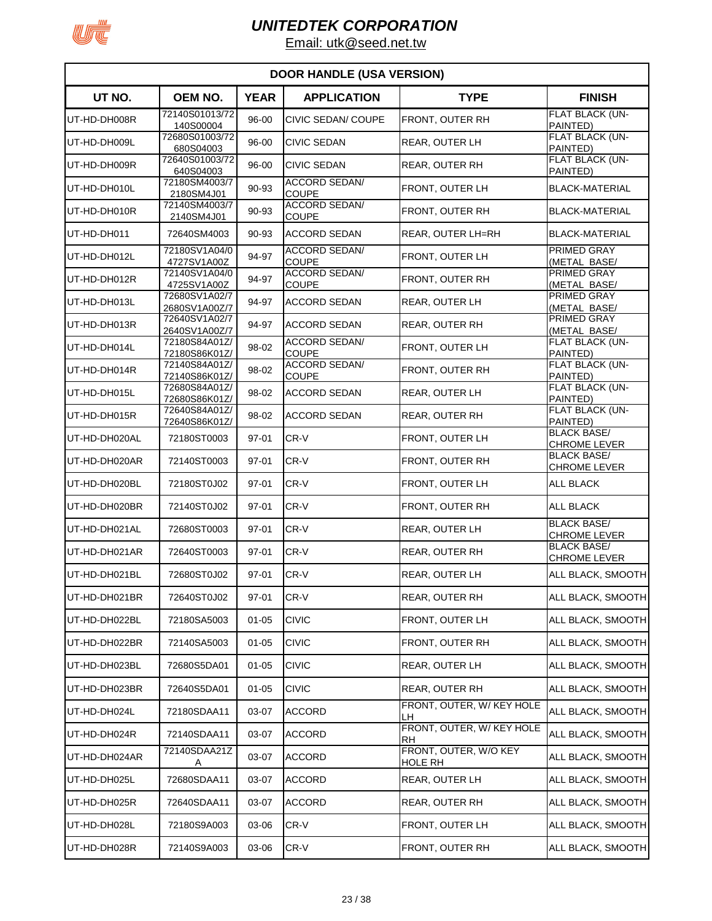# *UNITEDTEK CORPORATION*

Email: utk@seed.net.tw

## DOOR HANDLE (USA VERSION)

| UT NO. | OEM NO. | YEAR | APPLICATION | TYPE | FINISH |
|---|---|---|---|---|---|
| UT-HD-DH008R | 72140S01013/72140S00004 | 96-00 | CIVIC SEDAN/ COUPE | FRONT, OUTER RH | FLAT BLACK (UN-PAINTED) |
| UT-HD-DH009L | 72680S01003/72680S04003 | 96-00 | CIVIC SEDAN | REAR, OUTER LH | FLAT BLACK (UN-PAINTED) |
| UT-HD-DH009R | 72640S01003/72640S04003 | 96-00 | CIVIC SEDAN | REAR, OUTER RH | FLAT BLACK (UN-PAINTED) |
| UT-HD-DH010L | 72180SM4003/72180SM4J01 | 90-93 | ACCORD SEDAN/ COUPE | FRONT, OUTER LH | BLACK-MATERIAL |
| UT-HD-DH010R | 72140SM4003/72140SM4J01 | 90-93 | ACCORD SEDAN/ COUPE | FRONT, OUTER RH | BLACK-MATERIAL |
| UT-HD-DH011 | 72640SM4003 | 90-93 | ACCORD SEDAN | REAR, OUTER LH=RH | BLACK-MATERIAL |
| UT-HD-DH012L | 72180SV1A04/04727SV1A00Z | 94-97 | ACCORD SEDAN/ COUPE | FRONT, OUTER LH | PRIMED GRAY (METAL BASE/ |
| UT-HD-DH012R | 72140SV1A04/04725SV1A00Z | 94-97 | ACCORD SEDAN/ COUPE | FRONT, OUTER RH | PRIMED GRAY (METAL BASE/ |
| UT-HD-DH013L | 72680SV1A02/72680SV1A00Z/7 | 94-97 | ACCORD SEDAN | REAR, OUTER LH | PRIMED GRAY (METAL BASE/ |
| UT-HD-DH013R | 72640SV1A02/72640SV1A00Z/7 | 94-97 | ACCORD SEDAN | REAR, OUTER RH | PRIMED GRAY (METAL BASE/ |
| UT-HD-DH014L | 72180S84A01Z/72180S86K01Z/ | 98-02 | ACCORD SEDAN/ COUPE | FRONT, OUTER LH | FLAT BLACK (UN-PAINTED) |
| UT-HD-DH014R | 72140S84A01Z/72140S86K01Z/ | 98-02 | ACCORD SEDAN/ COUPE | FRONT, OUTER RH | FLAT BLACK (UN-PAINTED) |
| UT-HD-DH015L | 72680S84A01Z/72680S86K01Z/ | 98-02 | ACCORD SEDAN | REAR, OUTER LH | FLAT BLACK (UN-PAINTED) |
| UT-HD-DH015R | 72640S84A01Z/72640S86K01Z/ | 98-02 | ACCORD SEDAN | REAR, OUTER RH | FLAT BLACK (UN-PAINTED) |
| UT-HD-DH020AL | 72180ST0003 | 97-01 | CR-V | FRONT, OUTER LH | BLACK BASE/ CHROME LEVER |
| UT-HD-DH020AR | 72140ST0003 | 97-01 | CR-V | FRONT, OUTER RH | BLACK BASE/ CHROME LEVER |
| UT-HD-DH020BL | 72180ST0J02 | 97-01 | CR-V | FRONT, OUTER LH | ALL BLACK |
| UT-HD-DH020BR | 72140ST0J02 | 97-01 | CR-V | FRONT, OUTER RH | ALL BLACK |
| UT-HD-DH021AL | 72680ST0003 | 97-01 | CR-V | REAR, OUTER LH | BLACK BASE/ CHROME LEVER |
| UT-HD-DH021AR | 72640ST0003 | 97-01 | CR-V | REAR, OUTER RH | BLACK BASE/ CHROME LEVER |
| UT-HD-DH021BL | 72680ST0J02 | 97-01 | CR-V | REAR, OUTER LH | ALL BLACK, SMOOTH |
| UT-HD-DH021BR | 72640ST0J02 | 97-01 | CR-V | REAR, OUTER RH | ALL BLACK, SMOOTH |
| UT-HD-DH022BL | 72180SA5003 | 01-05 | CIVIC | FRONT, OUTER LH | ALL BLACK, SMOOTH |
| UT-HD-DH022BR | 72140SA5003 | 01-05 | CIVIC | FRONT, OUTER RH | ALL BLACK, SMOOTH |
| UT-HD-DH023BL | 72680S5DA01 | 01-05 | CIVIC | REAR, OUTER LH | ALL BLACK, SMOOTH |
| UT-HD-DH023BR | 72640S5DA01 | 01-05 | CIVIC | REAR, OUTER RH | ALL BLACK, SMOOTH |
| UT-HD-DH024L | 72180SDAA11 | 03-07 | ACCORD | FRONT, OUTER, W/ KEY HOLE LH | ALL BLACK, SMOOTH |
| UT-HD-DH024R | 72140SDAA11 | 03-07 | ACCORD | FRONT, OUTER, W/ KEY HOLE RH | ALL BLACK, SMOOTH |
| UT-HD-DH024AR | 72140SDAA21ZA | 03-07 | ACCORD | FRONT, OUTER, W/O KEY HOLE RH | ALL BLACK, SMOOTH |
| UT-HD-DH025L | 72680SDAA11 | 03-07 | ACCORD | REAR, OUTER LH | ALL BLACK, SMOOTH |
| UT-HD-DH025R | 72640SDAA11 | 03-07 | ACCORD | REAR, OUTER RH | ALL BLACK, SMOOTH |
| UT-HD-DH028L | 72180S9A003 | 03-06 | CR-V | FRONT, OUTER LH | ALL BLACK, SMOOTH |
| UT-HD-DH028R | 72140S9A003 | 03-06 | CR-V | FRONT, OUTER RH | ALL BLACK, SMOOTH |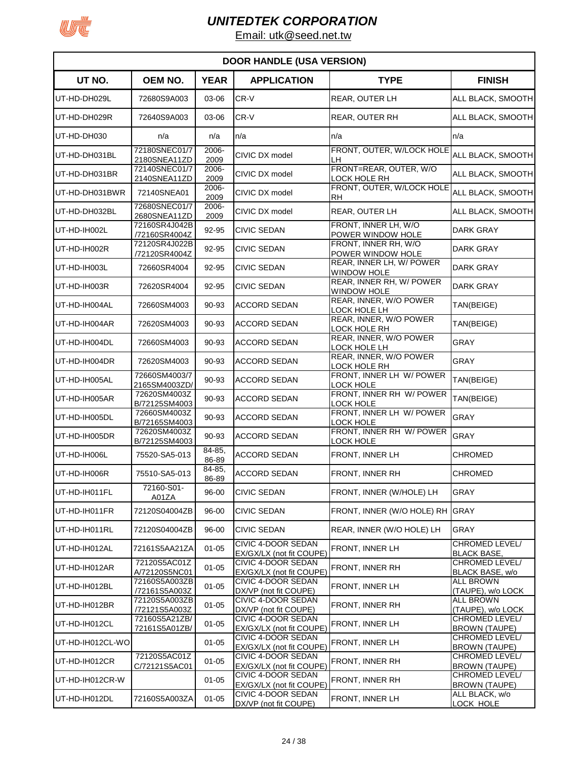# UNITEDTEK CORPORATION

Email: utk@seed.net.tw

| DOOR HANDLE (USA VERSION) | | | | | |
|---|---|---|---|---|---|
| **UT NO.** | **OEM NO.** | **YEAR** | **APPLICATION** | **TYPE** | **FINISH** |
| UT-HD-DH029L | 72680S9A003 | 03-06 | CR-V | REAR, OUTER LH | ALL BLACK, SMOOTH |
| UT-HD-DH029R | 72640S9A003 | 03-06 | CR-V | REAR, OUTER RH | ALL BLACK, SMOOTH |
| UT-HD-DH030 | n/a | n/a | n/a | n/a | n/a |
| UT-HD-DH031BL | 72180SNEC01/72180SNEA11ZD | 2006-2009 | CIVIC DX model | FRONT, OUTER, W/LOCK HOLE LH | ALL BLACK, SMOOTH |
| UT-HD-DH031BR | 72140SNEC01/72140SNEA11ZD | 2006-2009 | CIVIC DX model | FRONT=REAR, OUTER, W/O LOCK HOLE RH | ALL BLACK, SMOOTH |
| UT-HD-DH031BWR | 72140SNEA01 | 2006-2009 | CIVIC DX model | FRONT, OUTER, W/LOCK HOLE RH | ALL BLACK, SMOOTH |
| UT-HD-DH032BL | 72680SNEC01/72680SNEA11ZD | 2006-2009 | CIVIC DX model | REAR, OUTER LH | ALL BLACK, SMOOTH |
| UT-HD-IH002L | 72160SR4J042B/72160SR4004Z | 92-95 | CIVIC SEDAN | FRONT, INNER LH, W/O POWER WINDOW HOLE | DARK GRAY |
| UT-HD-IH002R | 72120SR4J022B/72120SR4004Z | 92-95 | CIVIC SEDAN | FRONT, INNER RH, W/O POWER WINDOW HOLE | DARK GRAY |
| UT-HD-IH003L | 72660SR4004 | 92-95 | CIVIC SEDAN | REAR, INNER LH, W/ POWER WINDOW HOLE | DARK GRAY |
| UT-HD-IH003R | 72620SR4004 | 92-95 | CIVIC SEDAN | REAR, INNER RH, W/ POWER WINDOW HOLE | DARK GRAY |
| UT-HD-IH004AL | 72660SM4003 | 90-93 | ACCORD SEDAN | REAR, INNER, W/O POWER LOCK HOLE LH | TAN(BEIGE) |
| UT-HD-IH004AR | 72620SM4003 | 90-93 | ACCORD SEDAN | REAR, INNER, W/O POWER LOCK HOLE RH | TAN(BEIGE) |
| UT-HD-IH004DL | 72660SM4003 | 90-93 | ACCORD SEDAN | REAR, INNER, W/O POWER LOCK HOLE LH | GRAY |
| UT-HD-IH004DR | 72620SM4003 | 90-93 | ACCORD SEDAN | REAR, INNER, W/O POWER LOCK HOLE RH | GRAY |
| UT-HD-IH005AL | 72660SM4003/72165SM4003ZD/ | 90-93 | ACCORD SEDAN | FRONT, INNER LH W/ POWER LOCK HOLE | TAN(BEIGE) |
| UT-HD-IH005AR | 72620SM4003ZB/72125SM4003 | 90-93 | ACCORD SEDAN | FRONT, INNER RH W/ POWER LOCK HOLE | TAN(BEIGE) |
| UT-HD-IH005DL | 72660SM4003ZB/72165SM4003 | 90-93 | ACCORD SEDAN | FRONT, INNER LH W/ POWER LOCK HOLE | GRAY |
| UT-HD-IH005DR | 72620SM4003ZB/72125SM4003 | 90-93 | ACCORD SEDAN | FRONT, INNER RH W/ POWER LOCK HOLE | GRAY |
| UT-HD-IH006L | 75520-SA5-013 | 84-85, 86-89 | ACCORD SEDAN | FRONT, INNER LH | CHROMED |
| UT-HD-IH006R | 75510-SA5-013 | 84-85, 86-89 | ACCORD SEDAN | FRONT, INNER RH | CHROMED |
| UT-HD-IH011FL | 72160-S01-A01ZA | 96-00 | CIVIC SEDAN | FRONT, INNER (W/HOLE) LH | GRAY |
| UT-HD-IH011FR | 72120S04004ZB | 96-00 | CIVIC SEDAN | FRONT, INNER (W/O HOLE) RH | GRAY |
| UT-HD-IH011RL | 72120S04004ZB | 96-00 | CIVIC SEDAN | REAR, INNER (W/O HOLE) LH | GRAY |
| UT-HD-IH012AL | 72161S5AA21ZA | 01-05 | CIVIC 4-DOOR SEDAN EX/GX/LX (not fit COUPE) | FRONT, INNER LH | CHROMED LEVEL/ BLACK BASE, |
| UT-HD-IH012AR | 72120S5AC01ZA/72120S5NC01 | 01-05 | CIVIC 4-DOOR SEDAN EX/GX/LX (not fit COUPE) | FRONT, INNER RH | CHROMED LEVEL/ BLACK BASE, w/o |
| UT-HD-IH012BL | 72160S5A003ZB/72161S5A003Z | 01-05 | CIVIC 4-DOOR SEDAN DX/VP (not fit COUPE) | FRONT, INNER LH | ALL BROWN (TAUPE), w/o LOCK |
| UT-HD-IH012BR | 72120S5A003ZB/72121S5A003Z | 01-05 | CIVIC 4-DOOR SEDAN DX/VP (not fit COUPE) | FRONT, INNER RH | ALL BROWN (TAUPE), w/o LOCK |
| UT-HD-IH012CL | 72160S5A21ZB/72161S5A01ZB/ | 01-05 | CIVIC 4-DOOR SEDAN EX/GX/LX (not fit COUPE) | FRONT, INNER LH | CHROMED LEVEL/ BROWN (TAUPE) |
| UT-HD-IH012CL-WO | | 01-05 | CIVIC 4-DOOR SEDAN EX/GX/LX (not fit COUPE) | FRONT, INNER LH | CHROMED LEVEL/ BROWN (TAUPE) |
| UT-HD-IH012CR | 72120S5AC01ZC/72121S5AC01 | 01-05 | CIVIC 4-DOOR SEDAN EX/GX/LX (not fit COUPE) | FRONT, INNER RH | CHROMED LEVEL/ BROWN (TAUPE) |
| UT-HD-IH012CR-W | | 01-05 | CIVIC 4-DOOR SEDAN EX/GX/LX (not fit COUPE) | FRONT, INNER RH | CHROMED LEVEL/ BROWN (TAUPE) |
| UT-HD-IH012DL | 72160S5A003ZA | 01-05 | CIVIC 4-DOOR SEDAN DX/VP (not fit COUPE) | FRONT, INNER LH | ALL BLACK, w/o LOCK HOLE |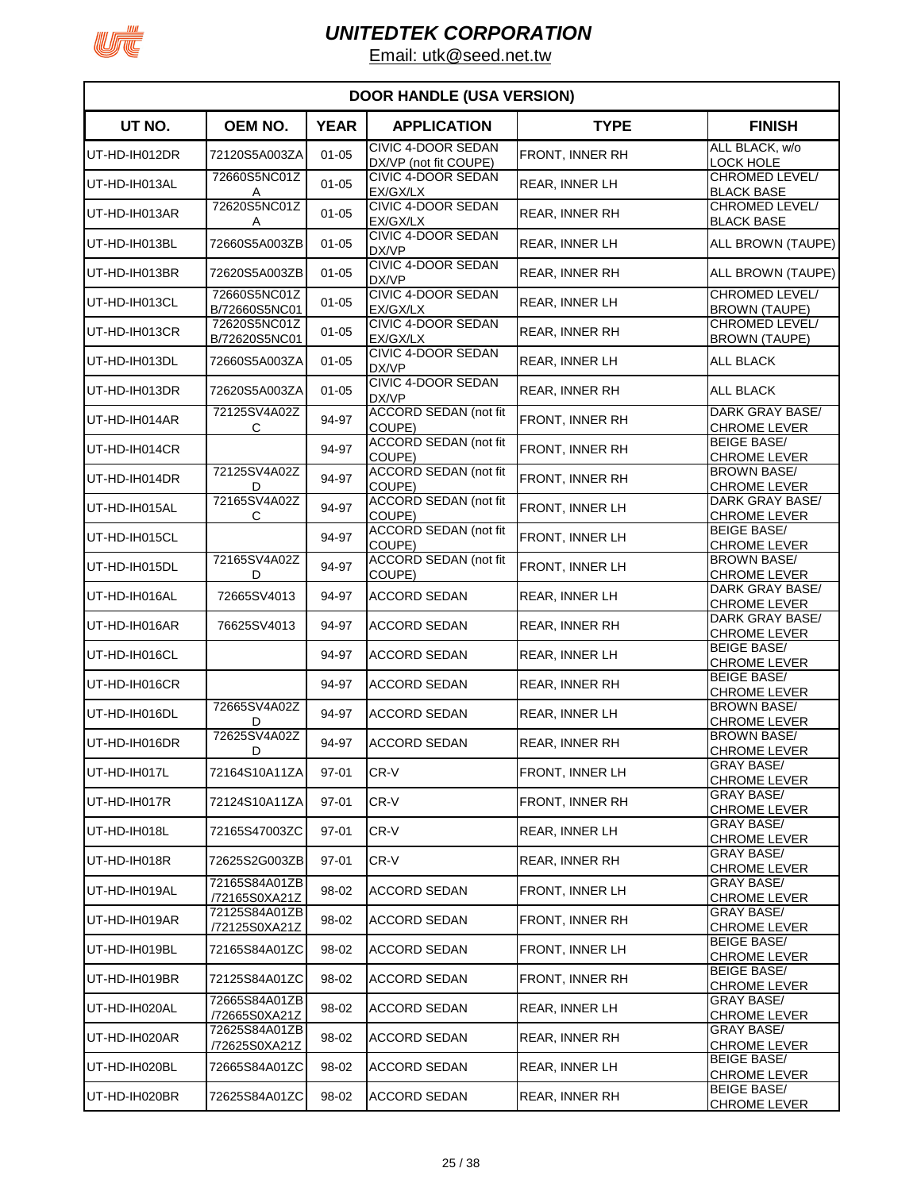# UNITEDTEK CORPORATION

Email: utk@seed.net.tw

## DOOR HANDLE (USA VERSION)

| UT NO. | OEM NO. | YEAR | APPLICATION | TYPE | FINISH |
|---|---|---|---|---|---|
| UT-HD-IH012DR | 72120S5A003ZA | 01-05 | CIVIC 4-DOOR SEDAN DX/VP (not fit COUPE) | FRONT, INNER RH | ALL BLACK, w/o LOCK HOLE |
| UT-HD-IH013AL | 72660S5NC01ZA | 01-05 | CIVIC 4-DOOR SEDAN EX/GX/LX | REAR, INNER LH | CHROMED LEVEL/ BLACK BASE |
| UT-HD-IH013AR | 72620S5NC01ZA | 01-05 | CIVIC 4-DOOR SEDAN EX/GX/LX | REAR, INNER RH | CHROMED LEVEL/ BLACK BASE |
| UT-HD-IH013BL | 72660S5A003ZB | 01-05 | CIVIC 4-DOOR SEDAN DX/VP | REAR, INNER LH | ALL BROWN (TAUPE) |
| UT-HD-IH013BR | 72620S5A003ZB | 01-05 | CIVIC 4-DOOR SEDAN DX/VP | REAR, INNER RH | ALL BROWN (TAUPE) |
| UT-HD-IH013CL | 72660S5NC01ZB/72660S5NC01 | 01-05 | CIVIC 4-DOOR SEDAN EX/GX/LX | REAR, INNER LH | CHROMED LEVEL/ BROWN (TAUPE) |
| UT-HD-IH013CR | 72620S5NC01ZB/72620S5NC01 | 01-05 | CIVIC 4-DOOR SEDAN EX/GX/LX | REAR, INNER RH | CHROMED LEVEL/ BROWN (TAUPE) |
| UT-HD-IH013DL | 72660S5A003ZA | 01-05 | CIVIC 4-DOOR SEDAN DX/VP | REAR, INNER LH | ALL BLACK |
| UT-HD-IH013DR | 72620S5A003ZA | 01-05 | CIVIC 4-DOOR SEDAN DX/VP | REAR, INNER RH | ALL BLACK |
| UT-HD-IH014AR | 72125SV4A02ZC | 94-97 | ACCORD SEDAN (not fit COUPE) | FRONT, INNER RH | DARK GRAY BASE/ CHROME LEVER |
| UT-HD-IH014CR | | 94-97 | ACCORD SEDAN (not fit COUPE) | FRONT, INNER RH | BEIGE BASE/ CHROME LEVER |
| UT-HD-IH014DR | 72125SV4A02ZD | 94-97 | ACCORD SEDAN (not fit COUPE) | FRONT, INNER RH | BROWN BASE/ CHROME LEVER |
| UT-HD-IH015AL | 72165SV4A02ZC | 94-97 | ACCORD SEDAN (not fit COUPE) | FRONT, INNER LH | DARK GRAY BASE/ CHROME LEVER |
| UT-HD-IH015CL | | 94-97 | ACCORD SEDAN (not fit COUPE) | FRONT, INNER LH | BEIGE BASE/ CHROME LEVER |
| UT-HD-IH015DL | 72165SV4A02ZD | 94-97 | ACCORD SEDAN (not fit COUPE) | FRONT, INNER LH | BROWN BASE/ CHROME LEVER |
| UT-HD-IH016AL | 72665SV4013 | 94-97 | ACCORD SEDAN | REAR, INNER LH | DARK GRAY BASE/ CHROME LEVER |
| UT-HD-IH016AR | 76625SV4013 | 94-97 | ACCORD SEDAN | REAR, INNER RH | DARK GRAY BASE/ CHROME LEVER |
| UT-HD-IH016CL | | 94-97 | ACCORD SEDAN | REAR, INNER LH | BEIGE BASE/ CHROME LEVER |
| UT-HD-IH016CR | | 94-97 | ACCORD SEDAN | REAR, INNER RH | BEIGE BASE/ CHROME LEVER |
| UT-HD-IH016DL | 72665SV4A02ZD | 94-97 | ACCORD SEDAN | REAR, INNER LH | BROWN BASE/ CHROME LEVER |
| UT-HD-IH016DR | 72625SV4A02ZD | 94-97 | ACCORD SEDAN | REAR, INNER RH | BROWN BASE/ CHROME LEVER |
| UT-HD-IH017L | 72164S10A11ZA | 97-01 | CR-V | FRONT, INNER LH | GRAY BASE/ CHROME LEVER |
| UT-HD-IH017R | 72124S10A11ZA | 97-01 | CR-V | FRONT, INNER RH | GRAY BASE/ CHROME LEVER |
| UT-HD-IH018L | 72165S47003ZC | 97-01 | CR-V | REAR, INNER LH | GRAY BASE/ CHROME LEVER |
| UT-HD-IH018R | 72625S2G003ZB | 97-01 | CR-V | REAR, INNER RH | GRAY BASE/ CHROME LEVER |
| UT-HD-IH019AL | 72165S84A01ZB/72165S0XA21Z | 98-02 | ACCORD SEDAN | FRONT, INNER LH | GRAY BASE/ CHROME LEVER |
| UT-HD-IH019AR | 72125S84A01ZB/72125S0XA21Z | 98-02 | ACCORD SEDAN | FRONT, INNER RH | GRAY BASE/ CHROME LEVER |
| UT-HD-IH019BL | 72165S84A01ZC | 98-02 | ACCORD SEDAN | FRONT, INNER LH | BEIGE BASE/ CHROME LEVER |
| UT-HD-IH019BR | 72125S84A01ZC | 98-02 | ACCORD SEDAN | FRONT, INNER RH | BEIGE BASE/ CHROME LEVER |
| UT-HD-IH020AL | 72665S84A01ZB/72665S0XA21Z | 98-02 | ACCORD SEDAN | REAR, INNER LH | GRAY BASE/ CHROME LEVER |
| UT-HD-IH020AR | 72625S84A01ZB/72625S0XA21Z | 98-02 | ACCORD SEDAN | REAR, INNER RH | GRAY BASE/ CHROME LEVER |
| UT-HD-IH020BL | 72665S84A01ZC | 98-02 | ACCORD SEDAN | REAR, INNER LH | BEIGE BASE/ CHROME LEVER |
| UT-HD-IH020BR | 72625S84A01ZC | 98-02 | ACCORD SEDAN | REAR, INNER RH | BEIGE BASE/ CHROME LEVER |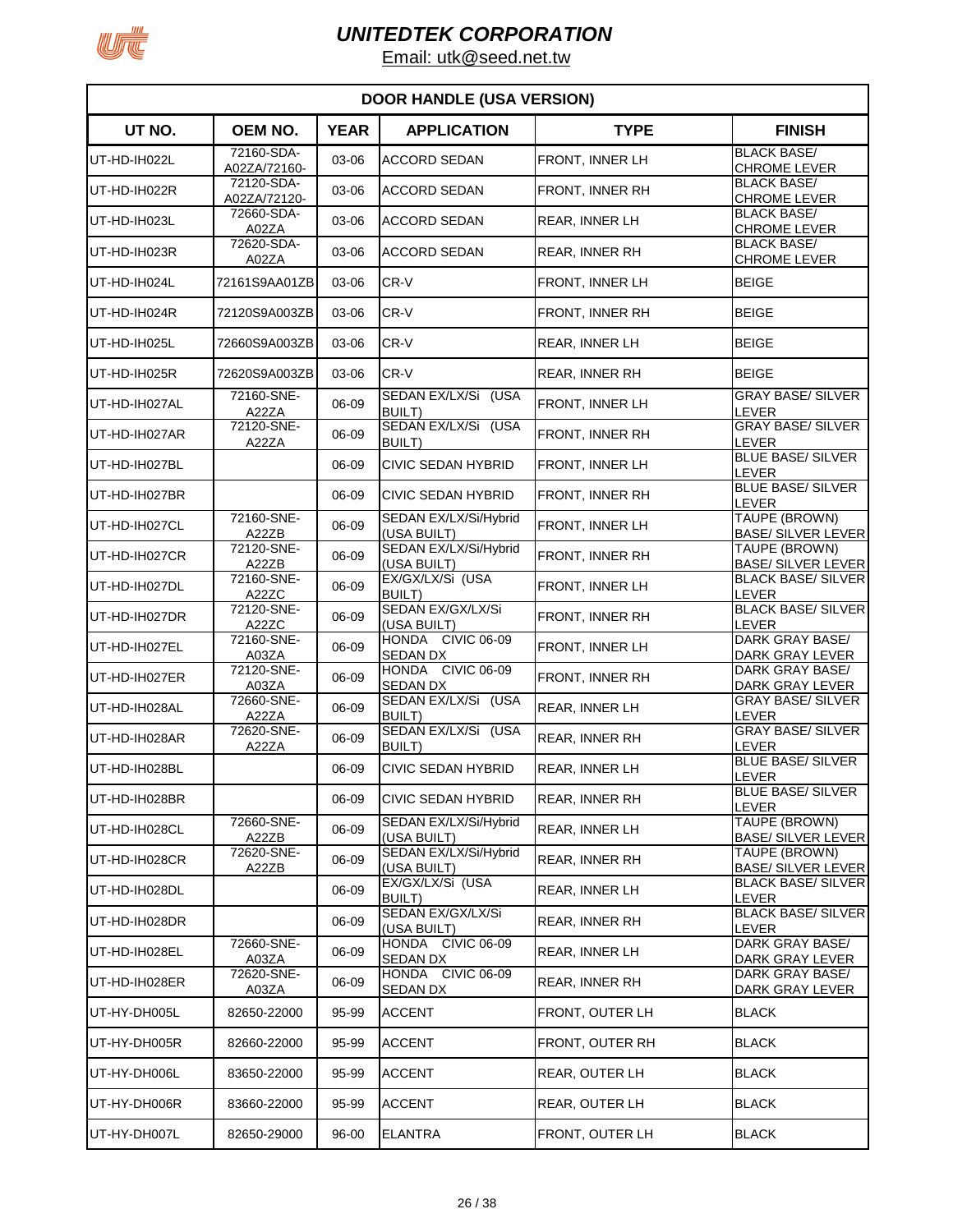# UNITEDTEK CORPORATION

Email: utk@seed.net.tw

## DOOR HANDLE (USA VERSION)

| UT NO. | OEM NO. | YEAR | APPLICATION | TYPE | FINISH |
|---|---|---|---|---|---|
| UT-HD-IH022L | 72160-SDA-A02ZA/72160- | 03-06 | ACCORD SEDAN | FRONT, INNER LH | BLACK BASE/ CHROME LEVER |
| UT-HD-IH022R | 72120-SDA-A02ZA/72120- | 03-06 | ACCORD SEDAN | FRONT, INNER RH | BLACK BASE/ CHROME LEVER |
| UT-HD-IH023L | 72660-SDA-A02ZA | 03-06 | ACCORD SEDAN | REAR, INNER LH | BLACK BASE/ CHROME LEVER |
| UT-HD-IH023R | 72620-SDA-A02ZA | 03-06 | ACCORD SEDAN | REAR, INNER RH | BLACK BASE/ CHROME LEVER |
| UT-HD-IH024L | 72161S9AA01ZB | 03-06 | CR-V | FRONT, INNER LH | BEIGE |
| UT-HD-IH024R | 72120S9A003ZB | 03-06 | CR-V | FRONT, INNER RH | BEIGE |
| UT-HD-IH025L | 72660S9A003ZB | 03-06 | CR-V | REAR, INNER LH | BEIGE |
| UT-HD-IH025R | 72620S9A003ZB | 03-06 | CR-V | REAR, INNER RH | BEIGE |
| UT-HD-IH027AL | 72160-SNE-A22ZA | 06-09 | SEDAN EX/LX/Si (USA BUILT) | FRONT, INNER LH | GRAY BASE/ SILVER LEVER |
| UT-HD-IH027AR | 72120-SNE-A22ZA | 06-09 | SEDAN EX/LX/Si (USA BUILT) | FRONT, INNER RH | GRAY BASE/ SILVER LEVER |
| UT-HD-IH027BL | | 06-09 | CIVIC SEDAN HYBRID | FRONT, INNER LH | BLUE BASE/ SILVER LEVER |
| UT-HD-IH027BR | | 06-09 | CIVIC SEDAN HYBRID | FRONT, INNER RH | BLUE BASE/ SILVER LEVER |
| UT-HD-IH027CL | 72160-SNE-A22ZB | 06-09 | SEDAN EX/LX/Si/Hybrid (USA BUILT) | FRONT, INNER LH | TAUPE (BROWN) BASE/ SILVER LEVER |
| UT-HD-IH027CR | 72120-SNE-A22ZB | 06-09 | SEDAN EX/LX/Si/Hybrid (USA BUILT) | FRONT, INNER RH | TAUPE (BROWN) BASE/ SILVER LEVER |
| UT-HD-IH027DL | 72160-SNE-A22ZC | 06-09 | EX/GX/LX/Si (USA BUILT) | FRONT, INNER LH | BLACK BASE/ SILVER LEVER |
| UT-HD-IH027DR | 72120-SNE-A22ZC | 06-09 | SEDAN EX/GX/LX/Si (USA BUILT) | FRONT, INNER RH | BLACK BASE/ SILVER LEVER |
| UT-HD-IH027EL | 72160-SNE-A03ZA | 06-09 | HONDA CIVIC 06-09 SEDAN DX | FRONT, INNER LH | DARK GRAY BASE/ DARK GRAY LEVER |
| UT-HD-IH027ER | 72120-SNE-A03ZA | 06-09 | HONDA CIVIC 06-09 SEDAN DX | FRONT, INNER RH | DARK GRAY BASE/ DARK GRAY LEVER |
| UT-HD-IH028AL | 72660-SNE-A22ZA | 06-09 | SEDAN EX/LX/Si (USA BUILT) | REAR, INNER LH | GRAY BASE/ SILVER LEVER |
| UT-HD-IH028AR | 72620-SNE-A22ZA | 06-09 | SEDAN EX/LX/Si (USA BUILT) | REAR, INNER RH | GRAY BASE/ SILVER LEVER |
| UT-HD-IH028BL | | 06-09 | CIVIC SEDAN HYBRID | REAR, INNER LH | BLUE BASE/ SILVER LEVER |
| UT-HD-IH028BR | | 06-09 | CIVIC SEDAN HYBRID | REAR, INNER RH | BLUE BASE/ SILVER LEVER |
| UT-HD-IH028CL | 72660-SNE-A22ZB | 06-09 | SEDAN EX/LX/Si/Hybrid (USA BUILT) | REAR, INNER LH | TAUPE (BROWN) BASE/ SILVER LEVER |
| UT-HD-IH028CR | 72620-SNE-A22ZB | 06-09 | SEDAN EX/LX/Si/Hybrid (USA BUILT) | REAR, INNER RH | TAUPE (BROWN) BASE/ SILVER LEVER |
| UT-HD-IH028DL | | 06-09 | EX/GX/LX/Si (USA BUILT) | REAR, INNER LH | BLACK BASE/ SILVER LEVER |
| UT-HD-IH028DR | | 06-09 | SEDAN EX/GX/LX/Si (USA BUILT) | REAR, INNER RH | BLACK BASE/ SILVER LEVER |
| UT-HD-IH028EL | 72660-SNE-A03ZA | 06-09 | HONDA CIVIC 06-09 SEDAN DX | REAR, INNER LH | DARK GRAY BASE/ DARK GRAY LEVER |
| UT-HD-IH028ER | 72620-SNE-A03ZA | 06-09 | HONDA CIVIC 06-09 SEDAN DX | REAR, INNER RH | DARK GRAY BASE/ DARK GRAY LEVER |
| UT-HY-DH005L | 82650-22000 | 95-99 | ACCENT | FRONT, OUTER LH | BLACK |
| UT-HY-DH005R | 82660-22000 | 95-99 | ACCENT | FRONT, OUTER RH | BLACK |
| UT-HY-DH006L | 83650-22000 | 95-99 | ACCENT | REAR, OUTER LH | BLACK |
| UT-HY-DH006R | 83660-22000 | 95-99 | ACCENT | REAR, OUTER LH | BLACK |
| UT-HY-DH007L | 82650-29000 | 96-00 | ELANTRA | FRONT, OUTER LH | BLACK |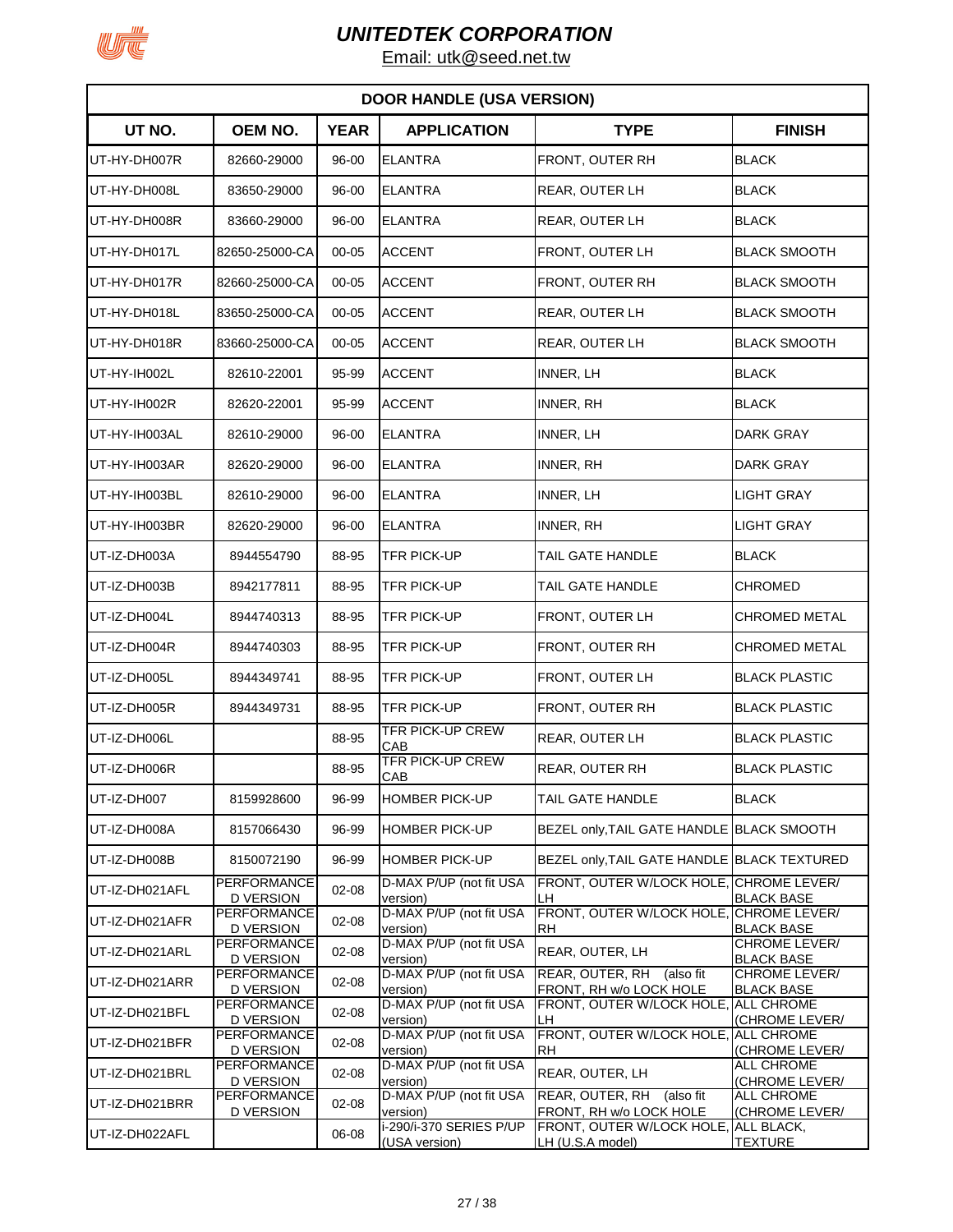# UNITEDTEK CORPORATION

Email: utk@seed.net.tw

| DOOR HANDLE (USA VERSION) | | | | | |
|---|---|---|---|---|---|
| **UT NO.** | **OEM NO.** | **YEAR** | **APPLICATION** | **TYPE** | **FINISH** |
| UT-HY-DH007R | 82660-29000 | 96-00 | ELANTRA | FRONT, OUTER RH | BLACK |
| UT-HY-DH008L | 83650-29000 | 96-00 | ELANTRA | REAR, OUTER LH | BLACK |
| UT-HY-DH008R | 83660-29000 | 96-00 | ELANTRA | REAR, OUTER LH | BLACK |
| UT-HY-DH017L | 82650-25000-CA | 00-05 | ACCENT | FRONT, OUTER LH | BLACK SMOOTH |
| UT-HY-DH017R | 82660-25000-CA | 00-05 | ACCENT | FRONT, OUTER RH | BLACK SMOOTH |
| UT-HY-DH018L | 83650-25000-CA | 00-05 | ACCENT | REAR, OUTER LH | BLACK SMOOTH |
| UT-HY-DH018R | 83660-25000-CA | 00-05 | ACCENT | REAR, OUTER LH | BLACK SMOOTH |
| UT-HY-IH002L | 82610-22001 | 95-99 | ACCENT | INNER, LH | BLACK |
| UT-HY-IH002R | 82620-22001 | 95-99 | ACCENT | INNER, RH | BLACK |
| UT-HY-IH003AL | 82610-29000 | 96-00 | ELANTRA | INNER, LH | DARK GRAY |
| UT-HY-IH003AR | 82620-29000 | 96-00 | ELANTRA | INNER, RH | DARK GRAY |
| UT-HY-IH003BL | 82610-29000 | 96-00 | ELANTRA | INNER, LH | LIGHT GRAY |
| UT-HY-IH003BR | 82620-29000 | 96-00 | ELANTRA | INNER, RH | LIGHT GRAY |
| UT-IZ-DH003A | 8944554790 | 88-95 | TFR PICK-UP | TAIL GATE HANDLE | BLACK |
| UT-IZ-DH003B | 8942177811 | 88-95 | TFR PICK-UP | TAIL GATE HANDLE | CHROMED |
| UT-IZ-DH004L | 8944740313 | 88-95 | TFR PICK-UP | FRONT, OUTER LH | CHROMED METAL |
| UT-IZ-DH004R | 8944740303 | 88-95 | TFR PICK-UP | FRONT, OUTER RH | CHROMED METAL |
| UT-IZ-DH005L | 8944349741 | 88-95 | TFR PICK-UP | FRONT, OUTER LH | BLACK PLASTIC |
| UT-IZ-DH005R | 8944349731 | 88-95 | TFR PICK-UP | FRONT, OUTER RH | BLACK PLASTIC |
| UT-IZ-DH006L | | 88-95 | TFR PICK-UP CREW CAB | REAR, OUTER LH | BLACK PLASTIC |
| UT-IZ-DH006R | | 88-95 | TFR PICK-UP CREW CAB | REAR, OUTER RH | BLACK PLASTIC |
| UT-IZ-DH007 | 8159928600 | 96-99 | HOMBER PICK-UP | TAIL GATE HANDLE | BLACK |
| UT-IZ-DH008A | 8157066430 | 96-99 | HOMBER PICK-UP | BEZEL only,TAIL GATE HANDLE | BLACK SMOOTH |
| UT-IZ-DH008B | 8150072190 | 96-99 | HOMBER PICK-UP | BEZEL only,TAIL GATE HANDLE | BLACK TEXTURED |
| UT-IZ-DH021AFL | PERFORMANCE D VERSION | 02-08 | D-MAX P/UP (not fit USA version) | FRONT, OUTER W/LOCK HOLE, LH | CHROME LEVER/ BLACK BASE |
| UT-IZ-DH021AFR | PERFORMANCE D VERSION | 02-08 | D-MAX P/UP (not fit USA version) | FRONT, OUTER W/LOCK HOLE, RH | CHROME LEVER/ BLACK BASE |
| UT-IZ-DH021ARL | PERFORMANCE D VERSION | 02-08 | D-MAX P/UP (not fit USA version) | REAR, OUTER, LH | CHROME LEVER/ BLACK BASE |
| UT-IZ-DH021ARR | PERFORMANCE D VERSION | 02-08 | D-MAX P/UP (not fit USA version) | REAR, OUTER, RH (also fit FRONT, RH w/o LOCK HOLE | CHROME LEVER/ BLACK BASE |
| UT-IZ-DH021BFL | PERFORMANCE D VERSION | 02-08 | D-MAX P/UP (not fit USA version) | FRONT, OUTER W/LOCK HOLE, LH | ALL CHROME (CHROME LEVER/ |
| UT-IZ-DH021BFR | PERFORMANCE D VERSION | 02-08 | D-MAX P/UP (not fit USA version) | FRONT, OUTER W/LOCK HOLE, RH | ALL CHROME (CHROME LEVER/ |
| UT-IZ-DH021BRL | PERFORMANCE D VERSION | 02-08 | D-MAX P/UP (not fit USA version) | REAR, OUTER, LH | ALL CHROME (CHROME LEVER/ |
| UT-IZ-DH021BRR | PERFORMANCE D VERSION | 02-08 | D-MAX P/UP (not fit USA version) | REAR, OUTER, RH (also fit FRONT, RH w/o LOCK HOLE | ALL CHROME (CHROME LEVER/ |
| UT-IZ-DH022AFL | | 06-08 | i-290/i-370 SERIES P/UP (USA version) | FRONT, OUTER W/LOCK HOLE, LH (U.S.A model) | ALL BLACK, TEXTURE |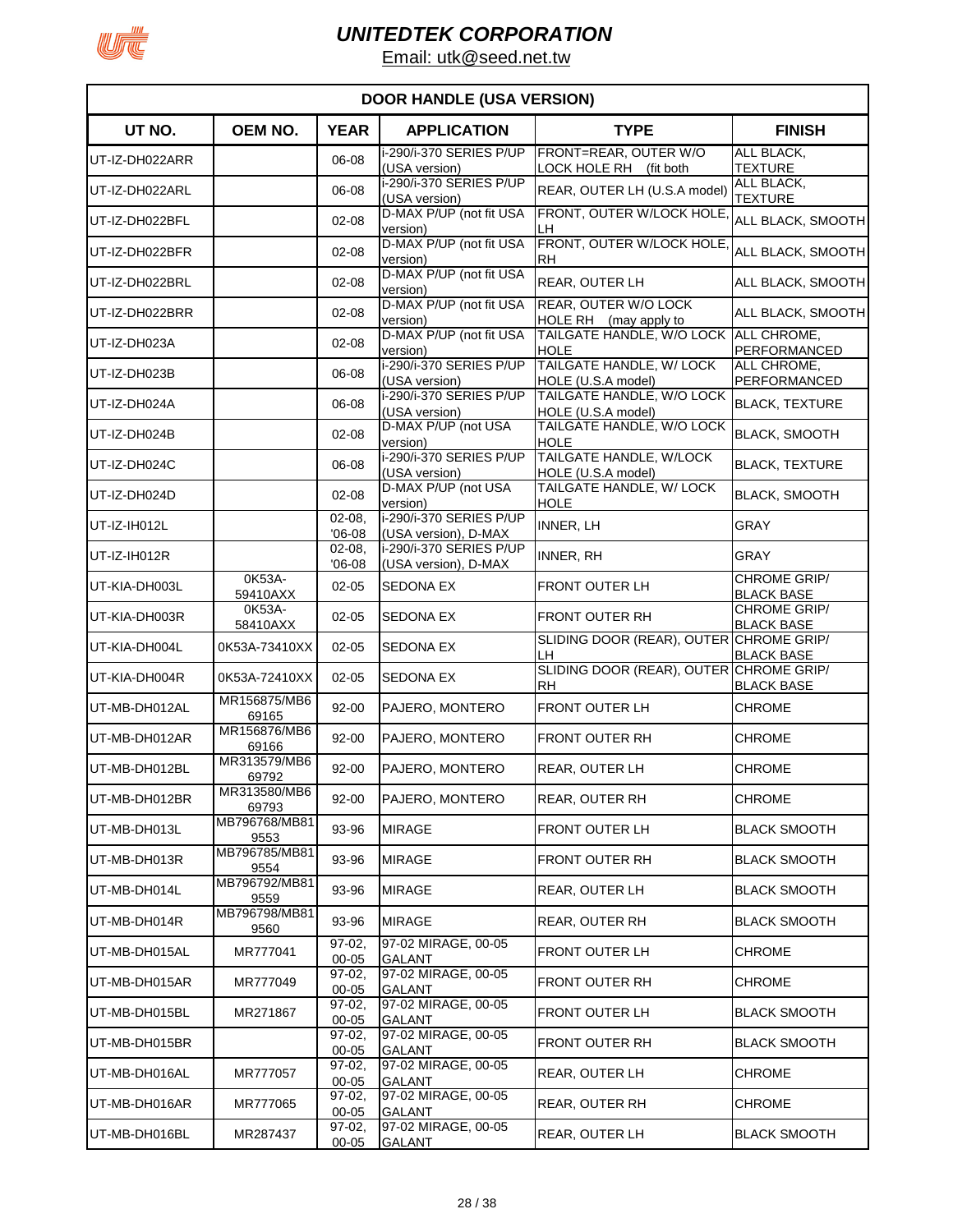# UNITEDTEK CORPORATION

Email: utk@seed.net.tw

| DOOR HANDLE (USA VERSION) | | | | | |
|---|---|---|---|---|---|
| **UT NO.** | **OEM NO.** | **YEAR** | **APPLICATION** | **TYPE** | **FINISH** |
| UT-IZ-DH022ARR | | 06-08 | i-290/i-370 SERIES P/UP (USA version) | FRONT=REAR, OUTER W/O LOCK HOLE RH (fit both | ALL BLACK, TEXTURE |
| UT-IZ-DH022ARL | | 06-08 | i-290/i-370 SERIES P/UP (USA version) | REAR, OUTER LH (U.S.A model) | ALL BLACK, TEXTURE |
| UT-IZ-DH022BFL | | 02-08 | D-MAX P/UP (not fit USA version) | FRONT, OUTER W/LOCK HOLE, LH | ALL BLACK, SMOOTH |
| UT-IZ-DH022BFR | | 02-08 | D-MAX P/UP (not fit USA version) | FRONT, OUTER W/LOCK HOLE, RH | ALL BLACK, SMOOTH |
| UT-IZ-DH022BRL | | 02-08 | D-MAX P/UP (not fit USA version) | REAR, OUTER LH | ALL BLACK, SMOOTH |
| UT-IZ-DH022BRR | | 02-08 | D-MAX P/UP (not fit USA version) | REAR, OUTER W/O LOCK HOLE RH (may apply to | ALL BLACK, SMOOTH |
| UT-IZ-DH023A | | 02-08 | D-MAX P/UP (not fit USA version) | TAILGATE HANDLE, W/O LOCK HOLE | ALL CHROME, PERFORMANCED |
| UT-IZ-DH023B | | 06-08 | i-290/i-370 SERIES P/UP (USA version) | TAILGATE HANDLE, W/ LOCK HOLE (U.S.A model) | ALL CHROME, PERFORMANCED |
| UT-IZ-DH024A | | 06-08 | i-290/i-370 SERIES P/UP (USA version) | TAILGATE HANDLE, W/O LOCK HOLE (U.S.A model) | BLACK, TEXTURE |
| UT-IZ-DH024B | | 02-08 | D-MAX P/UP (not USA version) | TAILGATE HANDLE, W/O LOCK HOLE | BLACK, SMOOTH |
| UT-IZ-DH024C | | 06-08 | i-290/i-370 SERIES P/UP (USA version) | TAILGATE HANDLE, W/LOCK HOLE (U.S.A model) | BLACK, TEXTURE |
| UT-IZ-DH024D | | 02-08 | D-MAX P/UP (not USA version) | TAILGATE HANDLE, W/ LOCK HOLE | BLACK, SMOOTH |
| UT-IZ-IH012L | | 02-08, '06-08 | i-290/i-370 SERIES P/UP (USA version), D-MAX | INNER, LH | GRAY |
| UT-IZ-IH012R | | 02-08, '06-08 | i-290/i-370 SERIES P/UP (USA version), D-MAX | INNER, RH | GRAY |
| UT-KIA-DH003L | 0K53A-59410AXX | 02-05 | SEDONA EX | FRONT OUTER LH | CHROME GRIP/ BLACK BASE |
| UT-KIA-DH003R | 0K53A-58410AXX | 02-05 | SEDONA EX | FRONT OUTER RH | CHROME GRIP/ BLACK BASE |
| UT-KIA-DH004L | 0K53A-73410XX | 02-05 | SEDONA EX | SLIDING DOOR (REAR), OUTER LH | CHROME GRIP/ BLACK BASE |
| UT-KIA-DH004R | 0K53A-72410XX | 02-05 | SEDONA EX | SLIDING DOOR (REAR), OUTER RH | CHROME GRIP/ BLACK BASE |
| UT-MB-DH012AL | MR156875/MB669165 | 92-00 | PAJERO, MONTERO | FRONT OUTER LH | CHROME |
| UT-MB-DH012AR | MR156876/MB669166 | 92-00 | PAJERO, MONTERO | FRONT OUTER RH | CHROME |
| UT-MB-DH012BL | MR313579/MB669792 | 92-00 | PAJERO, MONTERO | REAR, OUTER LH | CHROME |
| UT-MB-DH012BR | MR313580/MB669793 | 92-00 | PAJERO, MONTERO | REAR, OUTER RH | CHROME |
| UT-MB-DH013L | MB796768/MB819553 | 93-96 | MIRAGE | FRONT OUTER LH | BLACK SMOOTH |
| UT-MB-DH013R | MB796785/MB819554 | 93-96 | MIRAGE | FRONT OUTER RH | BLACK SMOOTH |
| UT-MB-DH014L | MB796792/MB819559 | 93-96 | MIRAGE | REAR, OUTER LH | BLACK SMOOTH |
| UT-MB-DH014R | MB796798/MB819560 | 93-96 | MIRAGE | REAR, OUTER RH | BLACK SMOOTH |
| UT-MB-DH015AL | MR777041 | 97-02, 00-05 | 97-02 MIRAGE, 00-05 GALANT | FRONT OUTER LH | CHROME |
| UT-MB-DH015AR | MR777049 | 97-02, 00-05 | 97-02 MIRAGE, 00-05 GALANT | FRONT OUTER RH | CHROME |
| UT-MB-DH015BL | MR271867 | 97-02, 00-05 | 97-02 MIRAGE, 00-05 GALANT | FRONT OUTER LH | BLACK SMOOTH |
| UT-MB-DH015BR | | 97-02, 00-05 | 97-02 MIRAGE, 00-05 GALANT | FRONT OUTER RH | BLACK SMOOTH |
| UT-MB-DH016AL | MR777057 | 97-02, 00-05 | 97-02 MIRAGE, 00-05 GALANT | REAR, OUTER LH | CHROME |
| UT-MB-DH016AR | MR777065 | 97-02, 00-05 | 97-02 MIRAGE, 00-05 GALANT | REAR, OUTER RH | CHROME |
| UT-MB-DH016BL | MR287437 | 97-02, 00-05 | 97-02 MIRAGE, 00-05 GALANT | REAR, OUTER LH | BLACK SMOOTH |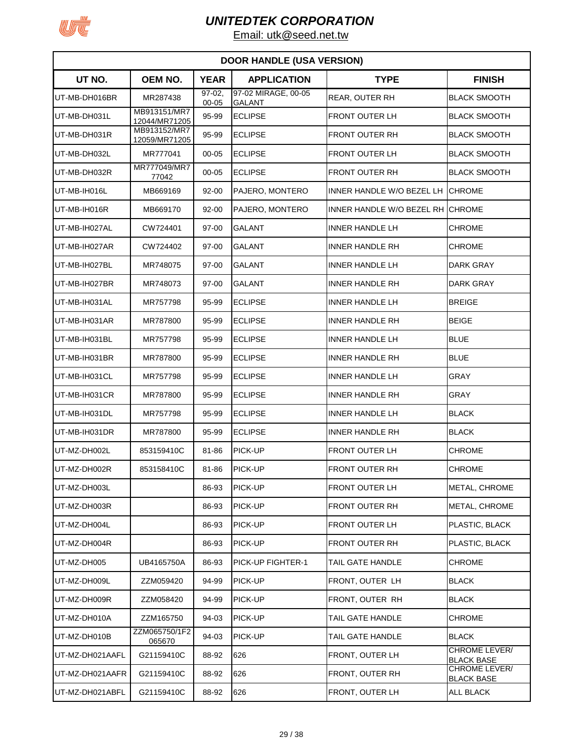# UNITEDTEK CORPORATION

Email: utk@seed.net.tw

| DOOR HANDLE (USA VERSION) | | | | | |
|---|---|---|---|---|---|
| **UT NO.** | **OEM NO.** | **YEAR** | **APPLICATION** | **TYPE** | **FINISH** |
| UT-MB-DH016BR | MR287438 | 97-02, 00-05 | 97-02 MIRAGE, 00-05 GALANT | REAR, OUTER RH | BLACK SMOOTH |
| UT-MB-DH031L | MB913151/MR712044/MR71205 | 95-99 | ECLIPSE | FRONT OUTER LH | BLACK SMOOTH |
| UT-MB-DH031R | MB913152/MR712059/MR71205 | 95-99 | ECLIPSE | FRONT OUTER RH | BLACK SMOOTH |
| UT-MB-DH032L | MR777041 | 00-05 | ECLIPSE | FRONT OUTER LH | BLACK SMOOTH |
| UT-MB-DH032R | MR777049/MR777042 | 00-05 | ECLIPSE | FRONT OUTER RH | BLACK SMOOTH |
| UT-MB-IH016L | MB669169 | 92-00 | PAJERO, MONTERO | INNER HANDLE W/O BEZEL LH | CHROME |
| UT-MB-IH016R | MB669170 | 92-00 | PAJERO, MONTERO | INNER HANDLE W/O BEZEL RH | CHROME |
| UT-MB-IH027AL | CW724401 | 97-00 | GALANT | INNER HANDLE LH | CHROME |
| UT-MB-IH027AR | CW724402 | 97-00 | GALANT | INNER HANDLE RH | CHROME |
| UT-MB-IH027BL | MR748075 | 97-00 | GALANT | INNER HANDLE LH | DARK GRAY |
| UT-MB-IH027BR | MR748073 | 97-00 | GALANT | INNER HANDLE RH | DARK GRAY |
| UT-MB-IH031AL | MR757798 | 95-99 | ECLIPSE | INNER HANDLE LH | BREIGE |
| UT-MB-IH031AR | MR787800 | 95-99 | ECLIPSE | INNER HANDLE RH | BEIGE |
| UT-MB-IH031BL | MR757798 | 95-99 | ECLIPSE | INNER HANDLE LH | BLUE |
| UT-MB-IH031BR | MR787800 | 95-99 | ECLIPSE | INNER HANDLE RH | BLUE |
| UT-MB-IH031CL | MR757798 | 95-99 | ECLIPSE | INNER HANDLE LH | GRAY |
| UT-MB-IH031CR | MR787800 | 95-99 | ECLIPSE | INNER HANDLE RH | GRAY |
| UT-MB-IH031DL | MR757798 | 95-99 | ECLIPSE | INNER HANDLE LH | BLACK |
| UT-MB-IH031DR | MR787800 | 95-99 | ECLIPSE | INNER HANDLE RH | BLACK |
| UT-MZ-DH002L | 853159410C | 81-86 | PICK-UP | FRONT OUTER LH | CHROME |
| UT-MZ-DH002R | 853158410C | 81-86 | PICK-UP | FRONT OUTER RH | CHROME |
| UT-MZ-DH003L | | 86-93 | PICK-UP | FRONT OUTER LH | METAL, CHROME |
| UT-MZ-DH003R | | 86-93 | PICK-UP | FRONT OUTER RH | METAL, CHROME |
| UT-MZ-DH004L | | 86-93 | PICK-UP | FRONT OUTER LH | PLASTIC, BLACK |
| UT-MZ-DH004R | | 86-93 | PICK-UP | FRONT OUTER RH | PLASTIC, BLACK |
| UT-MZ-DH005 | UB4165750A | 86-93 | PICK-UP FIGHTER-1 | TAIL GATE HANDLE | CHROME |
| UT-MZ-DH009L | ZZM059420 | 94-99 | PICK-UP | FRONT, OUTER LH | BLACK |
| UT-MZ-DH009R | ZZM058420 | 94-99 | PICK-UP | FRONT, OUTER RH | BLACK |
| UT-MZ-DH010A | ZZM165750 | 94-03 | PICK-UP | TAIL GATE HANDLE | CHROME |
| UT-MZ-DH010B | ZZM065750/1F2065670 | 94-03 | PICK-UP | TAIL GATE HANDLE | BLACK |
| UT-MZ-DH021AAFL | G21159410C | 88-92 | 626 | FRONT, OUTER LH | CHROME LEVER/BLACK BASE |
| UT-MZ-DH021AAFR | G21159410C | 88-92 | 626 | FRONT, OUTER RH | CHROME LEVER/BLACK BASE |
| UT-MZ-DH021ABFL | G21159410C | 88-92 | 626 | FRONT, OUTER LH | ALL BLACK |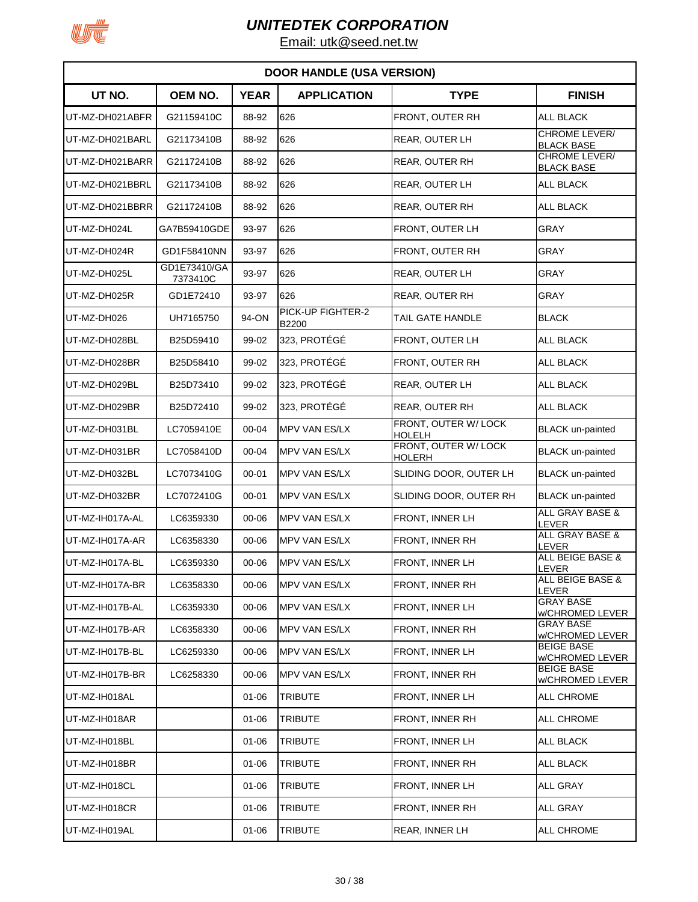# UNITEDTEK CORPORATION

Email: utk@seed.net.tw

| DOOR HANDLE (USA VERSION) | | | | | |
|---|---|---|---|---|---|
| **UT NO.** | **OEM NO.** | **YEAR** | **APPLICATION** | **TYPE** | **FINISH** |
| UT-MZ-DH021ABFR | G21159410C | 88-92 | 626 | FRONT, OUTER RH | ALL BLACK |
| UT-MZ-DH021BARL | G21173410B | 88-92 | 626 | REAR, OUTER LH | CHROME LEVER/ BLACK BASE |
| UT-MZ-DH021BARR | G21172410B | 88-92 | 626 | REAR, OUTER RH | CHROME LEVER/ BLACK BASE |
| UT-MZ-DH021BBRL | G21173410B | 88-92 | 626 | REAR, OUTER LH | ALL BLACK |
| UT-MZ-DH021BBRR | G21172410B | 88-92 | 626 | REAR, OUTER RH | ALL BLACK |
| UT-MZ-DH024L | GA7B59410GDE | 93-97 | 626 | FRONT, OUTER LH | GRAY |
| UT-MZ-DH024R | GD1F58410NN | 93-97 | 626 | FRONT, OUTER RH | GRAY |
| UT-MZ-DH025L | GD1E73410/GA 7373410C | 93-97 | 626 | REAR, OUTER LH | GRAY |
| UT-MZ-DH025R | GD1E72410 | 93-97 | 626 | REAR, OUTER RH | GRAY |
| UT-MZ-DH026 | UH7165750 | 94-ON | PICK-UP FIGHTER-2 B2200 | TAIL GATE HANDLE | BLACK |
| UT-MZ-DH028BL | B25D59410 | 99-02 | 323, PROTÉGÉ | FRONT, OUTER LH | ALL BLACK |
| UT-MZ-DH028BR | B25D58410 | 99-02 | 323, PROTÉGÉ | FRONT, OUTER RH | ALL BLACK |
| UT-MZ-DH029BL | B25D73410 | 99-02 | 323, PROTÉGÉ | REAR, OUTER LH | ALL BLACK |
| UT-MZ-DH029BR | B25D72410 | 99-02 | 323, PROTÉGÉ | REAR, OUTER RH | ALL BLACK |
| UT-MZ-DH031BL | LC7059410E | 00-04 | MPV VAN ES/LX | FRONT, OUTER W/ LOCK HOLELH | BLACK un-painted |
| UT-MZ-DH031BR | LC7058410D | 00-04 | MPV VAN ES/LX | FRONT, OUTER W/ LOCK HOLERH | BLACK un-painted |
| UT-MZ-DH032BL | LC7073410G | 00-01 | MPV VAN ES/LX | SLIDING DOOR, OUTER LH | BLACK un-painted |
| UT-MZ-DH032BR | LC7072410G | 00-01 | MPV VAN ES/LX | SLIDING DOOR, OUTER RH | BLACK un-painted |
| UT-MZ-IH017A-AL | LC6359330 | 00-06 | MPV VAN ES/LX | FRONT, INNER LH | ALL GRAY BASE & LEVER |
| UT-MZ-IH017A-AR | LC6358330 | 00-06 | MPV VAN ES/LX | FRONT, INNER RH | ALL GRAY BASE & LEVER |
| UT-MZ-IH017A-BL | LC6359330 | 00-06 | MPV VAN ES/LX | FRONT, INNER LH | ALL BEIGE BASE & LEVER |
| UT-MZ-IH017A-BR | LC6358330 | 00-06 | MPV VAN ES/LX | FRONT, INNER RH | ALL BEIGE BASE & LEVER |
| UT-MZ-IH017B-AL | LC6359330 | 00-06 | MPV VAN ES/LX | FRONT, INNER LH | GRAY BASE w/CHROMED LEVER |
| UT-MZ-IH017B-AR | LC6358330 | 00-06 | MPV VAN ES/LX | FRONT, INNER RH | GRAY BASE w/CHROMED LEVER |
| UT-MZ-IH017B-BL | LC6259330 | 00-06 | MPV VAN ES/LX | FRONT, INNER LH | BEIGE BASE w/CHROMED LEVER |
| UT-MZ-IH017B-BR | LC6258330 | 00-06 | MPV VAN ES/LX | FRONT, INNER RH | BEIGE BASE w/CHROMED LEVER |
| UT-MZ-IH018AL | | 01-06 | TRIBUTE | FRONT, INNER LH | ALL CHROME |
| UT-MZ-IH018AR | | 01-06 | TRIBUTE | FRONT, INNER RH | ALL CHROME |
| UT-MZ-IH018BL | | 01-06 | TRIBUTE | FRONT, INNER LH | ALL BLACK |
| UT-MZ-IH018BR | | 01-06 | TRIBUTE | FRONT, INNER RH | ALL BLACK |
| UT-MZ-IH018CL | | 01-06 | TRIBUTE | FRONT, INNER LH | ALL GRAY |
| UT-MZ-IH018CR | | 01-06 | TRIBUTE | FRONT, INNER RH | ALL GRAY |
| UT-MZ-IH019AL | | 01-06 | TRIBUTE | REAR, INNER LH | ALL CHROME |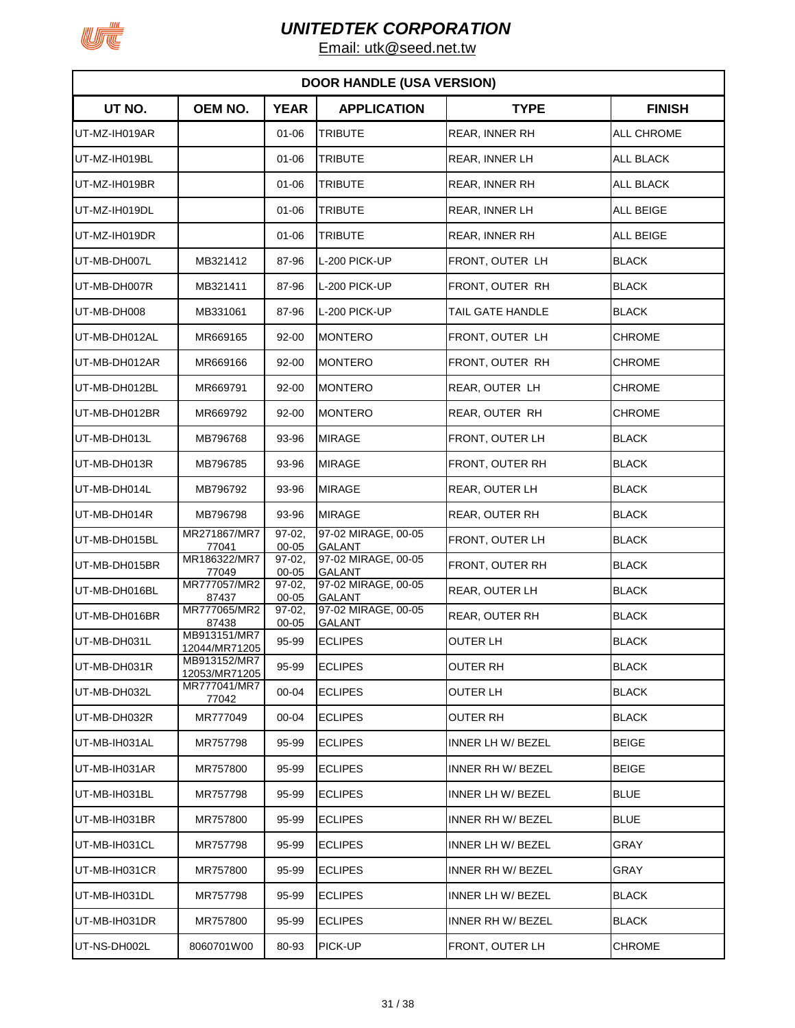# UNITEDTEK CORPORATION

Email: utk@seed.net.tw

| DOOR HANDLE (USA VERSION) | | | | | |
|---|---|---|---|---|---|
| **UT NO.** | **OEM NO.** | **YEAR** | **APPLICATION** | **TYPE** | **FINISH** |
| UT-MZ-IH019AR | | 01-06 | TRIBUTE | REAR, INNER RH | ALL CHROME |
| UT-MZ-IH019BL | | 01-06 | TRIBUTE | REAR, INNER LH | ALL BLACK |
| UT-MZ-IH019BR | | 01-06 | TRIBUTE | REAR, INNER RH | ALL BLACK |
| UT-MZ-IH019DL | | 01-06 | TRIBUTE | REAR, INNER LH | ALL BEIGE |
| UT-MZ-IH019DR | | 01-06 | TRIBUTE | REAR, INNER RH | ALL BEIGE |
| UT-MB-DH007L | MB321412 | 87-96 | L-200 PICK-UP | FRONT, OUTER LH | BLACK |
| UT-MB-DH007R | MB321411 | 87-96 | L-200 PICK-UP | FRONT, OUTER RH | BLACK |
| UT-MB-DH008 | MB331061 | 87-96 | L-200 PICK-UP | TAIL GATE HANDLE | BLACK |
| UT-MB-DH012AL | MR669165 | 92-00 | MONTERO | FRONT, OUTER LH | CHROME |
| UT-MB-DH012AR | MR669166 | 92-00 | MONTERO | FRONT, OUTER RH | CHROME |
| UT-MB-DH012BL | MR669791 | 92-00 | MONTERO | REAR, OUTER LH | CHROME |
| UT-MB-DH012BR | MR669792 | 92-00 | MONTERO | REAR, OUTER RH | CHROME |
| UT-MB-DH013L | MB796768 | 93-96 | MIRAGE | FRONT, OUTER LH | BLACK |
| UT-MB-DH013R | MB796785 | 93-96 | MIRAGE | FRONT, OUTER RH | BLACK |
| UT-MB-DH014L | MB796792 | 93-96 | MIRAGE | REAR, OUTER LH | BLACK |
| UT-MB-DH014R | MB796798 | 93-96 | MIRAGE | REAR, OUTER RH | BLACK |
| UT-MB-DH015BL | MR271867/MR777041 | 97-02, 00-05 | 97-02 MIRAGE, 00-05 GALANT | FRONT, OUTER LH | BLACK |
| UT-MB-DH015BR | MR186322/MR777049 | 97-02, 00-05 | 97-02 MIRAGE, 00-05 GALANT | FRONT, OUTER RH | BLACK |
| UT-MB-DH016BL | MR777057/MR287437 | 97-02, 00-05 | 97-02 MIRAGE, 00-05 GALANT | REAR, OUTER LH | BLACK |
| UT-MB-DH016BR | MR777065/MR287438 | 97-02, 00-05 | 97-02 MIRAGE, 00-05 GALANT | REAR, OUTER RH | BLACK |
| UT-MB-DH031L | MB913151/MR712044/MR71205 | 95-99 | ECLIPES | OUTER LH | BLACK |
| UT-MB-DH031R | MB913152/MR712053/MR71205 | 95-99 | ECLIPES | OUTER RH | BLACK |
| UT-MB-DH032L | MR777041/MR777042 | 00-04 | ECLIPES | OUTER LH | BLACK |
| UT-MB-DH032R | MR777049 | 00-04 | ECLIPES | OUTER RH | BLACK |
| UT-MB-IH031AL | MR757798 | 95-99 | ECLIPES | INNER LH W/ BEZEL | BEIGE |
| UT-MB-IH031AR | MR757800 | 95-99 | ECLIPES | INNER RH W/ BEZEL | BEIGE |
| UT-MB-IH031BL | MR757798 | 95-99 | ECLIPES | INNER LH W/ BEZEL | BLUE |
| UT-MB-IH031BR | MR757800 | 95-99 | ECLIPES | INNER RH W/ BEZEL | BLUE |
| UT-MB-IH031CL | MR757798 | 95-99 | ECLIPES | INNER LH W/ BEZEL | GRAY |
| UT-MB-IH031CR | MR757800 | 95-99 | ECLIPES | INNER RH W/ BEZEL | GRAY |
| UT-MB-IH031DL | MR757798 | 95-99 | ECLIPES | INNER LH W/ BEZEL | BLACK |
| UT-MB-IH031DR | MR757800 | 95-99 | ECLIPES | INNER RH W/ BEZEL | BLACK |
| UT-NS-DH002L | 8060701W00 | 80-93 | PICK-UP | FRONT, OUTER LH | CHROME |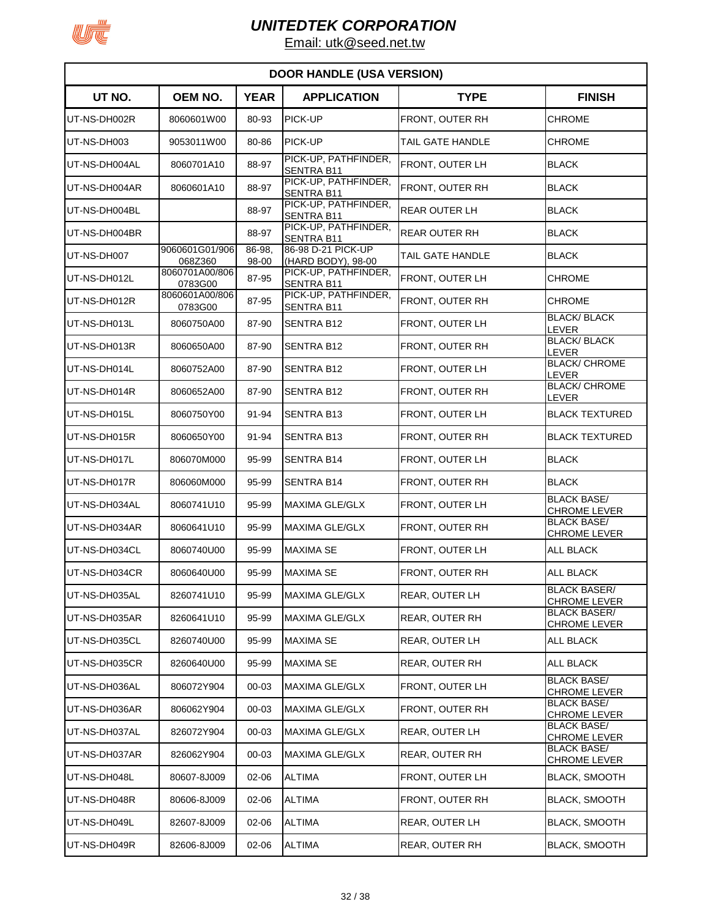# UNITEDTEK CORPORATION

Email: utk@seed.net.tw

| DOOR HANDLE (USA VERSION) | | | | | |
|---|---|---|---|---|---|
| **UT NO.** | **OEM NO.** | **YEAR** | **APPLICATION** | **TYPE** | **FINISH** |
| UT-NS-DH002R | 8060601W00 | 80-93 | PICK-UP | FRONT, OUTER RH | CHROME |
| UT-NS-DH003 | 9053011W00 | 80-86 | PICK-UP | TAIL GATE HANDLE | CHROME |
| UT-NS-DH004AL | 8060701A10 | 88-97 | PICK-UP, PATHFINDER, SENTRA B11 | FRONT, OUTER LH | BLACK |
| UT-NS-DH004AR | 8060601A10 | 88-97 | PICK-UP, PATHFINDER, SENTRA B11 | FRONT, OUTER RH | BLACK |
| UT-NS-DH004BL | | 88-97 | PICK-UP, PATHFINDER, SENTRA B11 | REAR OUTER LH | BLACK |
| UT-NS-DH004BR | | 88-97 | PICK-UP, PATHFINDER, SENTRA B11 | REAR OUTER RH | BLACK |
| UT-NS-DH007 | 9060601G01/906068Z360 | 86-98, 98-00 | 86-98 D-21 PICK-UP (HARD BODY), 98-00 | TAIL GATE HANDLE | BLACK |
| UT-NS-DH012L | 8060701A00/8060783G00 | 87-95 | PICK-UP, PATHFINDER, SENTRA B11 | FRONT, OUTER LH | CHROME |
| UT-NS-DH012R | 8060601A00/8060783G00 | 87-95 | PICK-UP, PATHFINDER, SENTRA B11 | FRONT, OUTER RH | CHROME |
| UT-NS-DH013L | 8060750A00 | 87-90 | SENTRA B12 | FRONT, OUTER LH | BLACK/ BLACK LEVER |
| UT-NS-DH013R | 8060650A00 | 87-90 | SENTRA B12 | FRONT, OUTER RH | BLACK/ BLACK LEVER |
| UT-NS-DH014L | 8060752A00 | 87-90 | SENTRA B12 | FRONT, OUTER LH | BLACK/ CHROME LEVER |
| UT-NS-DH014R | 8060652A00 | 87-90 | SENTRA B12 | FRONT, OUTER RH | BLACK/ CHROME LEVER |
| UT-NS-DH015L | 8060750Y00 | 91-94 | SENTRA B13 | FRONT, OUTER LH | BLACK TEXTURED |
| UT-NS-DH015R | 8060650Y00 | 91-94 | SENTRA B13 | FRONT, OUTER RH | BLACK TEXTURED |
| UT-NS-DH017L | 806070M000 | 95-99 | SENTRA B14 | FRONT, OUTER LH | BLACK |
| UT-NS-DH017R | 806060M000 | 95-99 | SENTRA B14 | FRONT, OUTER RH | BLACK |
| UT-NS-DH034AL | 8060741U10 | 95-99 | MAXIMA GLE/GLX | FRONT, OUTER LH | BLACK BASE/ CHROME LEVER |
| UT-NS-DH034AR | 8060641U10 | 95-99 | MAXIMA GLE/GLX | FRONT, OUTER RH | BLACK BASE/ CHROME LEVER |
| UT-NS-DH034CL | 8060740U00 | 95-99 | MAXIMA SE | FRONT, OUTER LH | ALL BLACK |
| UT-NS-DH034CR | 8060640U00 | 95-99 | MAXIMA SE | FRONT, OUTER RH | ALL BLACK |
| UT-NS-DH035AL | 8260741U10 | 95-99 | MAXIMA GLE/GLX | REAR, OUTER LH | BLACK BASER/ CHROME LEVER |
| UT-NS-DH035AR | 8260641U10 | 95-99 | MAXIMA GLE/GLX | REAR, OUTER RH | BLACK BASER/ CHROME LEVER |
| UT-NS-DH035CL | 8260740U00 | 95-99 | MAXIMA SE | REAR, OUTER LH | ALL BLACK |
| UT-NS-DH035CR | 8260640U00 | 95-99 | MAXIMA SE | REAR, OUTER RH | ALL BLACK |
| UT-NS-DH036AL | 806072Y904 | 00-03 | MAXIMA GLE/GLX | FRONT, OUTER LH | BLACK BASE/ CHROME LEVER |
| UT-NS-DH036AR | 806062Y904 | 00-03 | MAXIMA GLE/GLX | FRONT, OUTER RH | BLACK BASE/ CHROME LEVER |
| UT-NS-DH037AL | 826072Y904 | 00-03 | MAXIMA GLE/GLX | REAR, OUTER LH | BLACK BASE/ CHROME LEVER |
| UT-NS-DH037AR | 826062Y904 | 00-03 | MAXIMA GLE/GLX | REAR, OUTER RH | BLACK BASE/ CHROME LEVER |
| UT-NS-DH048L | 80607-8J009 | 02-06 | ALTIMA | FRONT, OUTER LH | BLACK, SMOOTH |
| UT-NS-DH048R | 80606-8J009 | 02-06 | ALTIMA | FRONT, OUTER RH | BLACK, SMOOTH |
| UT-NS-DH049L | 82607-8J009 | 02-06 | ALTIMA | REAR, OUTER LH | BLACK, SMOOTH |
| UT-NS-DH049R | 82606-8J009 | 02-06 | ALTIMA | REAR, OUTER RH | BLACK, SMOOTH |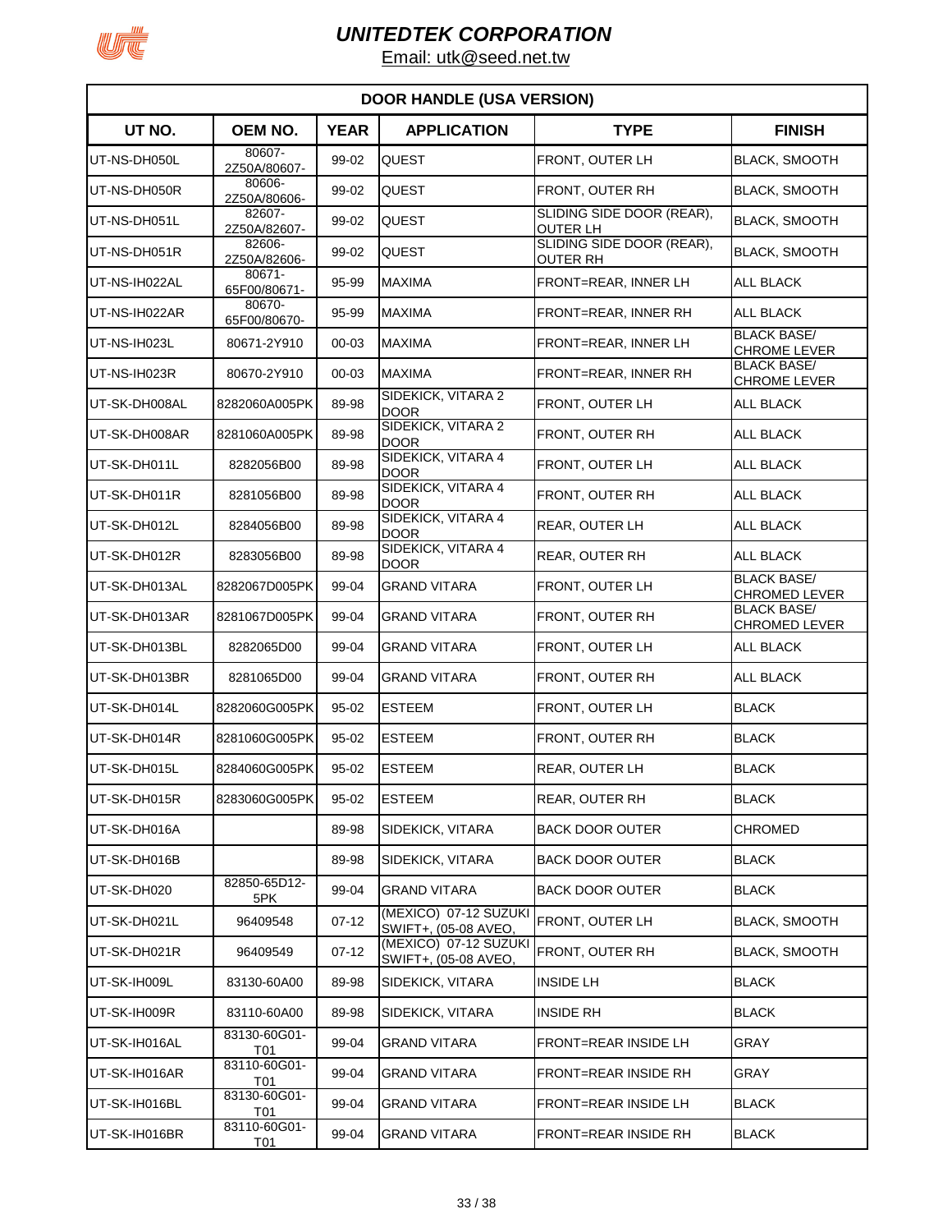# UNITEDTEK CORPORATION

Email: utk@seed.net.tw

| DOOR HANDLE (USA VERSION) | | | | | |
|---|---|---|---|---|---|
| UT NO. | OEM NO. | YEAR | APPLICATION | TYPE | FINISH |
| UT-NS-DH050L | 80607-2Z50A/80607- | 99-02 | QUEST | FRONT, OUTER LH | BLACK, SMOOTH |
| UT-NS-DH050R | 80606-2Z50A/80606- | 99-02 | QUEST | FRONT, OUTER RH | BLACK, SMOOTH |
| UT-NS-DH051L | 82607-2Z50A/82607- | 99-02 | QUEST | SLIDING SIDE DOOR (REAR), OUTER LH | BLACK, SMOOTH |
| UT-NS-DH051R | 82606-2Z50A/82606- | 99-02 | QUEST | SLIDING SIDE DOOR (REAR), OUTER RH | BLACK, SMOOTH |
| UT-NS-IH022AL | 80671-65F00/80671- | 95-99 | MAXIMA | FRONT=REAR, INNER LH | ALL BLACK |
| UT-NS-IH022AR | 80670-65F00/80670- | 95-99 | MAXIMA | FRONT=REAR, INNER RH | ALL BLACK |
| UT-NS-IH023L | 80671-2Y910 | 00-03 | MAXIMA | FRONT=REAR, INNER LH | BLACK BASE/ CHROME LEVER |
| UT-NS-IH023R | 80670-2Y910 | 00-03 | MAXIMA | FRONT=REAR, INNER RH | BLACK BASE/ CHROME LEVER |
| UT-SK-DH008AL | 8282060A005PK | 89-98 | SIDEKICK, VITARA 2 DOOR | FRONT, OUTER LH | ALL BLACK |
| UT-SK-DH008AR | 8281060A005PK | 89-98 | SIDEKICK, VITARA 2 DOOR | FRONT, OUTER RH | ALL BLACK |
| UT-SK-DH011L | 8282056B00 | 89-98 | SIDEKICK, VITARA 4 DOOR | FRONT, OUTER LH | ALL BLACK |
| UT-SK-DH011R | 8281056B00 | 89-98 | SIDEKICK, VITARA 4 DOOR | FRONT, OUTER RH | ALL BLACK |
| UT-SK-DH012L | 8284056B00 | 89-98 | SIDEKICK, VITARA 4 DOOR | REAR, OUTER LH | ALL BLACK |
| UT-SK-DH012R | 8283056B00 | 89-98 | SIDEKICK, VITARA 4 DOOR | REAR, OUTER RH | ALL BLACK |
| UT-SK-DH013AL | 8282067D005PK | 99-04 | GRAND VITARA | FRONT, OUTER LH | BLACK BASE/ CHROMED LEVER |
| UT-SK-DH013AR | 8281067D005PK | 99-04 | GRAND VITARA | FRONT, OUTER RH | BLACK BASE/ CHROMED LEVER |
| UT-SK-DH013BL | 8282065D00 | 99-04 | GRAND VITARA | FRONT, OUTER LH | ALL BLACK |
| UT-SK-DH013BR | 8281065D00 | 99-04 | GRAND VITARA | FRONT, OUTER RH | ALL BLACK |
| UT-SK-DH014L | 8282060G005PK | 95-02 | ESTEEM | FRONT, OUTER LH | BLACK |
| UT-SK-DH014R | 8281060G005PK | 95-02 | ESTEEM | FRONT, OUTER RH | BLACK |
| UT-SK-DH015L | 8284060G005PK | 95-02 | ESTEEM | REAR, OUTER LH | BLACK |
| UT-SK-DH015R | 8283060G005PK | 95-02 | ESTEEM | REAR, OUTER RH | BLACK |
| UT-SK-DH016A | | 89-98 | SIDEKICK, VITARA | BACK DOOR OUTER | CHROMED |
| UT-SK-DH016B | | 89-98 | SIDEKICK, VITARA | BACK DOOR OUTER | BLACK |
| UT-SK-DH020 | 82850-65D12-5PK | 99-04 | GRAND VITARA | BACK DOOR OUTER | BLACK |
| UT-SK-DH021L | 96409548 | 07-12 | (MEXICO) 07-12 SUZUKI SWIFT+, (05-08 AVEO, | FRONT, OUTER LH | BLACK, SMOOTH |
| UT-SK-DH021R | 96409549 | 07-12 | (MEXICO) 07-12 SUZUKI SWIFT+, (05-08 AVEO, | FRONT, OUTER RH | BLACK, SMOOTH |
| UT-SK-IH009L | 83130-60A00 | 89-98 | SIDEKICK, VITARA | INSIDE LH | BLACK |
| UT-SK-IH009R | 83110-60A00 | 89-98 | SIDEKICK, VITARA | INSIDE RH | BLACK |
| UT-SK-IH016AL | 83130-60G01-T01 | 99-04 | GRAND VITARA | FRONT=REAR INSIDE LH | GRAY |
| UT-SK-IH016AR | 83110-60G01-T01 | 99-04 | GRAND VITARA | FRONT=REAR INSIDE RH | GRAY |
| UT-SK-IH016BL | 83130-60G01-T01 | 99-04 | GRAND VITARA | FRONT=REAR INSIDE LH | BLACK |
| UT-SK-IH016BR | 83110-60G01-T01 | 99-04 | GRAND VITARA | FRONT=REAR INSIDE RH | BLACK |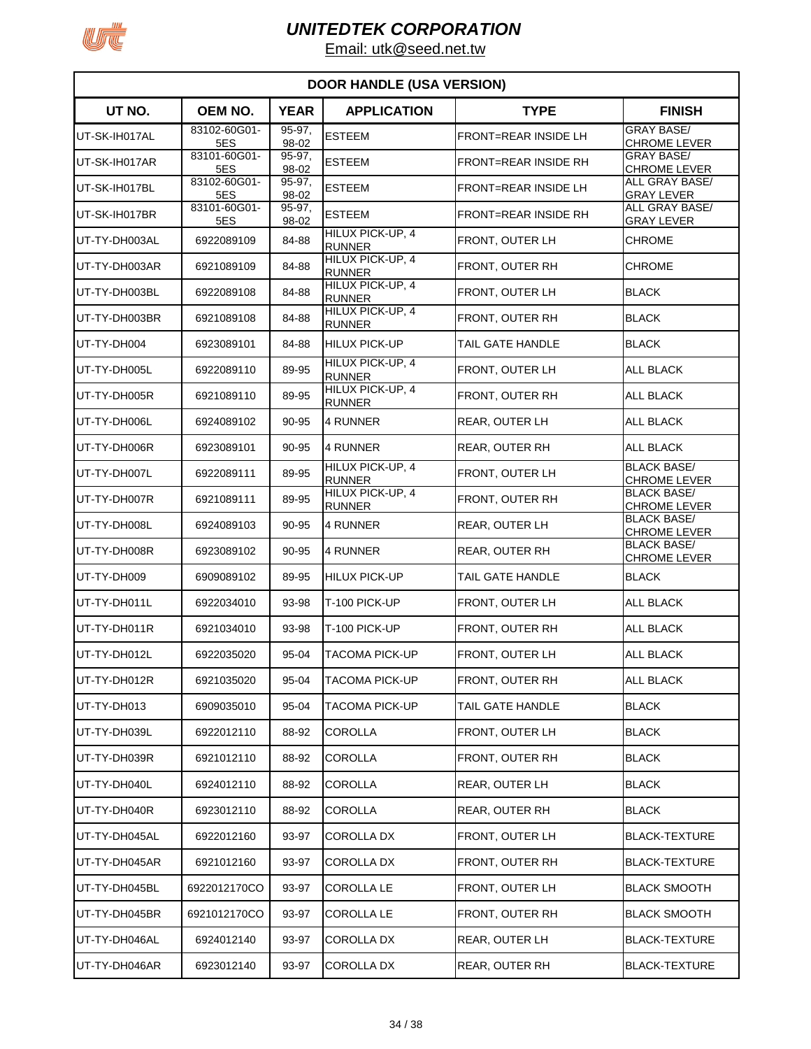# UNITEDTEK CORPORATION

Email: utk@seed.net.tw

| DOOR HANDLE (USA VERSION) | | | | | |
|---|---|---|---|---|---|
| **UT NO.** | **OEM NO.** | **YEAR** | **APPLICATION** | **TYPE** | **FINISH** |
| UT-SK-IH017AL | 83102-60G01-5ES | 95-97, 98-02 | ESTEEM | FRONT=REAR INSIDE LH | GRAY BASE/ CHROME LEVER |
| UT-SK-IH017AR | 83101-60G01-5ES | 95-97, 98-02 | ESTEEM | FRONT=REAR INSIDE RH | GRAY BASE/ CHROME LEVER |
| UT-SK-IH017BL | 83102-60G01-5ES | 95-97, 98-02 | ESTEEM | FRONT=REAR INSIDE LH | ALL GRAY BASE/ GRAY LEVER |
| UT-SK-IH017BR | 83101-60G01-5ES | 95-97, 98-02 | ESTEEM | FRONT=REAR INSIDE RH | ALL GRAY BASE/ GRAY LEVER |
| UT-TY-DH003AL | 6922089109 | 84-88 | HILUX PICK-UP, 4 RUNNER | FRONT, OUTER LH | CHROME |
| UT-TY-DH003AR | 6921089109 | 84-88 | HILUX PICK-UP, 4 RUNNER | FRONT, OUTER RH | CHROME |
| UT-TY-DH003BL | 6922089108 | 84-88 | HILUX PICK-UP, 4 RUNNER | FRONT, OUTER LH | BLACK |
| UT-TY-DH003BR | 6921089108 | 84-88 | HILUX PICK-UP, 4 RUNNER | FRONT, OUTER RH | BLACK |
| UT-TY-DH004 | 6923089101 | 84-88 | HILUX PICK-UP | TAIL GATE HANDLE | BLACK |
| UT-TY-DH005L | 6922089110 | 89-95 | HILUX PICK-UP, 4 RUNNER | FRONT, OUTER LH | ALL BLACK |
| UT-TY-DH005R | 6921089110 | 89-95 | HILUX PICK-UP, 4 RUNNER | FRONT, OUTER RH | ALL BLACK |
| UT-TY-DH006L | 6924089102 | 90-95 | 4 RUNNER | REAR, OUTER LH | ALL BLACK |
| UT-TY-DH006R | 6923089101 | 90-95 | 4 RUNNER | REAR, OUTER RH | ALL BLACK |
| UT-TY-DH007L | 6922089111 | 89-95 | HILUX PICK-UP, 4 RUNNER | FRONT, OUTER LH | BLACK BASE/ CHROME LEVER |
| UT-TY-DH007R | 6921089111 | 89-95 | HILUX PICK-UP, 4 RUNNER | FRONT, OUTER RH | BLACK BASE/ CHROME LEVER |
| UT-TY-DH008L | 6924089103 | 90-95 | 4 RUNNER | REAR, OUTER LH | BLACK BASE/ CHROME LEVER |
| UT-TY-DH008R | 6923089102 | 90-95 | 4 RUNNER | REAR, OUTER RH | BLACK BASE/ CHROME LEVER |
| UT-TY-DH009 | 6909089102 | 89-95 | HILUX PICK-UP | TAIL GATE HANDLE | BLACK |
| UT-TY-DH011L | 6922034010 | 93-98 | T-100 PICK-UP | FRONT, OUTER LH | ALL BLACK |
| UT-TY-DH011R | 6921034010 | 93-98 | T-100 PICK-UP | FRONT, OUTER RH | ALL BLACK |
| UT-TY-DH012L | 6922035020 | 95-04 | TACOMA PICK-UP | FRONT, OUTER LH | ALL BLACK |
| UT-TY-DH012R | 6921035020 | 95-04 | TACOMA PICK-UP | FRONT, OUTER RH | ALL BLACK |
| UT-TY-DH013 | 6909035010 | 95-04 | TACOMA PICK-UP | TAIL GATE HANDLE | BLACK |
| UT-TY-DH039L | 6922012110 | 88-92 | COROLLA | FRONT, OUTER LH | BLACK |
| UT-TY-DH039R | 6921012110 | 88-92 | COROLLA | FRONT, OUTER RH | BLACK |
| UT-TY-DH040L | 6924012110 | 88-92 | COROLLA | REAR, OUTER LH | BLACK |
| UT-TY-DH040R | 6923012110 | 88-92 | COROLLA | REAR, OUTER RH | BLACK |
| UT-TY-DH045AL | 6922012160 | 93-97 | COROLLA DX | FRONT, OUTER LH | BLACK-TEXTURE |
| UT-TY-DH045AR | 6921012160 | 93-97 | COROLLA DX | FRONT, OUTER RH | BLACK-TEXTURE |
| UT-TY-DH045BL | 6922012170CO | 93-97 | COROLLA LE | FRONT, OUTER LH | BLACK SMOOTH |
| UT-TY-DH045BR | 6921012170CO | 93-97 | COROLLA LE | FRONT, OUTER RH | BLACK SMOOTH |
| UT-TY-DH046AL | 6924012140 | 93-97 | COROLLA DX | REAR, OUTER LH | BLACK-TEXTURE |
| UT-TY-DH046AR | 6923012140 | 93-97 | COROLLA DX | REAR, OUTER RH | BLACK-TEXTURE |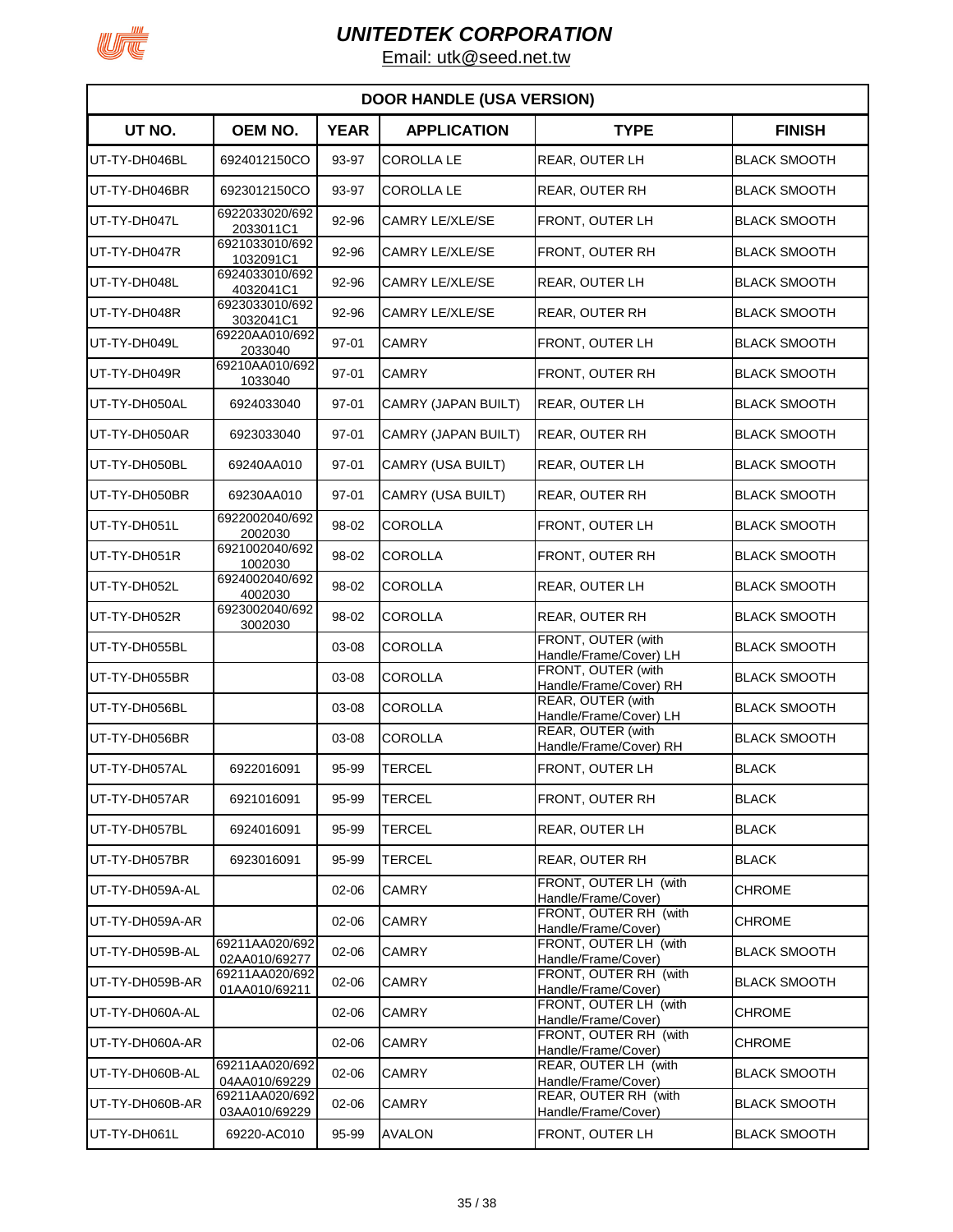# UNITEDTEK CORPORATION

Email: utk@seed.net.tw

| DOOR HANDLE (USA VERSION) | | | | | |
|---|---|---|---|---|---|
| **UT NO.** | **OEM NO.** | **YEAR** | **APPLICATION** | **TYPE** | **FINISH** |
| UT-TY-DH046BL | 6924012150CO | 93-97 | COROLLA LE | REAR, OUTER LH | BLACK SMOOTH |
| UT-TY-DH046BR | 6923012150CO | 93-97 | COROLLA LE | REAR, OUTER RH | BLACK SMOOTH |
| UT-TY-DH047L | 6922033020/6922033011C1 | 92-96 | CAMRY LE/XLE/SE | FRONT, OUTER LH | BLACK SMOOTH |
| UT-TY-DH047R | 6921033010/6921032091C1 | 92-96 | CAMRY LE/XLE/SE | FRONT, OUTER RH | BLACK SMOOTH |
| UT-TY-DH048L | 6924033010/6924032041C1 | 92-96 | CAMRY LE/XLE/SE | REAR, OUTER LH | BLACK SMOOTH |
| UT-TY-DH048R | 6923033010/6923032041C1 | 92-96 | CAMRY LE/XLE/SE | REAR, OUTER RH | BLACK SMOOTH |
| UT-TY-DH049L | 69220AA010/6922033040 | 97-01 | CAMRY | FRONT, OUTER LH | BLACK SMOOTH |
| UT-TY-DH049R | 69210AA010/6921033040 | 97-01 | CAMRY | FRONT, OUTER RH | BLACK SMOOTH |
| UT-TY-DH050AL | 6924033040 | 97-01 | CAMRY (JAPAN BUILT) | REAR, OUTER LH | BLACK SMOOTH |
| UT-TY-DH050AR | 6923033040 | 97-01 | CAMRY (JAPAN BUILT) | REAR, OUTER RH | BLACK SMOOTH |
| UT-TY-DH050BL | 69240AA010 | 97-01 | CAMRY (USA BUILT) | REAR, OUTER LH | BLACK SMOOTH |
| UT-TY-DH050BR | 69230AA010 | 97-01 | CAMRY (USA BUILT) | REAR, OUTER RH | BLACK SMOOTH |
| UT-TY-DH051L | 6922002040/6922002030 | 98-02 | COROLLA | FRONT, OUTER LH | BLACK SMOOTH |
| UT-TY-DH051R | 6921002040/6921002030 | 98-02 | COROLLA | FRONT, OUTER RH | BLACK SMOOTH |
| UT-TY-DH052L | 6924002040/6924002030 | 98-02 | COROLLA | REAR, OUTER LH | BLACK SMOOTH |
| UT-TY-DH052R | 6923002040/6923002030 | 98-02 | COROLLA | REAR, OUTER RH | BLACK SMOOTH |
| UT-TY-DH055BL | | 03-08 | COROLLA | FRONT, OUTER (with Handle/Frame/Cover) LH | BLACK SMOOTH |
| UT-TY-DH055BR | | 03-08 | COROLLA | FRONT, OUTER (with Handle/Frame/Cover) RH | BLACK SMOOTH |
| UT-TY-DH056BL | | 03-08 | COROLLA | REAR, OUTER (with Handle/Frame/Cover) LH | BLACK SMOOTH |
| UT-TY-DH056BR | | 03-08 | COROLLA | REAR, OUTER (with Handle/Frame/Cover) RH | BLACK SMOOTH |
| UT-TY-DH057AL | 6922016091 | 95-99 | TERCEL | FRONT, OUTER LH | BLACK |
| UT-TY-DH057AR | 6921016091 | 95-99 | TERCEL | FRONT, OUTER RH | BLACK |
| UT-TY-DH057BL | 6924016091 | 95-99 | TERCEL | REAR, OUTER LH | BLACK |
| UT-TY-DH057BR | 6923016091 | 95-99 | TERCEL | REAR, OUTER RH | BLACK |
| UT-TY-DH059A-AL | | 02-06 | CAMRY | FRONT, OUTER LH (with Handle/Frame/Cover) | CHROME |
| UT-TY-DH059A-AR | | 02-06 | CAMRY | FRONT, OUTER RH (with Handle/Frame/Cover) | CHROME |
| UT-TY-DH059B-AL | 69211AA020/69202AA010/69277 | 02-06 | CAMRY | FRONT, OUTER LH (with Handle/Frame/Cover) | BLACK SMOOTH |
| UT-TY-DH059B-AR | 69211AA020/69201AA010/69211 | 02-06 | CAMRY | FRONT, OUTER RH (with Handle/Frame/Cover) | BLACK SMOOTH |
| UT-TY-DH060A-AL | | 02-06 | CAMRY | FRONT, OUTER LH (with Handle/Frame/Cover) | CHROME |
| UT-TY-DH060A-AR | | 02-06 | CAMRY | FRONT, OUTER RH (with Handle/Frame/Cover) | CHROME |
| UT-TY-DH060B-AL | 69211AA020/69204AA010/69229 | 02-06 | CAMRY | REAR, OUTER LH (with Handle/Frame/Cover) | BLACK SMOOTH |
| UT-TY-DH060B-AR | 69211AA020/69203AA010/69229 | 02-06 | CAMRY | REAR, OUTER RH (with Handle/Frame/Cover) | BLACK SMOOTH |
| UT-TY-DH061L | 69220-AC010 | 95-99 | AVALON | FRONT, OUTER LH | BLACK SMOOTH |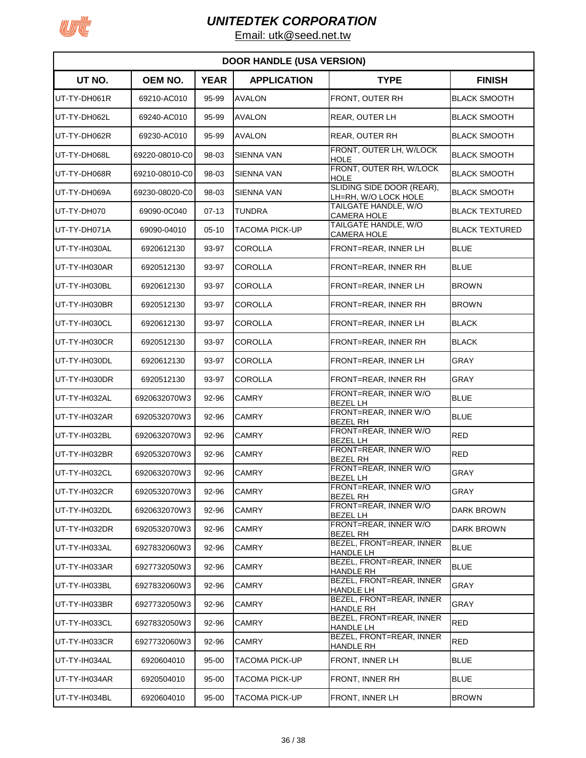# UNITEDTEK CORPORATION

Email: utk@seed.net.tw

| DOOR HANDLE (USA VERSION) | | | | | |
|---|---|---|---|---|---|
| **UT NO.** | **OEM NO.** | **YEAR** | **APPLICATION** | **TYPE** | **FINISH** |
| UT-TY-DH061R | 69210-AC010 | 95-99 | AVALON | FRONT, OUTER RH | BLACK SMOOTH |
| UT-TY-DH062L | 69240-AC010 | 95-99 | AVALON | REAR, OUTER LH | BLACK SMOOTH |
| UT-TY-DH062R | 69230-AC010 | 95-99 | AVALON | REAR, OUTER RH | BLACK SMOOTH |
| UT-TY-DH068L | 69220-08010-C0 | 98-03 | SIENNA VAN | FRONT, OUTER LH, W/LOCK HOLE | BLACK SMOOTH |
| UT-TY-DH068R | 69210-08010-C0 | 98-03 | SIENNA VAN | FRONT, OUTER RH, W/LOCK HOLE | BLACK SMOOTH |
| UT-TY-DH069A | 69230-08020-C0 | 98-03 | SIENNA VAN | SLIDING SIDE DOOR (REAR), LH=RH, W/O LOCK HOLE | BLACK SMOOTH |
| UT-TY-DH070 | 69090-0C040 | 07-13 | TUNDRA | TAILGATE HANDLE, W/O CAMERA HOLE | BLACK TEXTURED |
| UT-TY-DH071A | 69090-04010 | 05-10 | TACOMA PICK-UP | TAILGATE HANDLE, W/O CAMERA HOLE | BLACK TEXTURED |
| UT-TY-IH030AL | 6920612130 | 93-97 | COROLLA | FRONT=REAR, INNER LH | BLUE |
| UT-TY-IH030AR | 6920512130 | 93-97 | COROLLA | FRONT=REAR, INNER RH | BLUE |
| UT-TY-IH030BL | 6920612130 | 93-97 | COROLLA | FRONT=REAR, INNER LH | BROWN |
| UT-TY-IH030BR | 6920512130 | 93-97 | COROLLA | FRONT=REAR, INNER RH | BROWN |
| UT-TY-IH030CL | 6920612130 | 93-97 | COROLLA | FRONT=REAR, INNER LH | BLACK |
| UT-TY-IH030CR | 6920512130 | 93-97 | COROLLA | FRONT=REAR, INNER RH | BLACK |
| UT-TY-IH030DL | 6920612130 | 93-97 | COROLLA | FRONT=REAR, INNER LH | GRAY |
| UT-TY-IH030DR | 6920512130 | 93-97 | COROLLA | FRONT=REAR, INNER RH | GRAY |
| UT-TY-IH032AL | 6920632070W3 | 92-96 | CAMRY | FRONT=REAR, INNER W/O BEZEL LH | BLUE |
| UT-TY-IH032AR | 6920532070W3 | 92-96 | CAMRY | FRONT=REAR, INNER W/O BEZEL RH | BLUE |
| UT-TY-IH032BL | 6920632070W3 | 92-96 | CAMRY | FRONT=REAR, INNER W/O BEZEL LH | RED |
| UT-TY-IH032BR | 6920532070W3 | 92-96 | CAMRY | FRONT=REAR, INNER W/O BEZEL RH | RED |
| UT-TY-IH032CL | 6920632070W3 | 92-96 | CAMRY | FRONT=REAR, INNER W/O BEZEL LH | GRAY |
| UT-TY-IH032CR | 6920532070W3 | 92-96 | CAMRY | FRONT=REAR, INNER W/O BEZEL RH | GRAY |
| UT-TY-IH032DL | 6920632070W3 | 92-96 | CAMRY | FRONT=REAR, INNER W/O BEZEL LH | DARK BROWN |
| UT-TY-IH032DR | 6920532070W3 | 92-96 | CAMRY | FRONT=REAR, INNER W/O BEZEL RH | DARK BROWN |
| UT-TY-IH033AL | 6927832060W3 | 92-96 | CAMRY | BEZEL, FRONT=REAR, INNER HANDLE LH | BLUE |
| UT-TY-IH033AR | 6927732050W3 | 92-96 | CAMRY | BEZEL, FRONT=REAR, INNER HANDLE RH | BLUE |
| UT-TY-IH033BL | 6927832060W3 | 92-96 | CAMRY | BEZEL, FRONT=REAR, INNER HANDLE LH | GRAY |
| UT-TY-IH033BR | 6927732050W3 | 92-96 | CAMRY | BEZEL, FRONT=REAR, INNER HANDLE RH | GRAY |
| UT-TY-IH033CL | 6927832050W3 | 92-96 | CAMRY | BEZEL, FRONT=REAR, INNER HANDLE LH | RED |
| UT-TY-IH033CR | 6927732060W3 | 92-96 | CAMRY | BEZEL, FRONT=REAR, INNER HANDLE RH | RED |
| UT-TY-IH034AL | 6920604010 | 95-00 | TACOMA PICK-UP | FRONT, INNER LH | BLUE |
| UT-TY-IH034AR | 6920504010 | 95-00 | TACOMA PICK-UP | FRONT, INNER RH | BLUE |
| UT-TY-IH034BL | 6920604010 | 95-00 | TACOMA PICK-UP | FRONT, INNER LH | BROWN |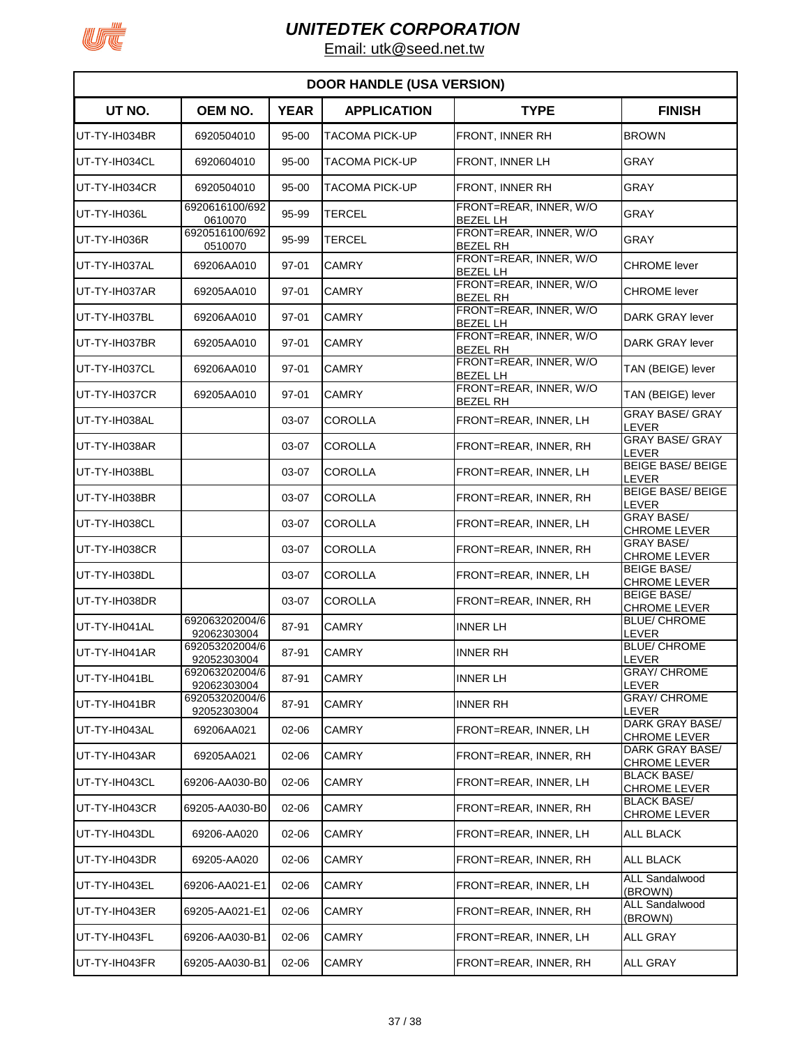# UNITEDTEK CORPORATION

Email: utk@seed.net.tw

| DOOR HANDLE (USA VERSION) | | | | | |
|---|---|---|---|---|---|
| **UT NO.** | **OEM NO.** | **YEAR** | **APPLICATION** | **TYPE** | **FINISH** |
| UT-TY-IH034BR | 6920504010 | 95-00 | TACOMA PICK-UP | FRONT, INNER RH | BROWN |
| UT-TY-IH034CL | 6920604010 | 95-00 | TACOMA PICK-UP | FRONT, INNER LH | GRAY |
| UT-TY-IH034CR | 6920504010 | 95-00 | TACOMA PICK-UP | FRONT, INNER RH | GRAY |
| UT-TY-IH036L | 6920616100/6920610070 | 95-99 | TERCEL | FRONT=REAR, INNER, W/O BEZEL LH | GRAY |
| UT-TY-IH036R | 6920516100/6920510070 | 95-99 | TERCEL | FRONT=REAR, INNER, W/O BEZEL RH | GRAY |
| UT-TY-IH037AL | 69206AA010 | 97-01 | CAMRY | FRONT=REAR, INNER, W/O BEZEL LH | CHROME lever |
| UT-TY-IH037AR | 69205AA010 | 97-01 | CAMRY | FRONT=REAR, INNER, W/O BEZEL RH | CHROME lever |
| UT-TY-IH037BL | 69206AA010 | 97-01 | CAMRY | FRONT=REAR, INNER, W/O BEZEL LH | DARK GRAY lever |
| UT-TY-IH037BR | 69205AA010 | 97-01 | CAMRY | FRONT=REAR, INNER, W/O BEZEL RH | DARK GRAY lever |
| UT-TY-IH037CL | 69206AA010 | 97-01 | CAMRY | FRONT=REAR, INNER, W/O BEZEL LH | TAN (BEIGE) lever |
| UT-TY-IH037CR | 69205AA010 | 97-01 | CAMRY | FRONT=REAR, INNER, W/O BEZEL RH | TAN (BEIGE) lever |
| UT-TY-IH038AL | | 03-07 | COROLLA | FRONT=REAR, INNER, LH | GRAY BASE/ GRAY LEVER |
| UT-TY-IH038AR | | 03-07 | COROLLA | FRONT=REAR, INNER, RH | GRAY BASE/ GRAY LEVER |
| UT-TY-IH038BL | | 03-07 | COROLLA | FRONT=REAR, INNER, LH | BEIGE BASE/ BEIGE LEVER |
| UT-TY-IH038BR | | 03-07 | COROLLA | FRONT=REAR, INNER, RH | BEIGE BASE/ BEIGE LEVER |
| UT-TY-IH038CL | | 03-07 | COROLLA | FRONT=REAR, INNER, LH | GRAY BASE/ CHROME LEVER |
| UT-TY-IH038CR | | 03-07 | COROLLA | FRONT=REAR, INNER, RH | GRAY BASE/ CHROME LEVER |
| UT-TY-IH038DL | | 03-07 | COROLLA | FRONT=REAR, INNER, LH | BEIGE BASE/ CHROME LEVER |
| UT-TY-IH038DR | | 03-07 | COROLLA | FRONT=REAR, INNER, RH | BEIGE BASE/ CHROME LEVER |
| UT-TY-IH041AL | 692063202004/692062303004 | 87-91 | CAMRY | INNER LH | BLUE/ CHROME LEVER |
| UT-TY-IH041AR | 692053202004/692052303004 | 87-91 | CAMRY | INNER RH | BLUE/ CHROME LEVER |
| UT-TY-IH041BL | 692063202004/692062303004 | 87-91 | CAMRY | INNER LH | GRAY/ CHROME LEVER |
| UT-TY-IH041BR | 692053202004/692052303004 | 87-91 | CAMRY | INNER RH | GRAY/ CHROME LEVER |
| UT-TY-IH043AL | 69206AA021 | 02-06 | CAMRY | FRONT=REAR, INNER, LH | DARK GRAY BASE/ CHROME LEVER |
| UT-TY-IH043AR | 69205AA021 | 02-06 | CAMRY | FRONT=REAR, INNER, RH | DARK GRAY BASE/ CHROME LEVER |
| UT-TY-IH043CL | 69206-AA030-B0 | 02-06 | CAMRY | FRONT=REAR, INNER, LH | BLACK BASE/ CHROME LEVER |
| UT-TY-IH043CR | 69205-AA030-B0 | 02-06 | CAMRY | FRONT=REAR, INNER, RH | BLACK BASE/ CHROME LEVER |
| UT-TY-IH043DL | 69206-AA020 | 02-06 | CAMRY | FRONT=REAR, INNER, LH | ALL BLACK |
| UT-TY-IH043DR | 69205-AA020 | 02-06 | CAMRY | FRONT=REAR, INNER, RH | ALL BLACK |
| UT-TY-IH043EL | 69206-AA021-E1 | 02-06 | CAMRY | FRONT=REAR, INNER, LH | ALL Sandalwood (BROWN) |
| UT-TY-IH043ER | 69205-AA021-E1 | 02-06 | CAMRY | FRONT=REAR, INNER, RH | ALL Sandalwood (BROWN) |
| UT-TY-IH043FL | 69206-AA030-B1 | 02-06 | CAMRY | FRONT=REAR, INNER, LH | ALL GRAY |
| UT-TY-IH043FR | 69205-AA030-B1 | 02-06 | CAMRY | FRONT=REAR, INNER, RH | ALL GRAY |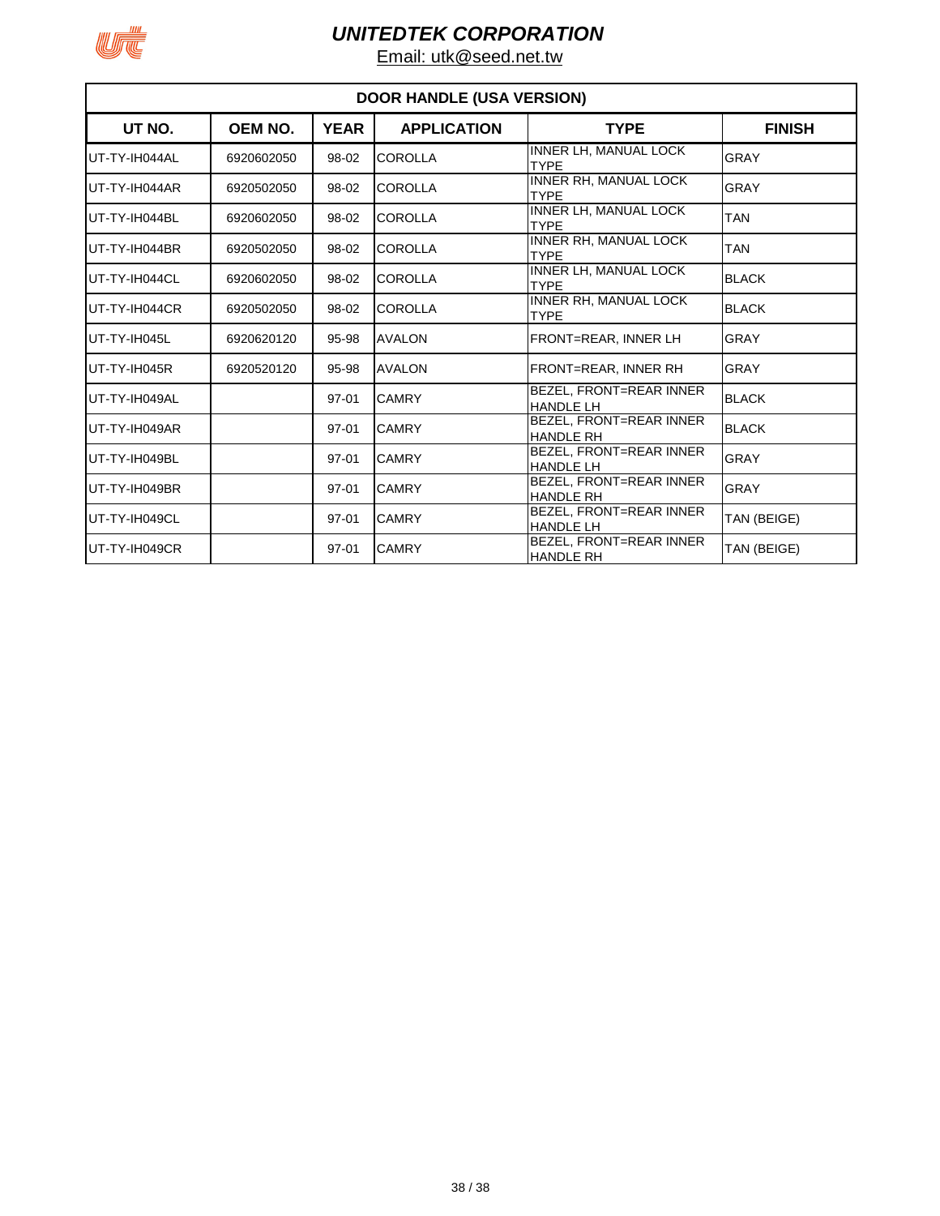# UNITEDTEK CORPORATION

Email: utk@seed.net.tw

| DOOR HANDLE (USA VERSION) | | | | | |
|---|---|---|---|---|---|
| **UT NO.** | **OEM NO.** | **YEAR** | **APPLICATION** | **TYPE** | **FINISH** |
| UT-TY-IH044AL | 6920602050 | 98-02 | COROLLA | INNER LH, MANUAL LOCK TYPE | GRAY |
| UT-TY-IH044AR | 6920502050 | 98-02 | COROLLA | INNER RH, MANUAL LOCK TYPE | GRAY |
| UT-TY-IH044BL | 6920602050 | 98-02 | COROLLA | INNER LH, MANUAL LOCK TYPE | TAN |
| UT-TY-IH044BR | 6920502050 | 98-02 | COROLLA | INNER RH, MANUAL LOCK TYPE | TAN |
| UT-TY-IH044CL | 6920602050 | 98-02 | COROLLA | INNER LH, MANUAL LOCK TYPE | BLACK |
| UT-TY-IH044CR | 6920502050 | 98-02 | COROLLA | INNER RH, MANUAL LOCK TYPE | BLACK |
| UT-TY-IH045L | 6920620120 | 95-98 | AVALON | FRONT=REAR, INNER LH | GRAY |
| UT-TY-IH045R | 6920520120 | 95-98 | AVALON | FRONT=REAR, INNER RH | GRAY |
| UT-TY-IH049AL | | 97-01 | CAMRY | BEZEL, FRONT=REAR INNER HANDLE LH | BLACK |
| UT-TY-IH049AR | | 97-01 | CAMRY | BEZEL, FRONT=REAR INNER HANDLE RH | BLACK |
| UT-TY-IH049BL | | 97-01 | CAMRY | BEZEL, FRONT=REAR INNER HANDLE LH | GRAY |
| UT-TY-IH049BR | | 97-01 | CAMRY | BEZEL, FRONT=REAR INNER HANDLE RH | GRAY |
| UT-TY-IH049CL | | 97-01 | CAMRY | BEZEL, FRONT=REAR INNER HANDLE LH | TAN (BEIGE) |
| UT-TY-IH049CR | | 97-01 | CAMRY | BEZEL, FRONT=REAR INNER HANDLE RH | TAN (BEIGE) |